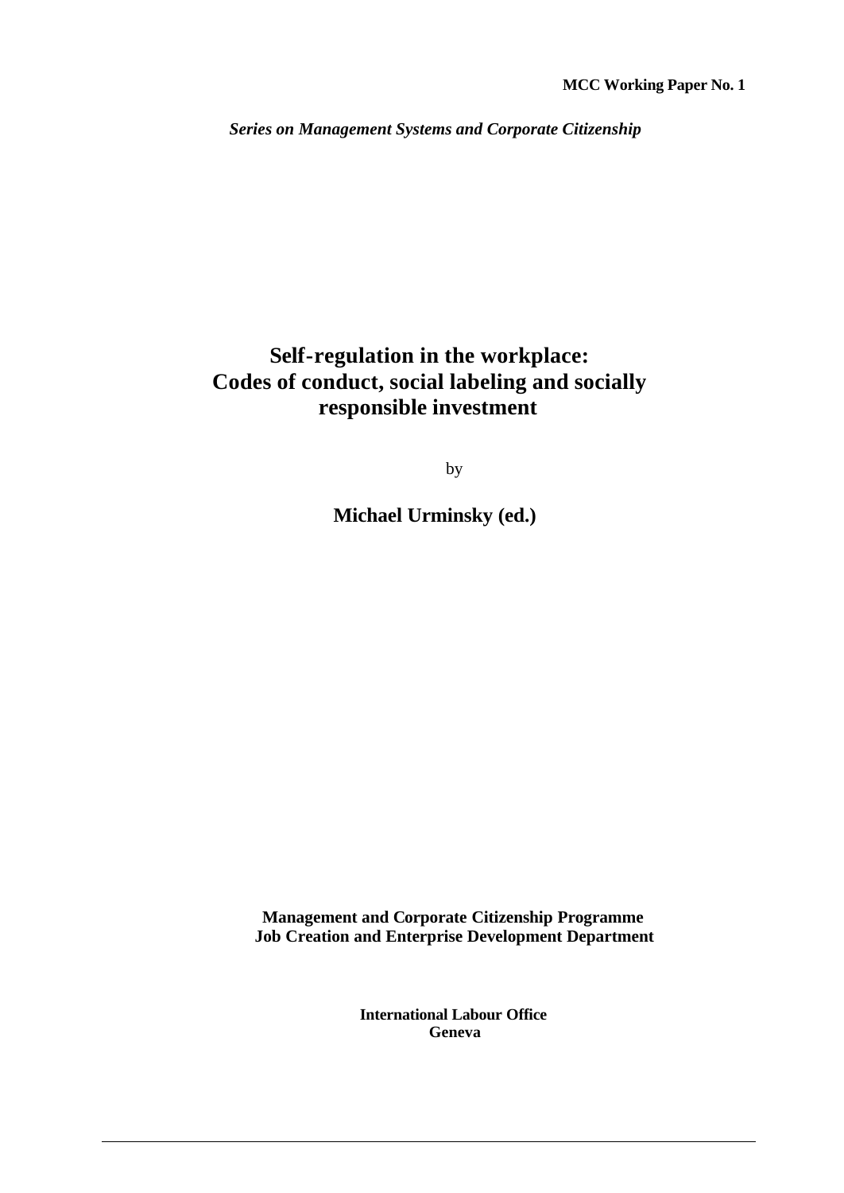**MCC Working Paper No. 1**

***Series on Management Systems and Corporate Citizenship***

# Self-regulation in the workplace: Codes of conduct, social labeling and socially responsible investment

by

**Michael Urminsky (ed.)**

**Management and Corporate Citizenship Programme**
**Job Creation and Enterprise Development Department**

**International Labour Office**
**Geneva**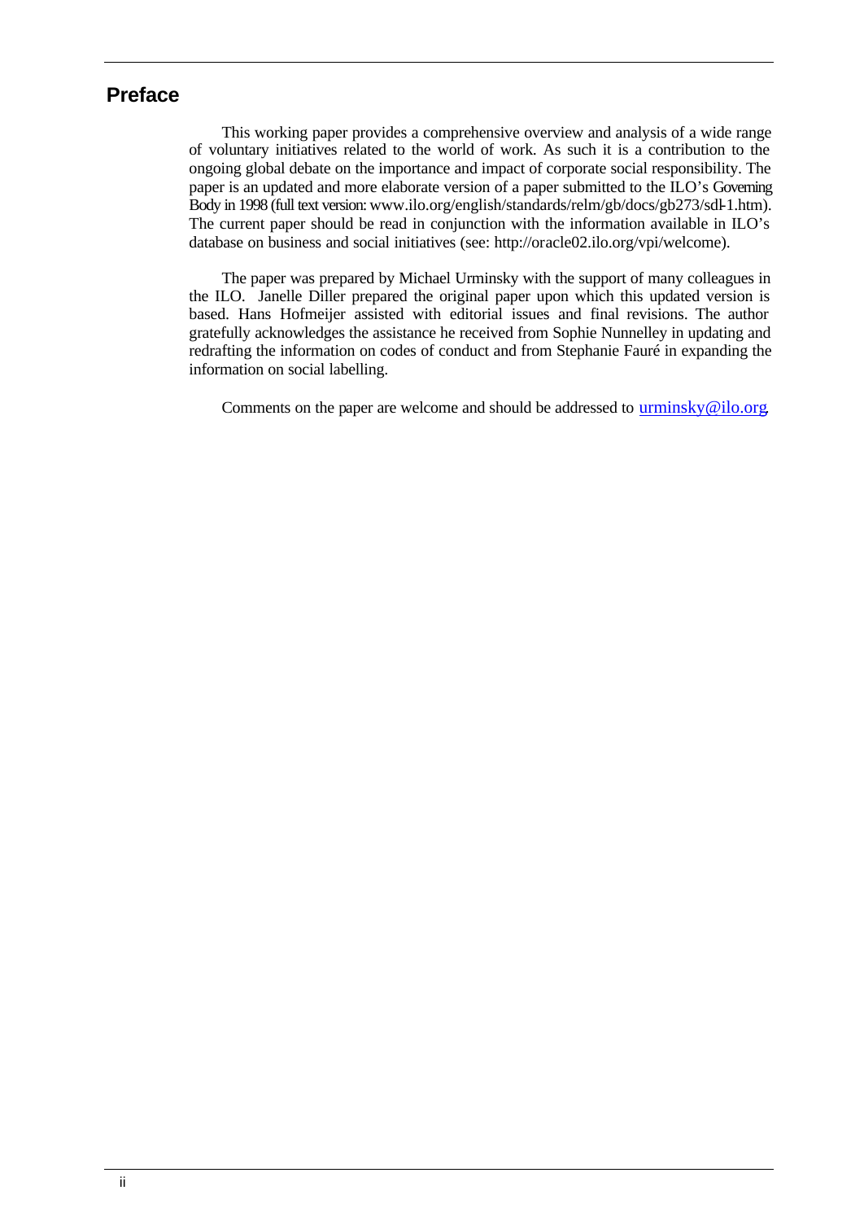## Preface

This working paper provides a comprehensive overview and analysis of a wide range of voluntary initiatives related to the world of work. As such it is a contribution to the ongoing global debate on the importance and impact of corporate social responsibility. The paper is an updated and more elaborate version of a paper submitted to the ILO's Governing Body in 1998 (full text version: www.ilo.org/english/standards/relm/gb/docs/gb273/sdl-1.htm). The current paper should be read in conjunction with the information available in ILO's database on business and social initiatives (see: http://oracle02.ilo.org/vpi/welcome).

The paper was prepared by Michael Urminsky with the support of many colleagues in the ILO. Janelle Diller prepared the original paper upon which this updated version is based. Hans Hofmeijer assisted with editorial issues and final revisions. The author gratefully acknowledges the assistance he received from Sophie Nunnelley in updating and redrafting the information on codes of conduct and from Stephanie Fauré in expanding the information on social labelling.

Comments on the paper are welcome and should be addressed to urminsky@ilo.org.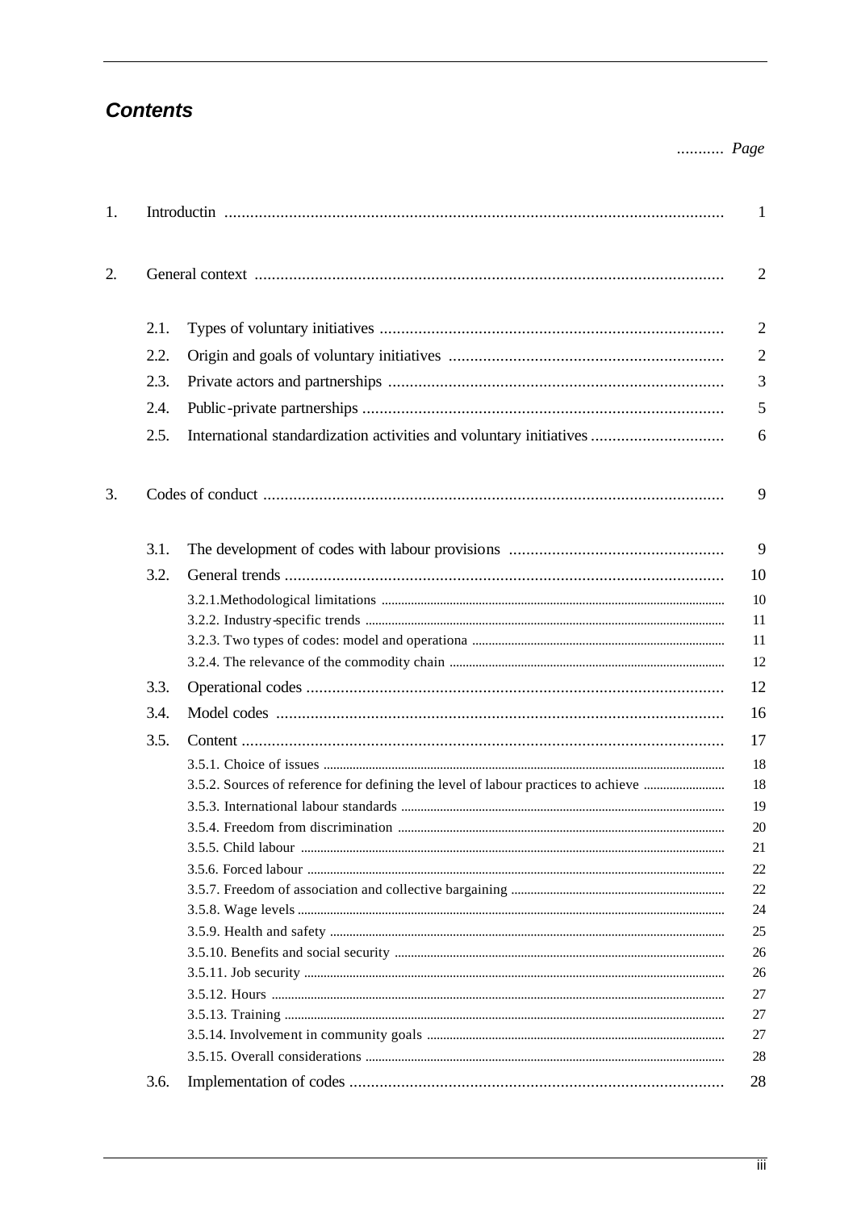## Contents

| | | | Page |
|---|---|---|---|
| 1. | Introductin | | 1 |
| 2. | General context | | 2 |
| | 2.1. | Types of voluntary initiatives | 2 |
| | 2.2. | Origin and goals of voluntary initiatives | 2 |
| | 2.3. | Private actors and partnerships | 3 |
| | 2.4. | Public-private partnerships | 5 |
| | 2.5. | International standardization activities and voluntary initiatives | 6 |
| 3. | Codes of conduct | | 9 |
| | 3.1. | The development of codes with labour provisions | 9 |
| | 3.2. | General trends | 10 |
| | | 3.2.1.Methodological limitations | 10 |
| | | 3.2.2. Industry-specific trends | 11 |
| | | 3.2.3. Two types of codes: model and operationa | 11 |
| | | 3.2.4. The relevance of the commodity chain | 12 |
| | 3.3. | Operational codes | 12 |
| | 3.4. | Model codes | 16 |
| | 3.5. | Content | 17 |
| | | 3.5.1. Choice of issues | 18 |
| | | 3.5.2. Sources of reference for defining the level of labour practices to achieve | 18 |
| | | 3.5.3. International labour standards | 19 |
| | | 3.5.4. Freedom from discrimination | 20 |
| | | 3.5.5. Child labour | 21 |
| | | 3.5.6. Forced labour | 22 |
| | | 3.5.7. Freedom of association and collective bargaining | 22 |
| | | 3.5.8. Wage levels | 24 |
| | | 3.5.9. Health and safety | 25 |
| | | 3.5.10. Benefits and social security | 26 |
| | | 3.5.11. Job security | 26 |
| | | 3.5.12. Hours | 27 |
| | | 3.5.13. Training | 27 |
| | | 3.5.14. Involvement in community goals | 27 |
| | | 3.5.15. Overall considerations | 28 |
| | 3.6. | Implementation of codes | 28 |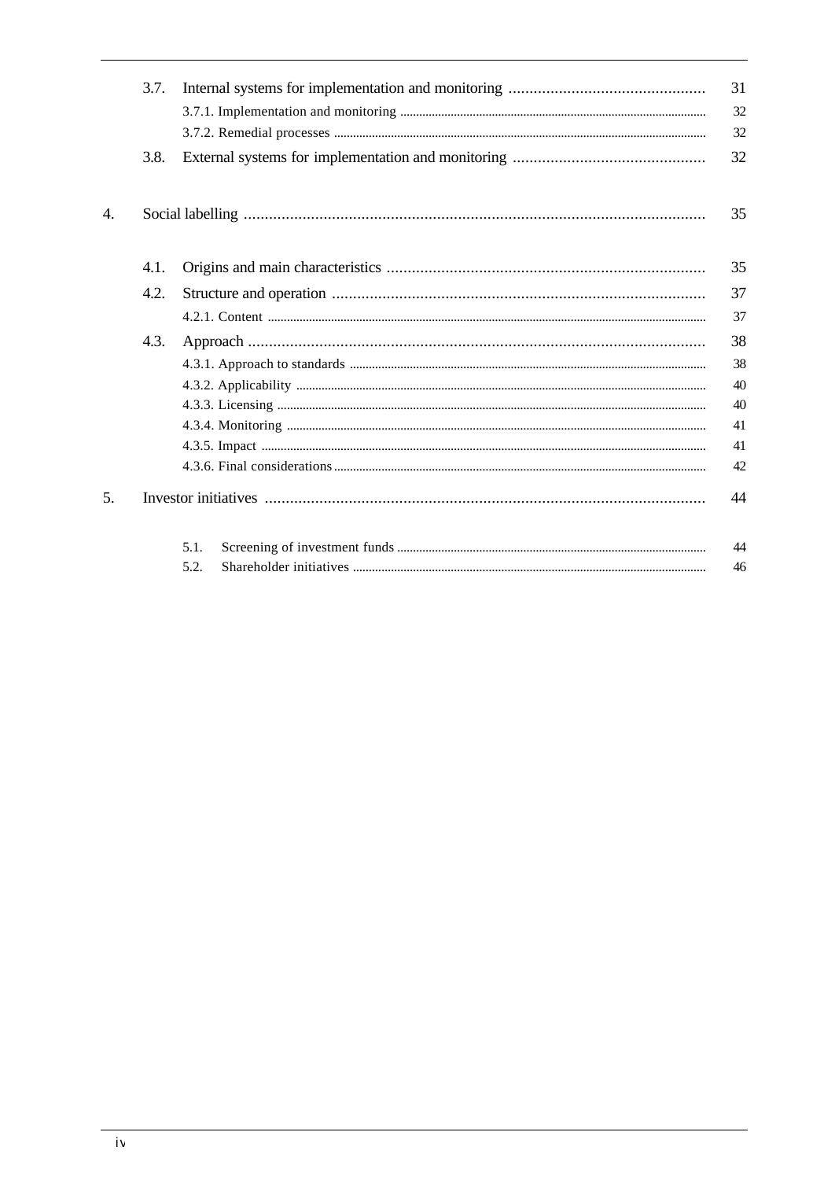| | | | |
|---|---|---|---|
| | 3.7. | Internal systems for implementation and monitoring | 31 |
| | | 3.7.1. Implementation and monitoring | 32 |
| | | 3.7.2. Remedial processes | 32 |
| | 3.8. | External systems for implementation and monitoring | 32 |
| 4. | Social labelling | | 35 |
| | 4.1. | Origins and main characteristics | 35 |
| | 4.2. | Structure and operation | 37 |
| | | 4.2.1. Content | 37 |
| | 4.3. | Approach | 38 |
| | | 4.3.1. Approach to standards | 38 |
| | | 4.3.2. Applicability | 40 |
| | | 4.3.3. Licensing | 40 |
| | | 4.3.4. Monitoring | 41 |
| | | 4.3.5. Impact | 41 |
| | | 4.3.6. Final considerations | 42 |
| 5. | Investor initiatives | | 44 |
| | | 5.1. Screening of investment funds | 44 |
| | | 5.2. Shareholder initiatives | 46 |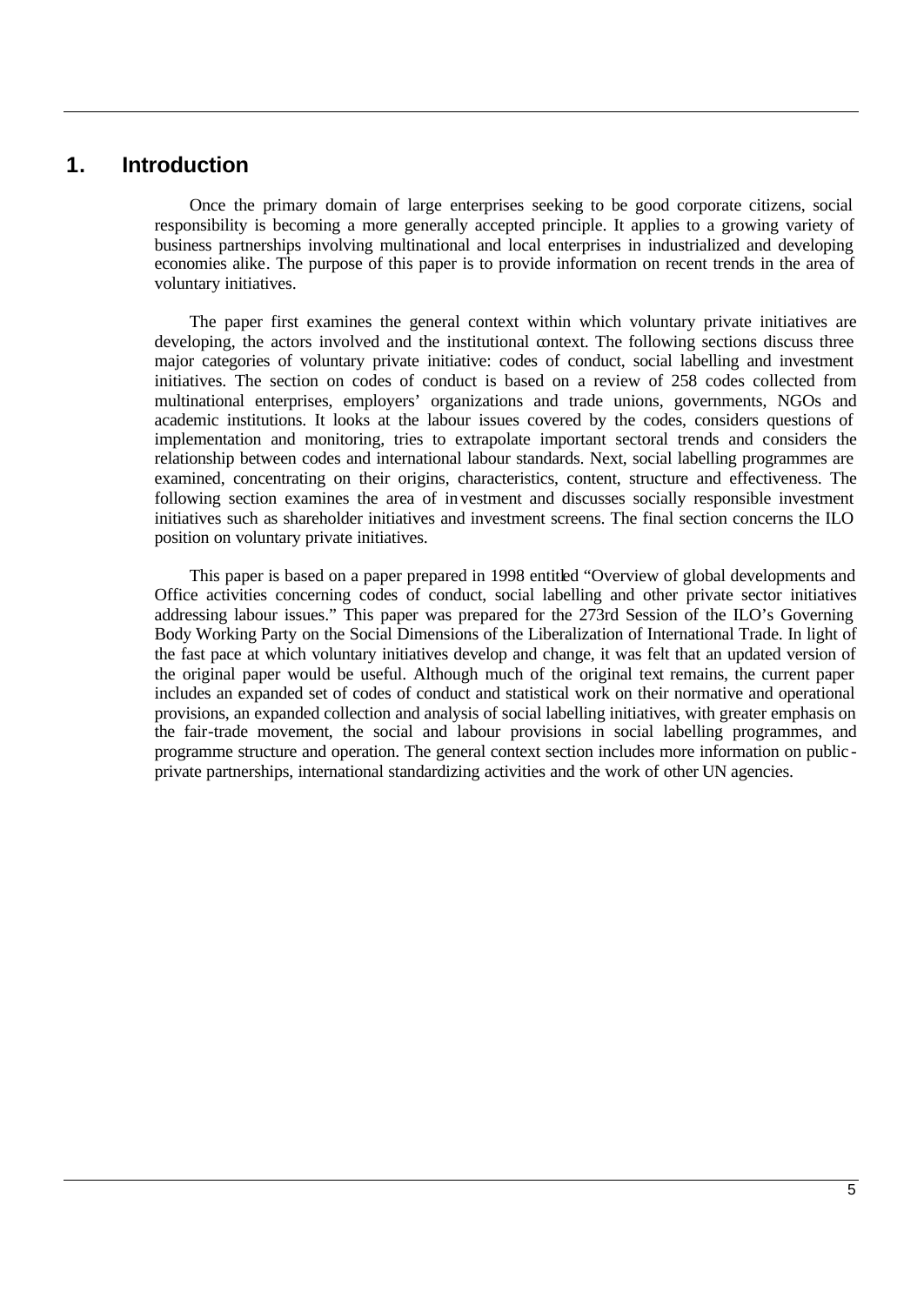# 1. Introduction

Once the primary domain of large enterprises seeking to be good corporate citizens, social responsibility is becoming a more generally accepted principle. It applies to a growing variety of business partnerships involving multinational and local enterprises in industrialized and developing economies alike. The purpose of this paper is to provide information on recent trends in the area of voluntary initiatives.

The paper first examines the general context within which voluntary private initiatives are developing, the actors involved and the institutional context. The following sections discuss three major categories of voluntary private initiative: codes of conduct, social labelling and investment initiatives. The section on codes of conduct is based on a review of 258 codes collected from multinational enterprises, employers' organizations and trade unions, governments, NGOs and academic institutions. It looks at the labour issues covered by the codes, considers questions of implementation and monitoring, tries to extrapolate important sectoral trends and considers the relationship between codes and international labour standards. Next, social labelling programmes are examined, concentrating on their origins, characteristics, content, structure and effectiveness. The following section examines the area of investment and discusses socially responsible investment initiatives such as shareholder initiatives and investment screens. The final section concerns the ILO position on voluntary private initiatives.

This paper is based on a paper prepared in 1998 entitled "Overview of global developments and Office activities concerning codes of conduct, social labelling and other private sector initiatives addressing labour issues." This paper was prepared for the 273rd Session of the ILO's Governing Body Working Party on the Social Dimensions of the Liberalization of International Trade. In light of the fast pace at which voluntary initiatives develop and change, it was felt that an updated version of the original paper would be useful. Although much of the original text remains, the current paper includes an expanded set of codes of conduct and statistical work on their normative and operational provisions, an expanded collection and analysis of social labelling initiatives, with greater emphasis on the fair-trade movement, the social and labour provisions in social labelling programmes, and programme structure and operation. The general context section includes more information on public-private partnerships, international standardizing activities and the work of other UN agencies.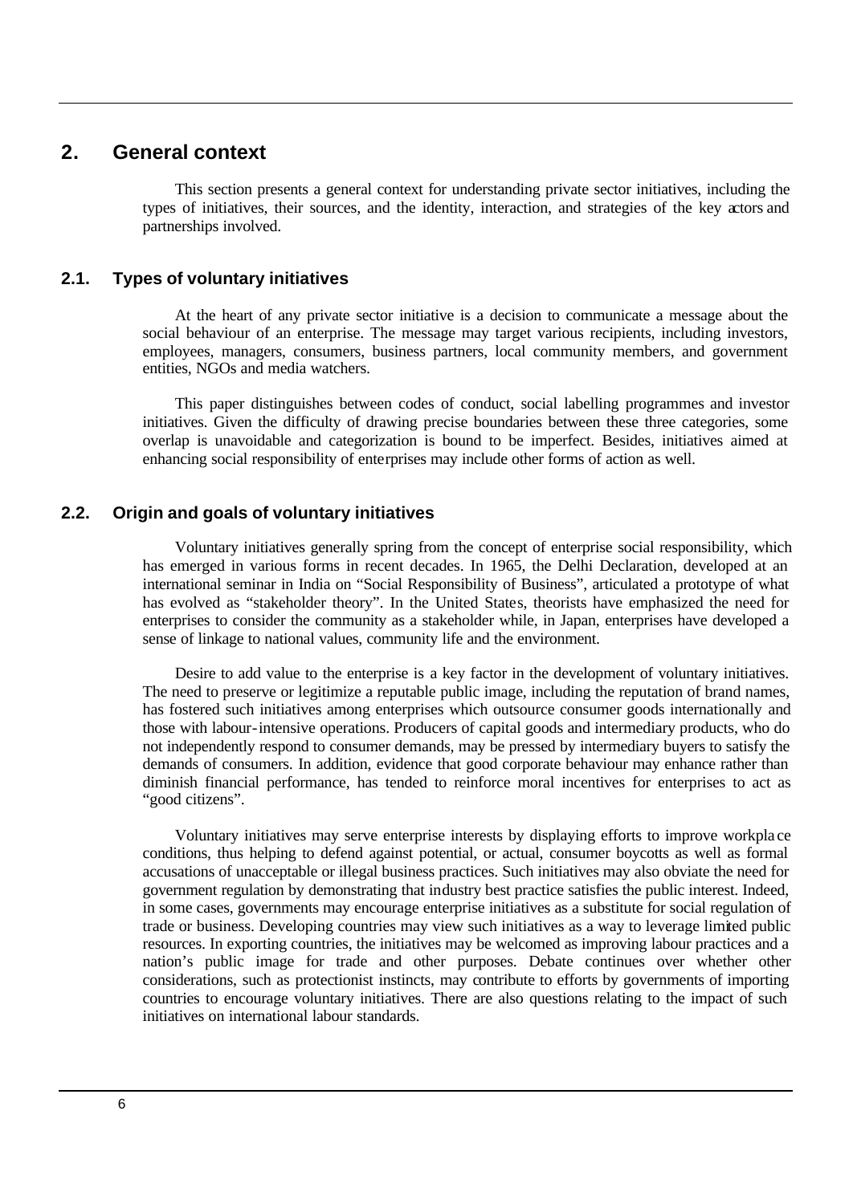## 2. General context

This section presents a general context for understanding private sector initiatives, including the types of initiatives, their sources, and the identity, interaction, and strategies of the key actors and partnerships involved.

### 2.1. Types of voluntary initiatives

At the heart of any private sector initiative is a decision to communicate a message about the social behaviour of an enterprise. The message may target various recipients, including investors, employees, managers, consumers, business partners, local community members, and government entities, NGOs and media watchers.

This paper distinguishes between codes of conduct, social labelling programmes and investor initiatives. Given the difficulty of drawing precise boundaries between these three categories, some overlap is unavoidable and categorization is bound to be imperfect. Besides, initiatives aimed at enhancing social responsibility of enterprises may include other forms of action as well.

### 2.2. Origin and goals of voluntary initiatives

Voluntary initiatives generally spring from the concept of enterprise social responsibility, which has emerged in various forms in recent decades. In 1965, the Delhi Declaration, developed at an international seminar in India on "Social Responsibility of Business", articulated a prototype of what has evolved as "stakeholder theory". In the United States, theorists have emphasized the need for enterprises to consider the community as a stakeholder while, in Japan, enterprises have developed a sense of linkage to national values, community life and the environment.

Desire to add value to the enterprise is a key factor in the development of voluntary initiatives. The need to preserve or legitimize a reputable public image, including the reputation of brand names, has fostered such initiatives among enterprises which outsource consumer goods internationally and those with labour-intensive operations. Producers of capital goods and intermediary products, who do not independently respond to consumer demands, may be pressed by intermediary buyers to satisfy the demands of consumers. In addition, evidence that good corporate behaviour may enhance rather than diminish financial performance, has tended to reinforce moral incentives for enterprises to act as "good citizens".

Voluntary initiatives may serve enterprise interests by displaying efforts to improve workplace conditions, thus helping to defend against potential, or actual, consumer boycotts as well as formal accusations of unacceptable or illegal business practices. Such initiatives may also obviate the need for government regulation by demonstrating that industry best practice satisfies the public interest. Indeed, in some cases, governments may encourage enterprise initiatives as a substitute for social regulation of trade or business. Developing countries may view such initiatives as a way to leverage limited public resources. In exporting countries, the initiatives may be welcomed as improving labour practices and a nation's public image for trade and other purposes. Debate continues over whether other considerations, such as protectionist instincts, may contribute to efforts by governments of importing countries to encourage voluntary initiatives. There are also questions relating to the impact of such initiatives on international labour standards.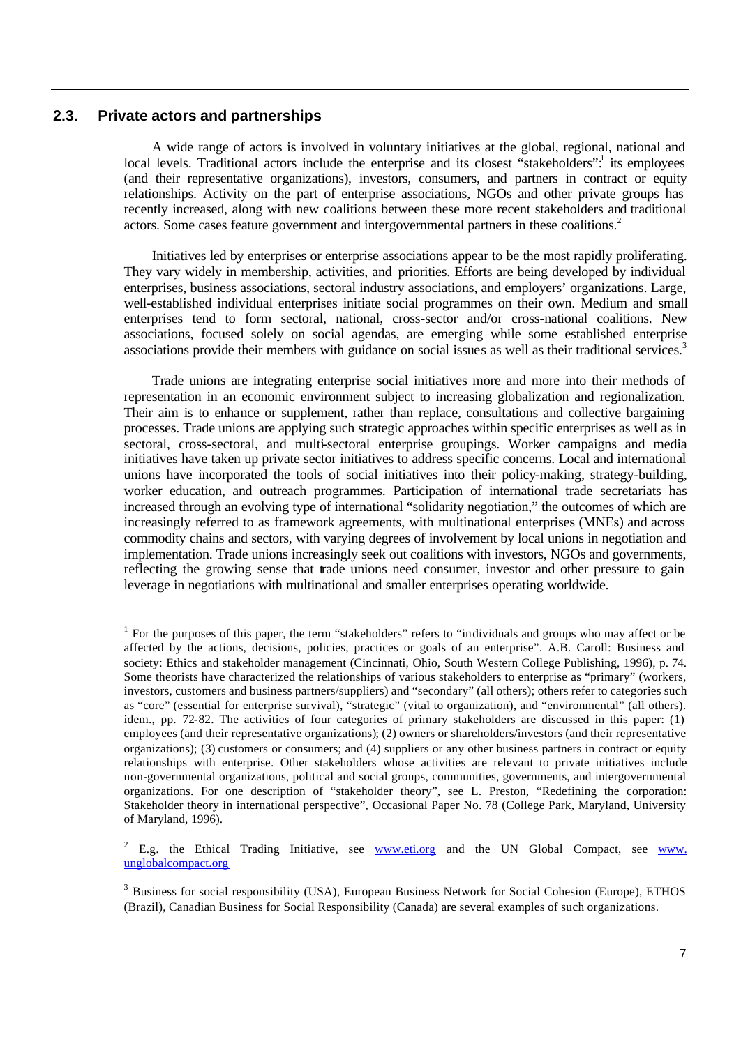## 2.3. Private actors and partnerships

A wide range of actors is involved in voluntary initiatives at the global, regional, national and local levels. Traditional actors include the enterprise and its closest "stakeholders":[1] its employees (and their representative organizations), investors, consumers, and partners in contract or equity relationships. Activity on the part of enterprise associations, NGOs and other private groups has recently increased, along with new coalitions between these more recent stakeholders and traditional actors. Some cases feature government and intergovernmental partners in these coalitions.[2]

Initiatives led by enterprises or enterprise associations appear to be the most rapidly proliferating. They vary widely in membership, activities, and priorities. Efforts are being developed by individual enterprises, business associations, sectoral industry associations, and employers' organizations. Large, well-established individual enterprises initiate social programmes on their own. Medium and small enterprises tend to form sectoral, national, cross-sector and/or cross-national coalitions. New associations, focused solely on social agendas, are emerging while some established enterprise associations provide their members with guidance on social issues as well as their traditional services.[3]

Trade unions are integrating enterprise social initiatives more and more into their methods of representation in an economic environment subject to increasing globalization and regionalization. Their aim is to enhance or supplement, rather than replace, consultations and collective bargaining processes. Trade unions are applying such strategic approaches within specific enterprises as well as in sectoral, cross-sectoral, and multi-sectoral enterprise groupings. Worker campaigns and media initiatives have taken up private sector initiatives to address specific concerns. Local and international unions have incorporated the tools of social initiatives into their policy-making, strategy-building, worker education, and outreach programmes. Participation of international trade secretariats has increased through an evolving type of international "solidarity negotiation," the outcomes of which are increasingly referred to as framework agreements, with multinational enterprises (MNEs) and across commodity chains and sectors, with varying degrees of involvement by local unions in negotiation and implementation. Trade unions increasingly seek out coalitions with investors, NGOs and governments, reflecting the growing sense that trade unions need consumer, investor and other pressure to gain leverage in negotiations with multinational and smaller enterprises operating worldwide.

[1] For the purposes of this paper, the term "stakeholders" refers to "individuals and groups who may affect or be affected by the actions, decisions, policies, practices or goals of an enterprise". A.B. Caroll: Business and society: Ethics and stakeholder management (Cincinnati, Ohio, South Western College Publishing, 1996), p. 74. Some theorists have characterized the relationships of various stakeholders to enterprise as "primary" (workers, investors, customers and business partners/suppliers) and "secondary" (all others); others refer to categories such as "core" (essential for enterprise survival), "strategic" (vital to organization), and "environmental" (all others). idem., pp. 72-82. The activities of four categories of primary stakeholders are discussed in this paper: (1) employees (and their representative organizations); (2) owners or shareholders/investors (and their representative organizations); (3) customers or consumers; and (4) suppliers or any other business partners in contract or equity relationships with enterprise. Other stakeholders whose activities are relevant to private initiatives include non-governmental organizations, political and social groups, communities, governments, and intergovernmental organizations. For one description of "stakeholder theory", see L. Preston, "Redefining the corporation: Stakeholder theory in international perspective", Occasional Paper No. 78 (College Park, Maryland, University of Maryland, 1996).

[2] E.g. the Ethical Trading Initiative, see www.eti.org and the UN Global Compact, see www.unglobalcompact.org

[3] Business for social responsibility (USA), European Business Network for Social Cohesion (Europe), ETHOS (Brazil), Canadian Business for Social Responsibility (Canada) are several examples of such organizations.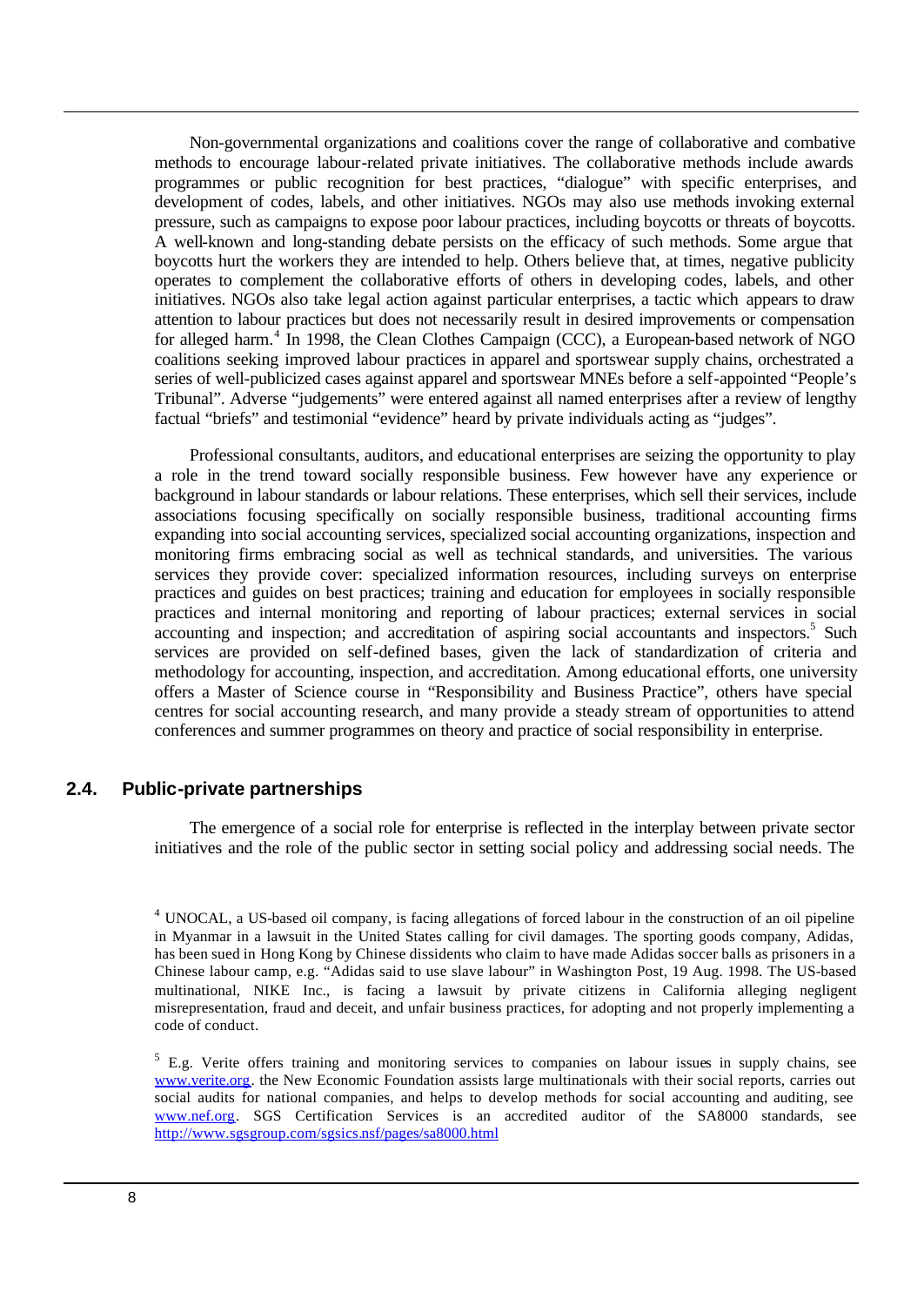Non-governmental organizations and coalitions cover the range of collaborative and combative methods to encourage labour-related private initiatives. The collaborative methods include awards programmes or public recognition for best practices, "dialogue" with specific enterprises, and development of codes, labels, and other initiatives. NGOs may also use methods invoking external pressure, such as campaigns to expose poor labour practices, including boycotts or threats of boycotts. A well-known and long-standing debate persists on the efficacy of such methods. Some argue that boycotts hurt the workers they are intended to help. Others believe that, at times, negative publicity operates to complement the collaborative efforts of others in developing codes, labels, and other initiatives. NGOs also take legal action against particular enterprises, a tactic which appears to draw attention to labour practices but does not necessarily result in desired improvements or compensation for alleged harm.[4] In 1998, the Clean Clothes Campaign (CCC), a European-based network of NGO coalitions seeking improved labour practices in apparel and sportswear supply chains, orchestrated a series of well-publicized cases against apparel and sportswear MNEs before a self-appointed "People's Tribunal". Adverse "judgements" were entered against all named enterprises after a review of lengthy factual "briefs" and testimonial "evidence" heard by private individuals acting as "judges".

Professional consultants, auditors, and educational enterprises are seizing the opportunity to play a role in the trend toward socially responsible business. Few however have any experience or background in labour standards or labour relations. These enterprises, which sell their services, include associations focusing specifically on socially responsible business, traditional accounting firms expanding into social accounting services, specialized social accounting organizations, inspection and monitoring firms embracing social as well as technical standards, and universities. The various services they provide cover: specialized information resources, including surveys on enterprise practices and guides on best practices; training and education for employees in socially responsible practices and internal monitoring and reporting of labour practices; external services in social accounting and inspection; and accreditation of aspiring social accountants and inspectors.[5] Such services are provided on self-defined bases, given the lack of standardization of criteria and methodology for accounting, inspection, and accreditation. Among educational efforts, one university offers a Master of Science course in "Responsibility and Business Practice", others have special centres for social accounting research, and many provide a steady stream of opportunities to attend conferences and summer programmes on theory and practice of social responsibility in enterprise.

## 2.4. Public-private partnerships

The emergence of a social role for enterprise is reflected in the interplay between private sector initiatives and the role of the public sector in setting social policy and addressing social needs. The

[4] UNOCAL, a US-based oil company, is facing allegations of forced labour in the construction of an oil pipeline in Myanmar in a lawsuit in the United States calling for civil damages. The sporting goods company, Adidas, has been sued in Hong Kong by Chinese dissidents who claim to have made Adidas soccer balls as prisoners in a Chinese labour camp, e.g. "Adidas said to use slave labour" in Washington Post, 19 Aug. 1998. The US-based multinational, NIKE Inc., is facing a lawsuit by private citizens in California alleging negligent misrepresentation, fraud and deceit, and unfair business practices, for adopting and not properly implementing a code of conduct.

[5] E.g. Verite offers training and monitoring services to companies on labour issues in supply chains, see www.verite.org. the New Economic Foundation assists large multinationals with their social reports, carries out social audits for national companies, and helps to develop methods for social accounting and auditing, see www.nef.org. SGS Certification Services is an accredited auditor of the SA8000 standards, see http://www.sgsgroup.com/sgsics.nsf/pages/sa8000.html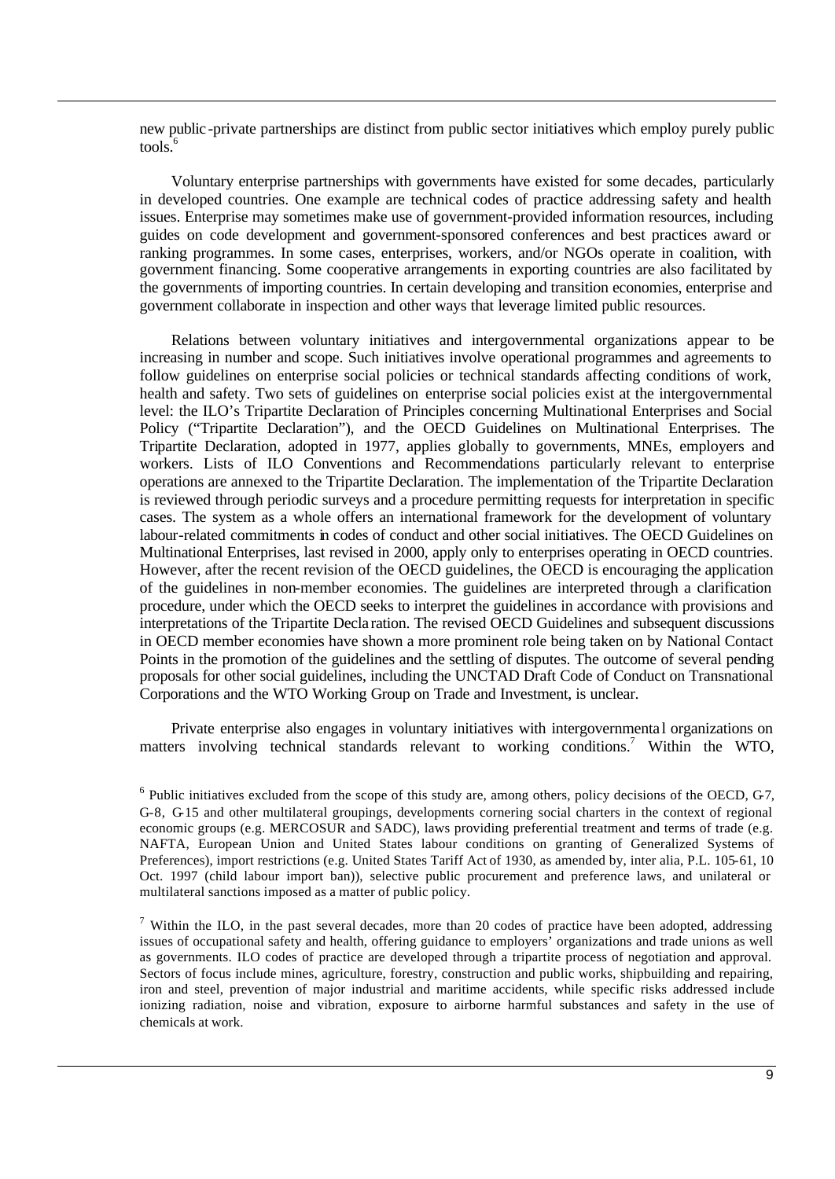new public-private partnerships are distinct from public sector initiatives which employ purely public tools.[6]

Voluntary enterprise partnerships with governments have existed for some decades, particularly in developed countries. One example are technical codes of practice addressing safety and health issues. Enterprise may sometimes make use of government-provided information resources, including guides on code development and government-sponsored conferences and best practices award or ranking programmes. In some cases, enterprises, workers, and/or NGOs operate in coalition, with government financing. Some cooperative arrangements in exporting countries are also facilitated by the governments of importing countries. In certain developing and transition economies, enterprise and government collaborate in inspection and other ways that leverage limited public resources.

Relations between voluntary initiatives and intergovernmental organizations appear to be increasing in number and scope. Such initiatives involve operational programmes and agreements to follow guidelines on enterprise social policies or technical standards affecting conditions of work, health and safety. Two sets of guidelines on enterprise social policies exist at the intergovernmental level: the ILO's Tripartite Declaration of Principles concerning Multinational Enterprises and Social Policy ("Tripartite Declaration"), and the OECD Guidelines on Multinational Enterprises. The Tripartite Declaration, adopted in 1977, applies globally to governments, MNEs, employers and workers. Lists of ILO Conventions and Recommendations particularly relevant to enterprise operations are annexed to the Tripartite Declaration. The implementation of the Tripartite Declaration is reviewed through periodic surveys and a procedure permitting requests for interpretation in specific cases. The system as a whole offers an international framework for the development of voluntary labour-related commitments in codes of conduct and other social initiatives. The OECD Guidelines on Multinational Enterprises, last revised in 2000, apply only to enterprises operating in OECD countries. However, after the recent revision of the OECD guidelines, the OECD is encouraging the application of the guidelines in non-member economies. The guidelines are interpreted through a clarification procedure, under which the OECD seeks to interpret the guidelines in accordance with provisions and interpretations of the Tripartite Declaration. The revised OECD Guidelines and subsequent discussions in OECD member economies have shown a more prominent role being taken on by National Contact Points in the promotion of the guidelines and the settling of disputes. The outcome of several pending proposals for other social guidelines, including the UNCTAD Draft Code of Conduct on Transnational Corporations and the WTO Working Group on Trade and Investment, is unclear.

Private enterprise also engages in voluntary initiatives with intergovernmental organizations on matters involving technical standards relevant to working conditions.[7] Within the WTO,

[6] Public initiatives excluded from the scope of this study are, among others, policy decisions of the OECD, G-7, G-8, G-15 and other multilateral groupings, developments cornering social charters in the context of regional economic groups (e.g. MERCOSUR and SADC), laws providing preferential treatment and terms of trade (e.g. NAFTA, European Union and United States labour conditions on granting of Generalized Systems of Preferences), import restrictions (e.g. United States Tariff Act of 1930, as amended by, inter alia, P.L. 105-61, 10 Oct. 1997 (child labour import ban)), selective public procurement and preference laws, and unilateral or multilateral sanctions imposed as a matter of public policy.

[7] Within the ILO, in the past several decades, more than 20 codes of practice have been adopted, addressing issues of occupational safety and health, offering guidance to employers' organizations and trade unions as well as governments. ILO codes of practice are developed through a tripartite process of negotiation and approval. Sectors of focus include mines, agriculture, forestry, construction and public works, shipbuilding and repairing, iron and steel, prevention of major industrial and maritime accidents, while specific risks addressed include ionizing radiation, noise and vibration, exposure to airborne harmful substances and safety in the use of chemicals at work.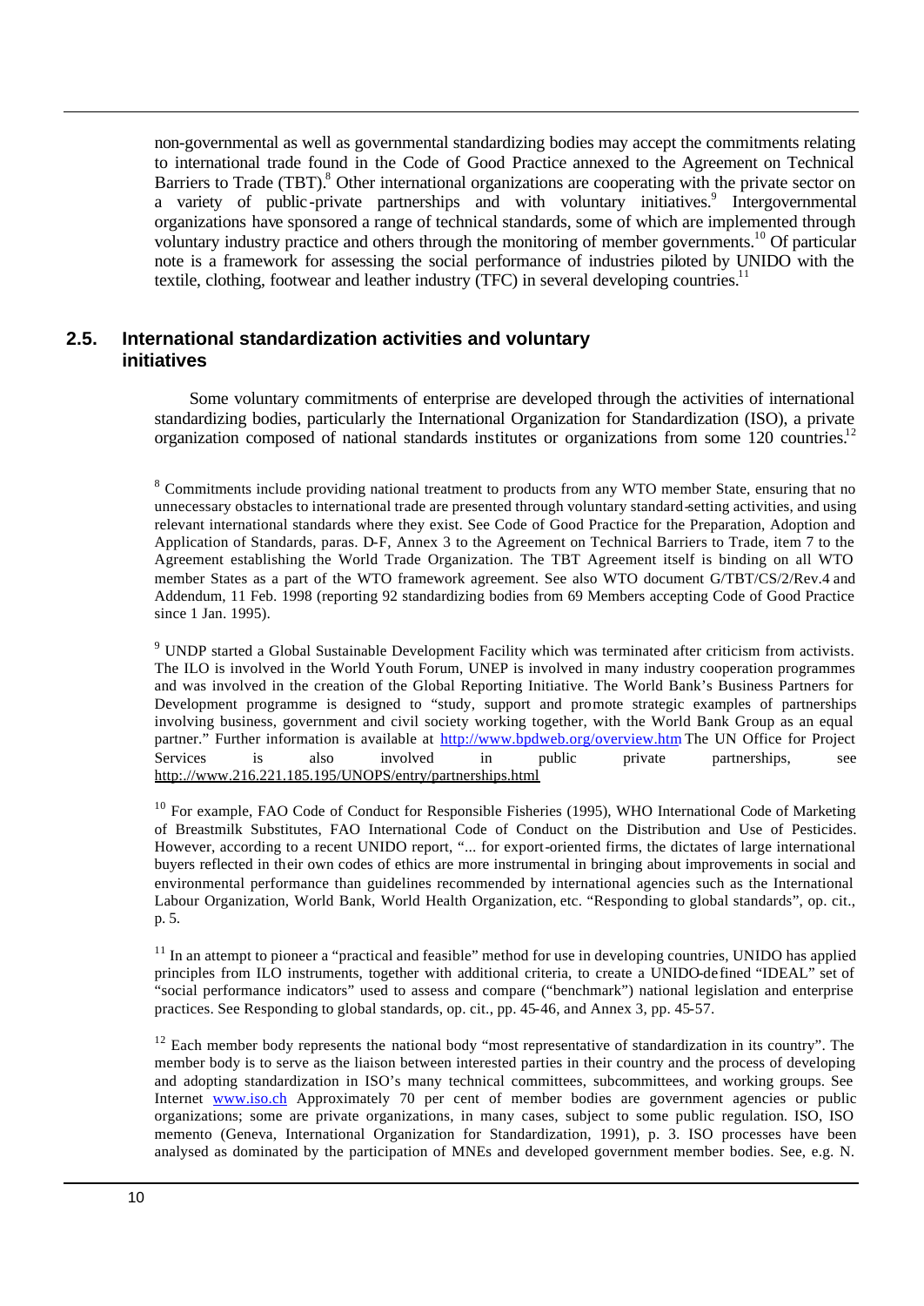non-governmental as well as governmental standardizing bodies may accept the commitments relating to international trade found in the Code of Good Practice annexed to the Agreement on Technical Barriers to Trade (TBT).[8] Other international organizations are cooperating with the private sector on a variety of public-private partnerships and with voluntary initiatives.[9] Intergovernmental organizations have sponsored a range of technical standards, some of which are implemented through voluntary industry practice and others through the monitoring of member governments.[10] Of particular note is a framework for assessing the social performance of industries piloted by UNIDO with the textile, clothing, footwear and leather industry (TFC) in several developing countries.[11]

## 2.5. International standardization activities and voluntary initiatives

Some voluntary commitments of enterprise are developed through the activities of international standardizing bodies, particularly the International Organization for Standardization (ISO), a private organization composed of national standards institutes or organizations from some 120 countries.[12]

[8] Commitments include providing national treatment to products from any WTO member State, ensuring that no unnecessary obstacles to international trade are presented through voluntary standard-setting activities, and using relevant international standards where they exist. See Code of Good Practice for the Preparation, Adoption and Application of Standards, paras. D-F, Annex 3 to the Agreement on Technical Barriers to Trade, item 7 to the Agreement establishing the World Trade Organization. The TBT Agreement itself is binding on all WTO member States as a part of the WTO framework agreement. See also WTO document G/TBT/CS/2/Rev.4 and Addendum, 11 Feb. 1998 (reporting 92 standardizing bodies from 69 Members accepting Code of Good Practice since 1 Jan. 1995).

[9] UNDP started a Global Sustainable Development Facility which was terminated after criticism from activists. The ILO is involved in the World Youth Forum, UNEP is involved in many industry cooperation programmes and was involved in the creation of the Global Reporting Initiative. The World Bank's Business Partners for Development programme is designed to "study, support and promote strategic examples of partnerships involving business, government and civil society working together, with the World Bank Group as an equal partner." Further information is available at http://www.bpdweb.org/overview.htm The UN Office for Project Services is also involved in public private partnerships, see http://www.216.221.185.195/UNOPS/entry/partnerships.html

[10] For example, FAO Code of Conduct for Responsible Fisheries (1995), WHO International Code of Marketing of Breastmilk Substitutes, FAO International Code of Conduct on the Distribution and Use of Pesticides. However, according to a recent UNIDO report, "... for export-oriented firms, the dictates of large international buyers reflected in their own codes of ethics are more instrumental in bringing about improvements in social and environmental performance than guidelines recommended by international agencies such as the International Labour Organization, World Bank, World Health Organization, etc. "Responding to global standards", op. cit., p. 5.

[11] In an attempt to pioneer a "practical and feasible" method for use in developing countries, UNIDO has applied principles from ILO instruments, together with additional criteria, to create a UNIDO-defined "IDEAL" set of "social performance indicators" used to assess and compare ("benchmark") national legislation and enterprise practices. See Responding to global standards, op. cit., pp. 45-46, and Annex 3, pp. 45-57.

[12] Each member body represents the national body "most representative of standardization in its country". The member body is to serve as the liaison between interested parties in their country and the process of developing and adopting standardization in ISO's many technical committees, subcommittees, and working groups. See Internet www.iso.ch Approximately 70 per cent of member bodies are government agencies or public organizations; some are private organizations, in many cases, subject to some public regulation. ISO, ISO memento (Geneva, International Organization for Standardization, 1991), p. 3. ISO processes have been analysed as dominated by the participation of MNEs and developed government member bodies. See, e.g. N.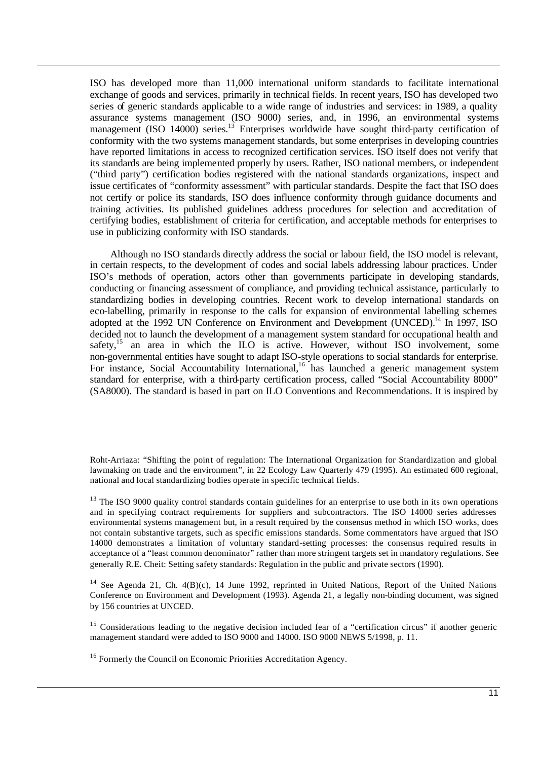ISO has developed more than 11,000 international uniform standards to facilitate international exchange of goods and services, primarily in technical fields. In recent years, ISO has developed two series of generic standards applicable to a wide range of industries and services: in 1989, a quality assurance systems management (ISO 9000) series, and, in 1996, an environmental systems management (ISO 14000) series.[13] Enterprises worldwide have sought third-party certification of conformity with the two systems management standards, but some enterprises in developing countries have reported limitations in access to recognized certification services. ISO itself does not verify that its standards are being implemented properly by users. Rather, ISO national members, or independent ("third party") certification bodies registered with the national standards organizations, inspect and issue certificates of "conformity assessment" with particular standards. Despite the fact that ISO does not certify or police its standards, ISO does influence conformity through guidance documents and training activities. Its published guidelines address procedures for selection and accreditation of certifying bodies, establishment of criteria for certification, and acceptable methods for enterprises to use in publicizing conformity with ISO standards.

Although no ISO standards directly address the social or labour field, the ISO model is relevant, in certain respects, to the development of codes and social labels addressing labour practices. Under ISO's methods of operation, actors other than governments participate in developing standards, conducting or financing assessment of compliance, and providing technical assistance, particularly to standardizing bodies in developing countries. Recent work to develop international standards on eco-labelling, primarily in response to the calls for expansion of environmental labelling schemes adopted at the 1992 UN Conference on Environment and Development (UNCED).[14] In 1997, ISO decided not to launch the development of a management system standard for occupational health and safety,[15] an area in which the ILO is active. However, without ISO involvement, some non-governmental entities have sought to adapt ISO-style operations to social standards for enterprise. For instance, Social Accountability International,[16] has launched a generic management system standard for enterprise, with a third-party certification process, called "Social Accountability 8000" (SA8000). The standard is based in part on ILO Conventions and Recommendations. It is inspired by

---

Roht-Arriaza: "Shifting the point of regulation: The International Organization for Standardization and global lawmaking on trade and the environment", in 22 Ecology Law Quarterly 479 (1995). An estimated 600 regional, national and local standardizing bodies operate in specific technical fields.

[13] The ISO 9000 quality control standards contain guidelines for an enterprise to use both in its own operations and in specifying contract requirements for suppliers and subcontractors. The ISO 14000 series addresses environmental systems management but, in a result required by the consensus method in which ISO works, does not contain substantive targets, such as specific emissions standards. Some commentators have argued that ISO 14000 demonstrates a limitation of voluntary standard-setting processes: the consensus required results in acceptance of a "least common denominator" rather than more stringent targets set in mandatory regulations. See generally R.E. Cheit: Setting safety standards: Regulation in the public and private sectors (1990).

[14] See Agenda 21, Ch. 4(B)(c), 14 June 1992, reprinted in United Nations, Report of the United Nations Conference on Environment and Development (1993). Agenda 21, a legally non-binding document, was signed by 156 countries at UNCED.

[15] Considerations leading to the negative decision included fear of a "certification circus" if another generic management standard were added to ISO 9000 and 14000. ISO 9000 NEWS 5/1998, p. 11.

[16] Formerly the Council on Economic Priorities Accreditation Agency.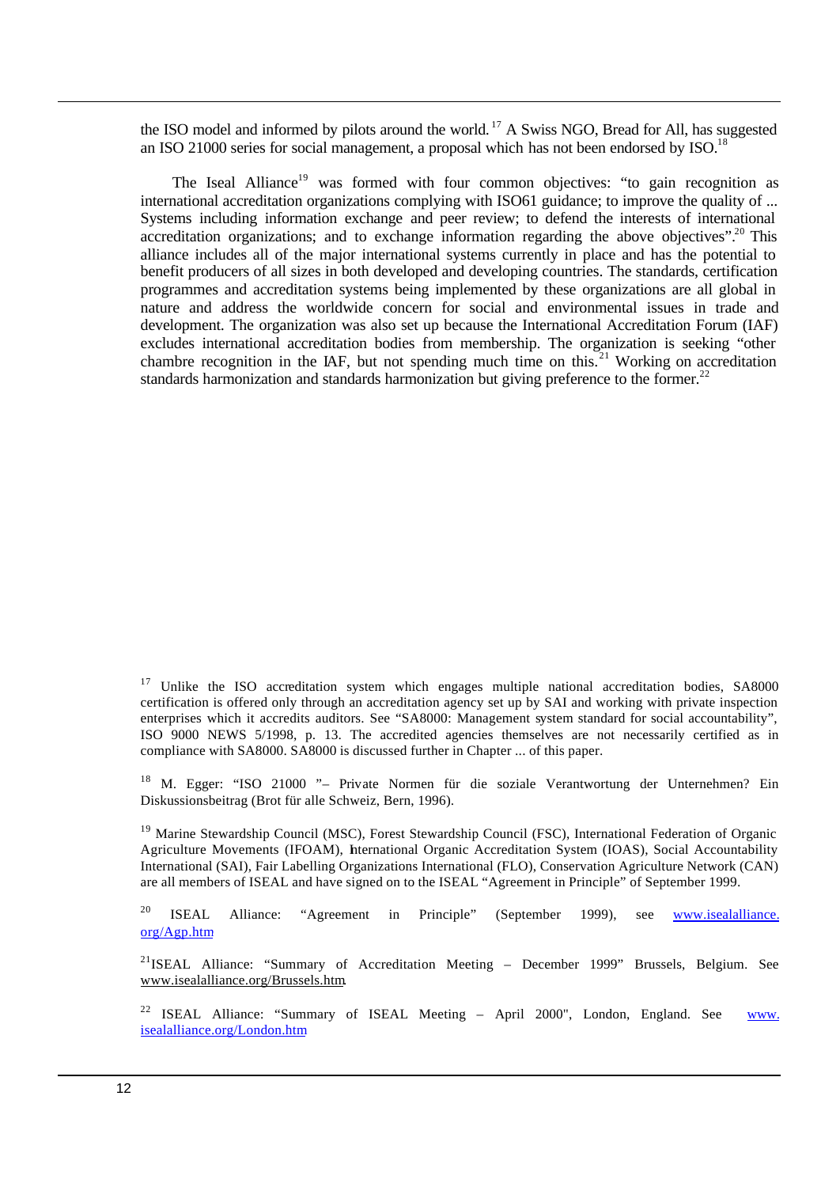the ISO model and informed by pilots around the world.[17] A Swiss NGO, Bread for All, has suggested an ISO 21000 series for social management, a proposal which has not been endorsed by ISO.[18]

The Iseal Alliance[19] was formed with four common objectives: "to gain recognition as international accreditation organizations complying with ISO61 guidance; to improve the quality of ... Systems including information exchange and peer review; to defend the interests of international accreditation organizations; and to exchange information regarding the above objectives".[20] This alliance includes all of the major international systems currently in place and has the potential to benefit producers of all sizes in both developed and developing countries. The standards, certification programmes and accreditation systems being implemented by these organizations are all global in nature and address the worldwide concern for social and environmental issues in trade and development. The organization was also set up because the International Accreditation Forum (IAF) excludes international accreditation bodies from membership. The organization is seeking "other chambre recognition in the IAF, but not spending much time on this.[21] Working on accreditation standards harmonization and standards harmonization but giving preference to the former.[22]

---

[17] Unlike the ISO accreditation system which engages multiple national accreditation bodies, SA8000 certification is offered only through an accreditation agency set up by SAI and working with private inspection enterprises which it accredits auditors. See "SA8000: Management system standard for social accountability", ISO 9000 NEWS 5/1998, p. 13. The accredited agencies themselves are not necessarily certified as in compliance with SA8000. SA8000 is discussed further in Chapter ... of this paper.

[18] M. Egger: "ISO 21000 "– Private Normen für die soziale Verantwortung der Unternehmen? Ein Diskussionsbeitrag (Brot für alle Schweiz, Bern, 1996).

[19] Marine Stewardship Council (MSC), Forest Stewardship Council (FSC), International Federation of Organic Agriculture Movements (IFOAM), International Organic Accreditation System (IOAS), Social Accountability International (SAI), Fair Labelling Organizations International (FLO), Conservation Agriculture Network (CAN) are all members of ISEAL and have signed on to the ISEAL "Agreement in Principle" of September 1999.

[20] ISEAL Alliance: "Agreement in Principle" (September 1999), see www.isealalliance.org/Agp.htm

[21] ISEAL Alliance: "Summary of Accreditation Meeting – December 1999" Brussels, Belgium. See www.isealalliance.org/Brussels.htm.

[22] ISEAL Alliance: "Summary of ISEAL Meeting – April 2000", London, England. See www.isealalliance.org/London.htm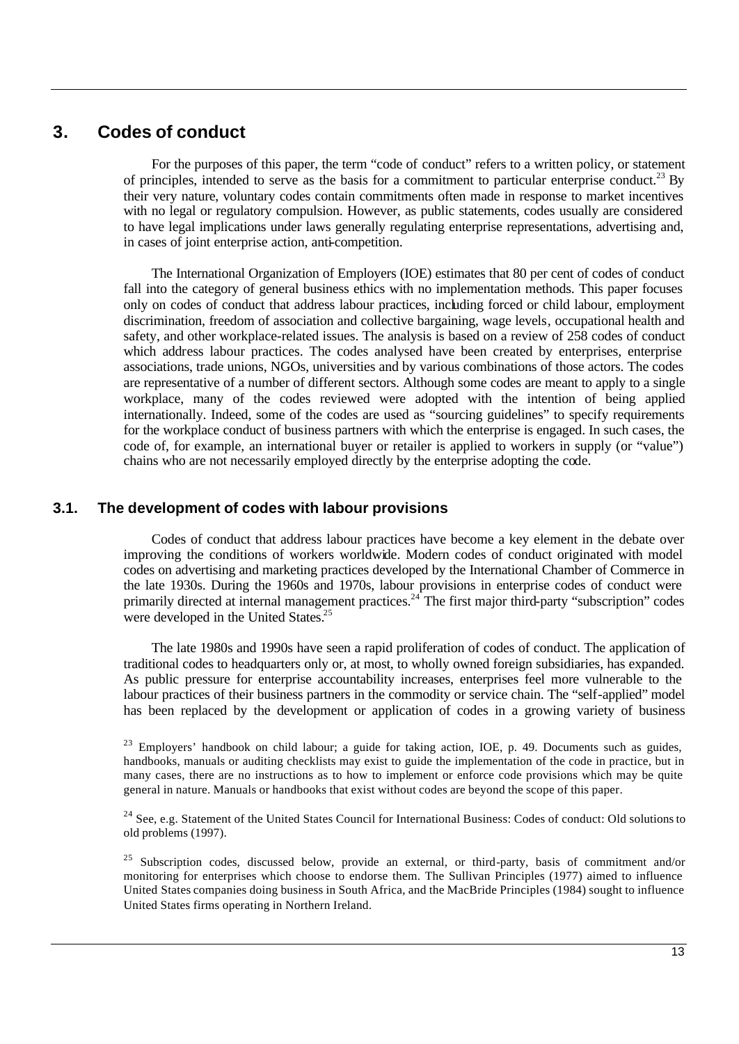# 3. Codes of conduct

For the purposes of this paper, the term "code of conduct" refers to a written policy, or statement of principles, intended to serve as the basis for a commitment to particular enterprise conduct.[23] By their very nature, voluntary codes contain commitments often made in response to market incentives with no legal or regulatory compulsion. However, as public statements, codes usually are considered to have legal implications under laws generally regulating enterprise representations, advertising and, in cases of joint enterprise action, anti-competition.

The International Organization of Employers (IOE) estimates that 80 per cent of codes of conduct fall into the category of general business ethics with no implementation methods. This paper focuses only on codes of conduct that address labour practices, including forced or child labour, employment discrimination, freedom of association and collective bargaining, wage levels, occupational health and safety, and other workplace-related issues. The analysis is based on a review of 258 codes of conduct which address labour practices. The codes analysed have been created by enterprises, enterprise associations, trade unions, NGOs, universities and by various combinations of those actors. The codes are representative of a number of different sectors. Although some codes are meant to apply to a single workplace, many of the codes reviewed were adopted with the intention of being applied internationally. Indeed, some of the codes are used as "sourcing guidelines" to specify requirements for the workplace conduct of business partners with which the enterprise is engaged. In such cases, the code of, for example, an international buyer or retailer is applied to workers in supply (or "value") chains who are not necessarily employed directly by the enterprise adopting the code.

## 3.1. The development of codes with labour provisions

Codes of conduct that address labour practices have become a key element in the debate over improving the conditions of workers worldwide. Modern codes of conduct originated with model codes on advertising and marketing practices developed by the International Chamber of Commerce in the late 1930s. During the 1960s and 1970s, labour provisions in enterprise codes of conduct were primarily directed at internal management practices.[24] The first major third-party "subscription" codes were developed in the United States.[25]

The late 1980s and 1990s have seen a rapid proliferation of codes of conduct. The application of traditional codes to headquarters only or, at most, to wholly owned foreign subsidiaries, has expanded. As public pressure for enterprise accountability increases, enterprises feel more vulnerable to the labour practices of their business partners in the commodity or service chain. The "self-applied" model has been replaced by the development or application of codes in a growing variety of business

[23] Employers' handbook on child labour; a guide for taking action, IOE, p. 49. Documents such as guides, handbooks, manuals or auditing checklists may exist to guide the implementation of the code in practice, but in many cases, there are no instructions as to how to implement or enforce code provisions which may be quite general in nature. Manuals or handbooks that exist without codes are beyond the scope of this paper.

[24] See, e.g. Statement of the United States Council for International Business: Codes of conduct: Old solutions to old problems (1997).

[25] Subscription codes, discussed below, provide an external, or third-party, basis of commitment and/or monitoring for enterprises which choose to endorse them. The Sullivan Principles (1977) aimed to influence United States companies doing business in South Africa, and the MacBride Principles (1984) sought to influence United States firms operating in Northern Ireland.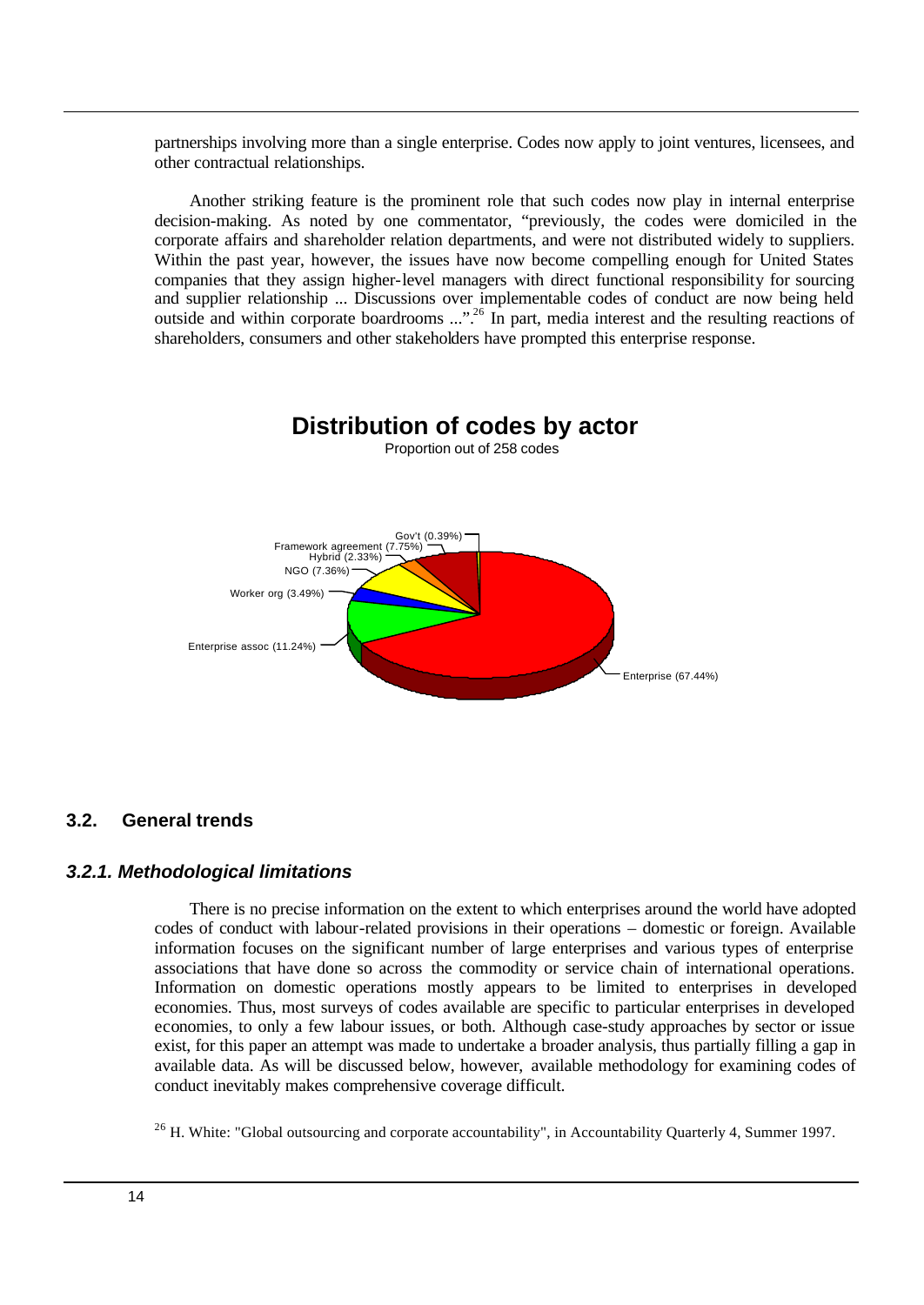partnerships involving more than a single enterprise. Codes now apply to joint ventures, licensees, and other contractual relationships.

Another striking feature is the prominent role that such codes now play in internal enterprise decision-making. As noted by one commentator, "previously, the codes were domiciled in the corporate affairs and shareholder relation departments, and were not distributed widely to suppliers. Within the past year, however, the issues have now become compelling enough for United States companies that they assign higher-level managers with direct functional responsibility for sourcing and supplier relationship ... Discussions over implementable codes of conduct are now being held outside and within corporate boardrooms ...".[26] In part, media interest and the resulting reactions of shareholders, consumers and other stakeholders have prompted this enterprise response.

**Distribution of codes by actor**

Proportion out of 258 codes

Gov't (0.39%)
Framework agreement (7.75%)
Hybrid (2.33%)
NGO (7.36%)
Worker org (3.49%)
Enterprise assoc (11.24%)
Enterprise (67.44%)

## 3.2. General trends

### *3.2.1. Methodological limitations*

There is no precise information on the extent to which enterprises around the world have adopted codes of conduct with labour-related provisions in their operations – domestic or foreign. Available information focuses on the significant number of large enterprises and various types of enterprise associations that have done so across the commodity or service chain of international operations. Information on domestic operations mostly appears to be limited to enterprises in developed economies. Thus, most surveys of codes available are specific to particular enterprises in developed economies, to only a few labour issues, or both. Although case-study approaches by sector or issue exist, for this paper an attempt was made to undertake a broader analysis, thus partially filling a gap in available data. As will be discussed below, however, available methodology for examining codes of conduct inevitably makes comprehensive coverage difficult.

[26] H. White: "Global outsourcing and corporate accountability", in Accountability Quarterly 4, Summer 1997.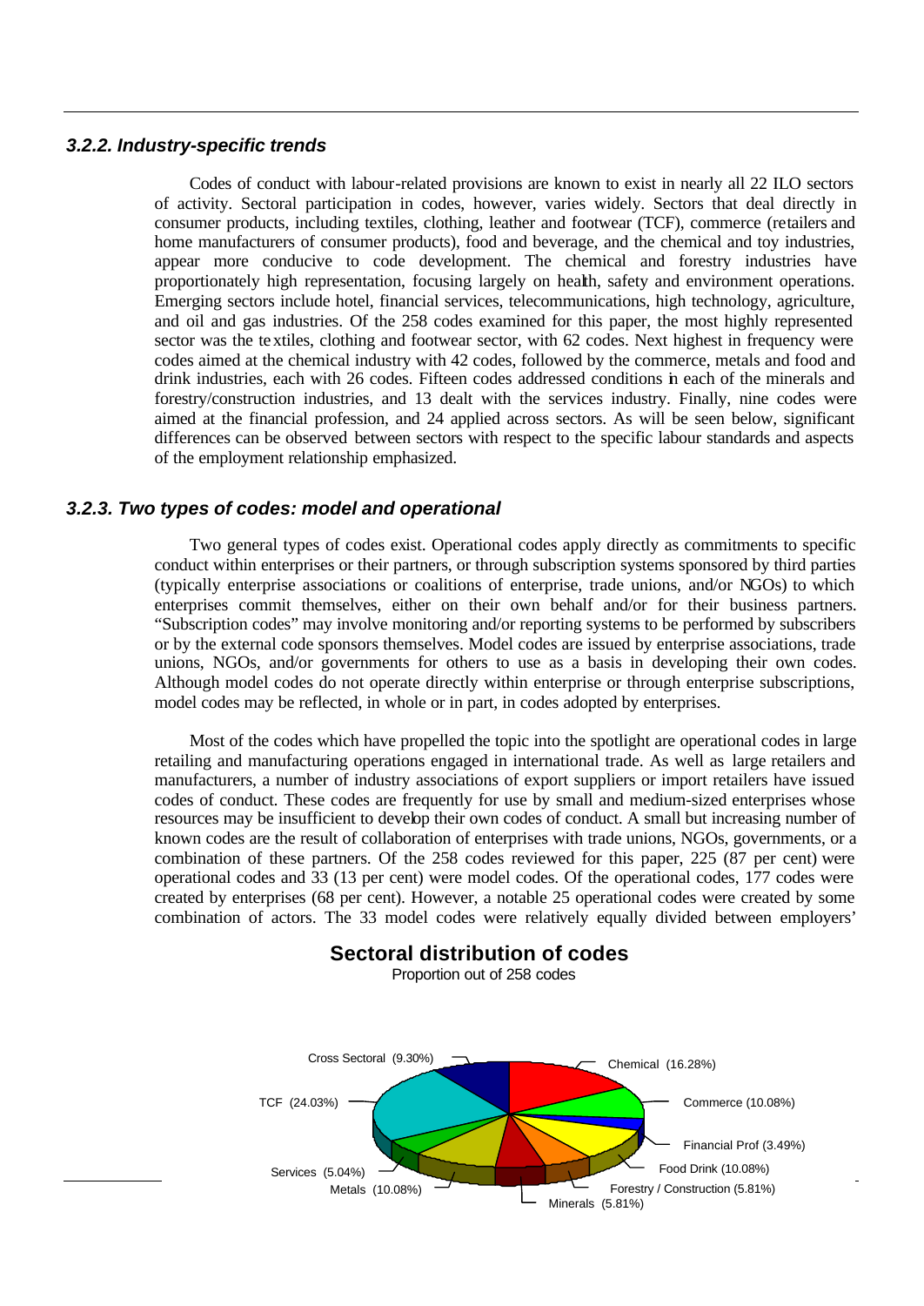### *3.2.2. Industry-specific trends*

Codes of conduct with labour-related provisions are known to exist in nearly all 22 ILO sectors of activity. Sectoral participation in codes, however, varies widely. Sectors that deal directly in consumer products, including textiles, clothing, leather and footwear (TCF), commerce (retailers and home manufacturers of consumer products), food and beverage, and the chemical and toy industries, appear more conducive to code development. The chemical and forestry industries have proportionately high representation, focusing largely on health, safety and environment operations. Emerging sectors include hotel, financial services, telecommunications, high technology, agriculture, and oil and gas industries. Of the 258 codes examined for this paper, the most highly represented sector was the textiles, clothing and footwear sector, with 62 codes. Next highest in frequency were codes aimed at the chemical industry with 42 codes, followed by the commerce, metals and food and drink industries, each with 26 codes. Fifteen codes addressed conditions in each of the minerals and forestry/construction industries, and 13 dealt with the services industry. Finally, nine codes were aimed at the financial profession, and 24 applied across sectors. As will be seen below, significant differences can be observed between sectors with respect to the specific labour standards and aspects of the employment relationship emphasized.

### *3.2.3. Two types of codes: model and operational*

Two general types of codes exist. Operational codes apply directly as commitments to specific conduct within enterprises or their partners, or through subscription systems sponsored by third parties (typically enterprise associations or coalitions of enterprise, trade unions, and/or NGOs) to which enterprises commit themselves, either on their own behalf and/or for their business partners. "Subscription codes" may involve monitoring and/or reporting systems to be performed by subscribers or by the external code sponsors themselves. Model codes are issued by enterprise associations, trade unions, NGOs, and/or governments for others to use as a basis in developing their own codes. Although model codes do not operate directly within enterprise or through enterprise subscriptions, model codes may be reflected, in whole or in part, in codes adopted by enterprises.

Most of the codes which have propelled the topic into the spotlight are operational codes in large retailing and manufacturing operations engaged in international trade. As well as large retailers and manufacturers, a number of industry associations of export suppliers or import retailers have issued codes of conduct. These codes are frequently for use by small and medium-sized enterprises whose resources may be insufficient to develop their own codes of conduct. A small but increasing number of known codes are the result of collaboration of enterprises with trade unions, NGOs, governments, or a combination of these partners. Of the 258 codes reviewed for this paper, 225 (87 per cent) were operational codes and 33 (13 per cent) were model codes. Of the operational codes, 177 codes were created by enterprises (68 per cent). However, a notable 25 operational codes were created by some combination of actors. The 33 model codes were relatively equally divided between employers'

**Sectoral distribution of codes**

Proportion out of 258 codes

| Sector | Proportion |
|---|---|
| Chemical | 16.28% |
| Commerce | 10.08% |
| Financial Prof | 3.49% |
| Food Drink | 10.08% |
| Forestry / Construction | 5.81% |
| Minerals | 5.81% |
| Metals | 10.08% |
| Services | 5.04% |
| TCF | 24.03% |
| Cross Sectoral | 9.30% |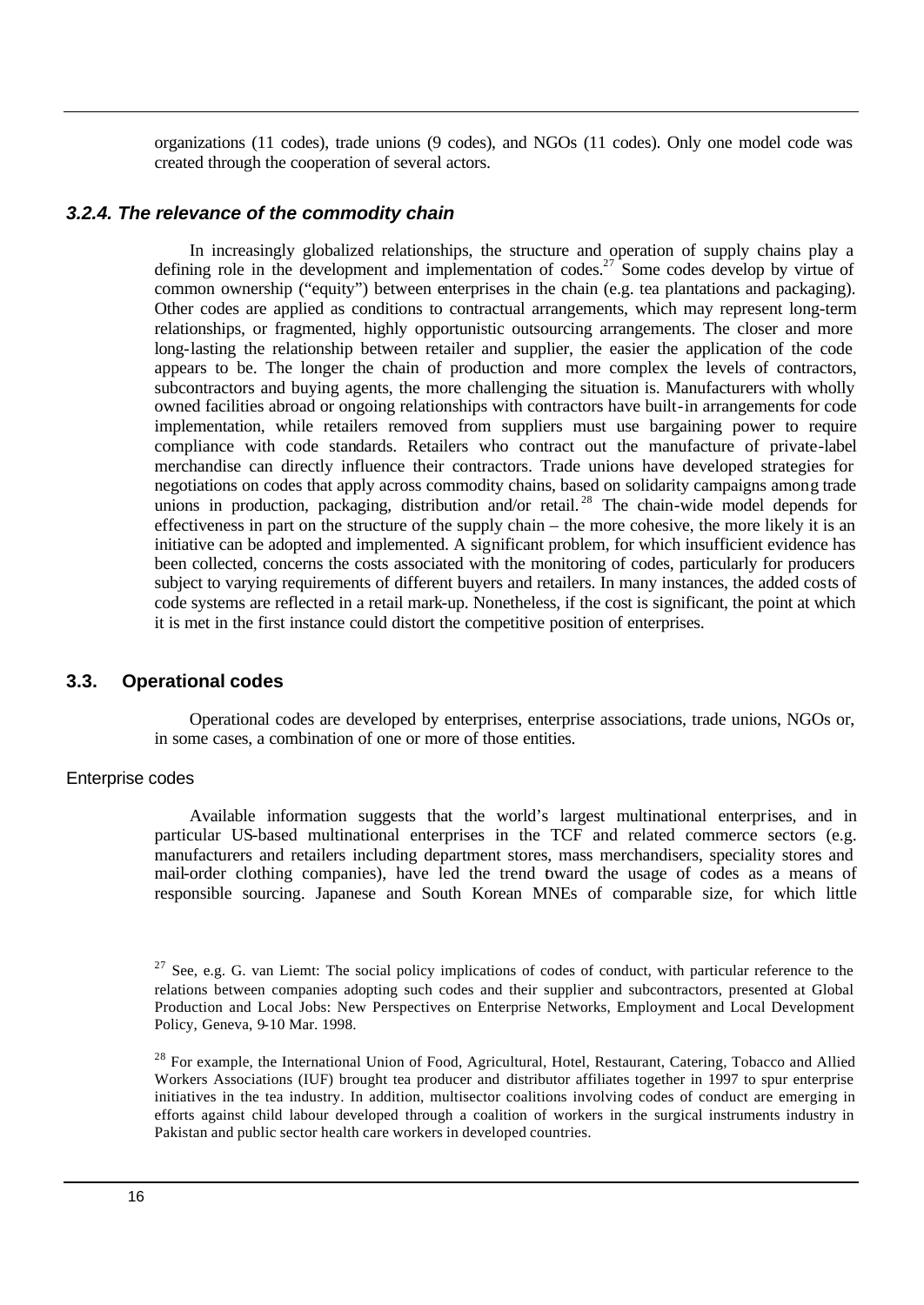organizations (11 codes), trade unions (9 codes), and NGOs (11 codes). Only one model code was created through the cooperation of several actors.

### *3.2.4. The relevance of the commodity chain*

In increasingly globalized relationships, the structure and operation of supply chains play a defining role in the development and implementation of codes.[27] Some codes develop by virtue of common ownership ("equity") between enterprises in the chain (e.g. tea plantations and packaging). Other codes are applied as conditions to contractual arrangements, which may represent long-term relationships, or fragmented, highly opportunistic outsourcing arrangements. The closer and more long-lasting the relationship between retailer and supplier, the easier the application of the code appears to be. The longer the chain of production and more complex the levels of contractors, subcontractors and buying agents, the more challenging the situation is. Manufacturers with wholly owned facilities abroad or ongoing relationships with contractors have built-in arrangements for code implementation, while retailers removed from suppliers must use bargaining power to require compliance with code standards. Retailers who contract out the manufacture of private-label merchandise can directly influence their contractors. Trade unions have developed strategies for negotiations on codes that apply across commodity chains, based on solidarity campaigns among trade unions in production, packaging, distribution and/or retail.[28] The chain-wide model depends for effectiveness in part on the structure of the supply chain – the more cohesive, the more likely it is an initiative can be adopted and implemented. A significant problem, for which insufficient evidence has been collected, concerns the costs associated with the monitoring of codes, particularly for producers subject to varying requirements of different buyers and retailers. In many instances, the added costs of code systems are reflected in a retail mark-up. Nonetheless, if the cost is significant, the point at which it is met in the first instance could distort the competitive position of enterprises.

## 3.3. Operational codes

Operational codes are developed by enterprises, enterprise associations, trade unions, NGOs or, in some cases, a combination of one or more of those entities.

#### Enterprise codes

Available information suggests that the world's largest multinational enterprises, and in particular US-based multinational enterprises in the TCF and related commerce sectors (e.g. manufacturers and retailers including department stores, mass merchandisers, speciality stores and mail-order clothing companies), have led the trend toward the usage of codes as a means of responsible sourcing. Japanese and South Korean MNEs of comparable size, for which little

---

[27] See, e.g. G. van Liemt: The social policy implications of codes of conduct, with particular reference to the relations between companies adopting such codes and their supplier and subcontractors, presented at Global Production and Local Jobs: New Perspectives on Enterprise Networks, Employment and Local Development Policy, Geneva, 9-10 Mar. 1998.

[28] For example, the International Union of Food, Agricultural, Hotel, Restaurant, Catering, Tobacco and Allied Workers Associations (IUF) brought tea producer and distributor affiliates together in 1997 to spur enterprise initiatives in the tea industry. In addition, multisector coalitions involving codes of conduct are emerging in efforts against child labour developed through a coalition of workers in the surgical instruments industry in Pakistan and public sector health care workers in developed countries.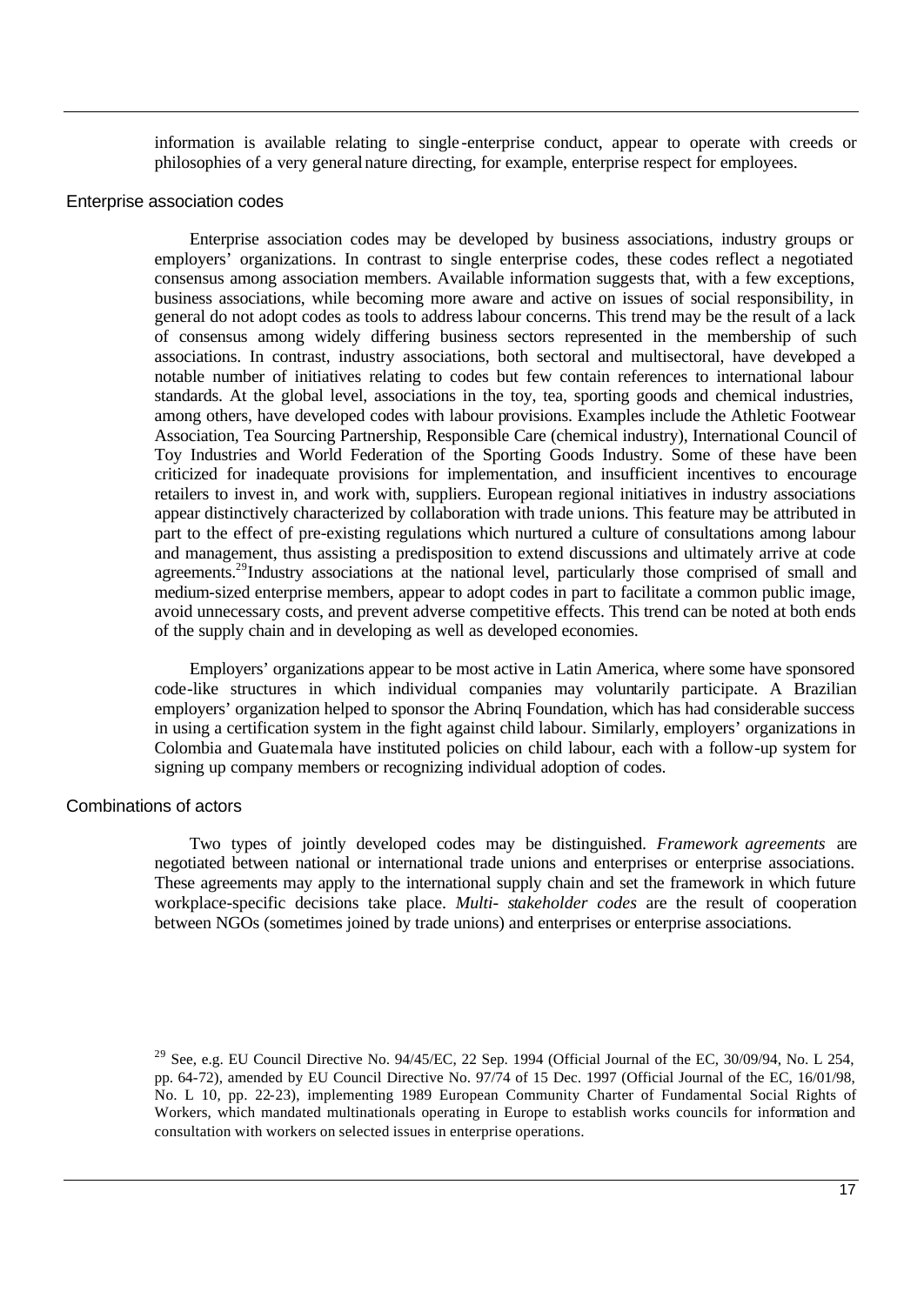information is available relating to single-enterprise conduct, appear to operate with creeds or philosophies of a very general nature directing, for example, enterprise respect for employees.

### Enterprise association codes

Enterprise association codes may be developed by business associations, industry groups or employers' organizations. In contrast to single enterprise codes, these codes reflect a negotiated consensus among association members. Available information suggests that, with a few exceptions, business associations, while becoming more aware and active on issues of social responsibility, in general do not adopt codes as tools to address labour concerns. This trend may be the result of a lack of consensus among widely differing business sectors represented in the membership of such associations. In contrast, industry associations, both sectoral and multisectoral, have developed a notable number of initiatives relating to codes but few contain references to international labour standards. At the global level, associations in the toy, tea, sporting goods and chemical industries, among others, have developed codes with labour provisions. Examples include the Athletic Footwear Association, Tea Sourcing Partnership, Responsible Care (chemical industry), International Council of Toy Industries and World Federation of the Sporting Goods Industry. Some of these have been criticized for inadequate provisions for implementation, and insufficient incentives to encourage retailers to invest in, and work with, suppliers. European regional initiatives in industry associations appear distinctively characterized by collaboration with trade unions. This feature may be attributed in part to the effect of pre-existing regulations which nurtured a culture of consultations among labour and management, thus assisting a predisposition to extend discussions and ultimately arrive at code agreements.[29] Industry associations at the national level, particularly those comprised of small and medium-sized enterprise members, appear to adopt codes in part to facilitate a common public image, avoid unnecessary costs, and prevent adverse competitive effects. This trend can be noted at both ends of the supply chain and in developing as well as developed economies.

Employers' organizations appear to be most active in Latin America, where some have sponsored code-like structures in which individual companies may voluntarily participate. A Brazilian employers' organization helped to sponsor the Abrinq Foundation, which has had considerable success in using a certification system in the fight against child labour. Similarly, employers' organizations in Colombia and Guatemala have instituted policies on child labour, each with a follow-up system for signing up company members or recognizing individual adoption of codes.

### Combinations of actors

Two types of jointly developed codes may be distinguished. *Framework agreements* are negotiated between national or international trade unions and enterprises or enterprise associations. These agreements may apply to the international supply chain and set the framework in which future workplace-specific decisions take place. *Multi- stakeholder codes* are the result of cooperation between NGOs (sometimes joined by trade unions) and enterprises or enterprise associations.

[29] See, e.g. EU Council Directive No. 94/45/EC, 22 Sep. 1994 (Official Journal of the EC, 30/09/94, No. L 254, pp. 64-72), amended by EU Council Directive No. 97/74 of 15 Dec. 1997 (Official Journal of the EC, 16/01/98, No. L 10, pp. 22-23), implementing 1989 European Community Charter of Fundamental Social Rights of Workers, which mandated multinationals operating in Europe to establish works councils for information and consultation with workers on selected issues in enterprise operations.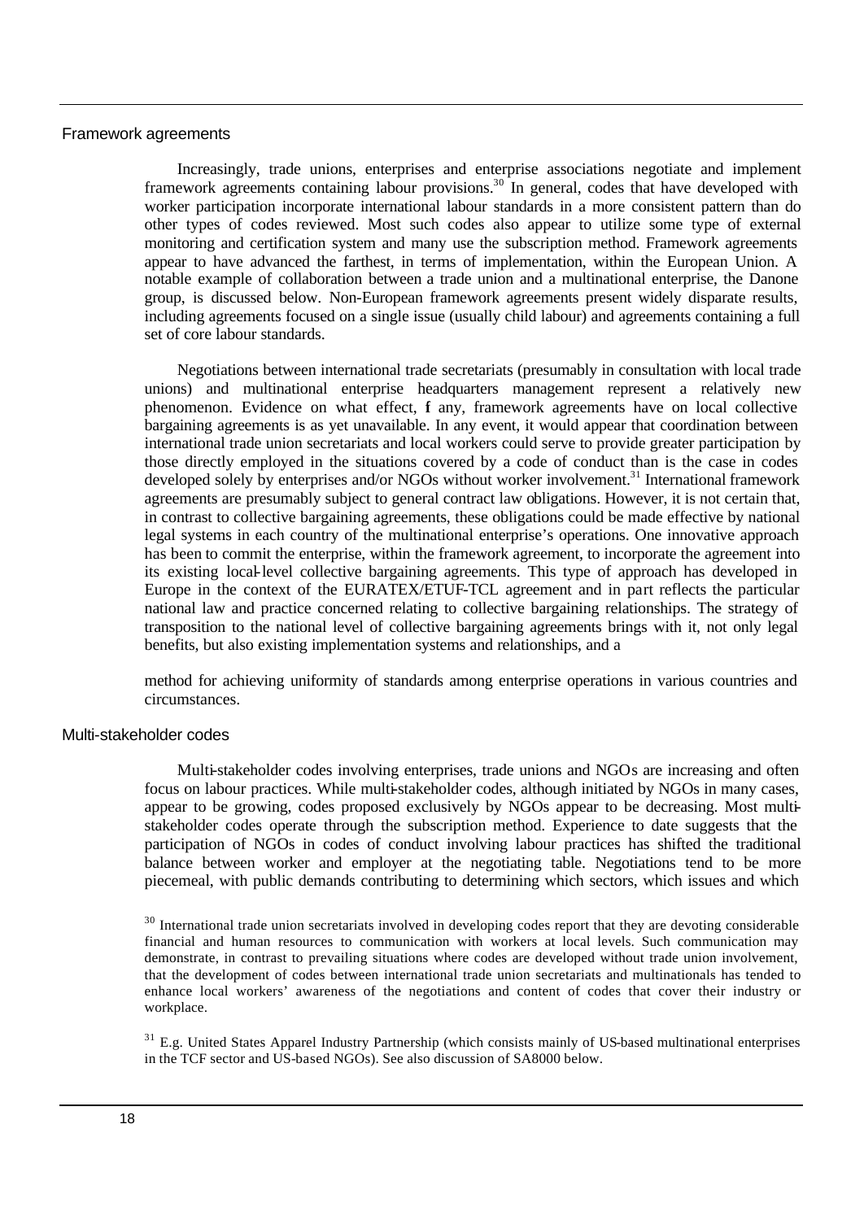## Framework agreements

Increasingly, trade unions, enterprises and enterprise associations negotiate and implement framework agreements containing labour provisions.[30] In general, codes that have developed with worker participation incorporate international labour standards in a more consistent pattern than do other types of codes reviewed. Most such codes also appear to utilize some type of external monitoring and certification system and many use the subscription method. Framework agreements appear to have advanced the farthest, in terms of implementation, within the European Union. A notable example of collaboration between a trade union and a multinational enterprise, the Danone group, is discussed below. Non-European framework agreements present widely disparate results, including agreements focused on a single issue (usually child labour) and agreements containing a full set of core labour standards.

Negotiations between international trade secretariats (presumably in consultation with local trade unions) and multinational enterprise headquarters management represent a relatively new phenomenon. Evidence on what effect, f any, framework agreements have on local collective bargaining agreements is as yet unavailable. In any event, it would appear that coordination between international trade union secretariats and local workers could serve to provide greater participation by those directly employed in the situations covered by a code of conduct than is the case in codes developed solely by enterprises and/or NGOs without worker involvement.[31] International framework agreements are presumably subject to general contract law obligations. However, it is not certain that, in contrast to collective bargaining agreements, these obligations could be made effective by national legal systems in each country of the multinational enterprise's operations. One innovative approach has been to commit the enterprise, within the framework agreement, to incorporate the agreement into its existing local-level collective bargaining agreements. This type of approach has developed in Europe in the context of the EURATEX/ETUF-TCL agreement and in part reflects the particular national law and practice concerned relating to collective bargaining relationships. The strategy of transposition to the national level of collective bargaining agreements brings with it, not only legal benefits, but also existing implementation systems and relationships, and a method for achieving uniformity of standards among enterprise operations in various countries and circumstances.

## Multi-stakeholder codes

Multi-stakeholder codes involving enterprises, trade unions and NGOs are increasing and often focus on labour practices. While multi-stakeholder codes, although initiated by NGOs in many cases, appear to be growing, codes proposed exclusively by NGOs appear to be decreasing. Most multi-stakeholder codes operate through the subscription method. Experience to date suggests that the participation of NGOs in codes of conduct involving labour practices has shifted the traditional balance between worker and employer at the negotiating table. Negotiations tend to be more piecemeal, with public demands contributing to determining which sectors, which issues and which

[30] International trade union secretariats involved in developing codes report that they are devoting considerable financial and human resources to communication with workers at local levels. Such communication may demonstrate, in contrast to prevailing situations where codes are developed without trade union involvement, that the development of codes between international trade union secretariats and multinationals has tended to enhance local workers' awareness of the negotiations and content of codes that cover their industry or workplace.

[31] E.g. United States Apparel Industry Partnership (which consists mainly of US-based multinational enterprises in the TCF sector and US-based NGOs). See also discussion of SA8000 below.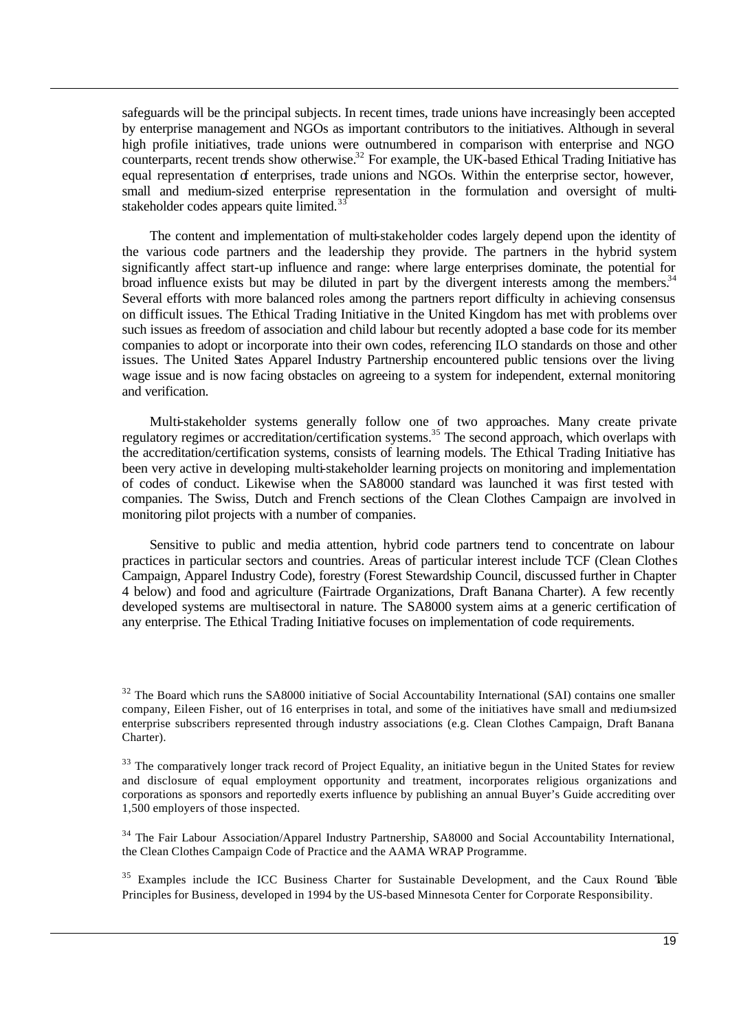safeguards will be the principal subjects. In recent times, trade unions have increasingly been accepted by enterprise management and NGOs as important contributors to the initiatives. Although in several high profile initiatives, trade unions were outnumbered in comparison with enterprise and NGO counterparts, recent trends show otherwise.[32] For example, the UK-based Ethical Trading Initiative has equal representation of enterprises, trade unions and NGOs. Within the enterprise sector, however, small and medium-sized enterprise representation in the formulation and oversight of multi-stakeholder codes appears quite limited.[33]

The content and implementation of multi-stakeholder codes largely depend upon the identity of the various code partners and the leadership they provide. The partners in the hybrid system significantly affect start-up influence and range: where large enterprises dominate, the potential for broad influence exists but may be diluted in part by the divergent interests among the members.[34] Several efforts with more balanced roles among the partners report difficulty in achieving consensus on difficult issues. The Ethical Trading Initiative in the United Kingdom has met with problems over such issues as freedom of association and child labour but recently adopted a base code for its member companies to adopt or incorporate into their own codes, referencing ILO standards on those and other issues. The United States Apparel Industry Partnership encountered public tensions over the living wage issue and is now facing obstacles on agreeing to a system for independent, external monitoring and verification.

Multi-stakeholder systems generally follow one of two approaches. Many create private regulatory regimes or accreditation/certification systems.[35] The second approach, which overlaps with the accreditation/certification systems, consists of learning models. The Ethical Trading Initiative has been very active in developing multi-stakeholder learning projects on monitoring and implementation of codes of conduct. Likewise when the SA8000 standard was launched it was first tested with companies. The Swiss, Dutch and French sections of the Clean Clothes Campaign are involved in monitoring pilot projects with a number of companies.

Sensitive to public and media attention, hybrid code partners tend to concentrate on labour practices in particular sectors and countries. Areas of particular interest include TCF (Clean Clothes Campaign, Apparel Industry Code), forestry (Forest Stewardship Council, discussed further in Chapter 4 below) and food and agriculture (Fairtrade Organizations, Draft Banana Charter). A few recently developed systems are multisectoral in nature. The SA8000 system aims at a generic certification of any enterprise. The Ethical Trading Initiative focuses on implementation of code requirements.

---

[32] The Board which runs the SA8000 initiative of Social Accountability International (SAI) contains one smaller company, Eileen Fisher, out of 16 enterprises in total, and some of the initiatives have small and medium-sized enterprise subscribers represented through industry associations (e.g. Clean Clothes Campaign, Draft Banana Charter).

[33] The comparatively longer track record of Project Equality, an initiative begun in the United States for review and disclosure of equal employment opportunity and treatment, incorporates religious organizations and corporations as sponsors and reportedly exerts influence by publishing an annual Buyer's Guide accrediting over 1,500 employers of those inspected.

[34] The Fair Labour Association/Apparel Industry Partnership, SA8000 and Social Accountability International, the Clean Clothes Campaign Code of Practice and the AAMA WRAP Programme.

[35] Examples include the ICC Business Charter for Sustainable Development, and the Caux Round Table Principles for Business, developed in 1994 by the US-based Minnesota Center for Corporate Responsibility.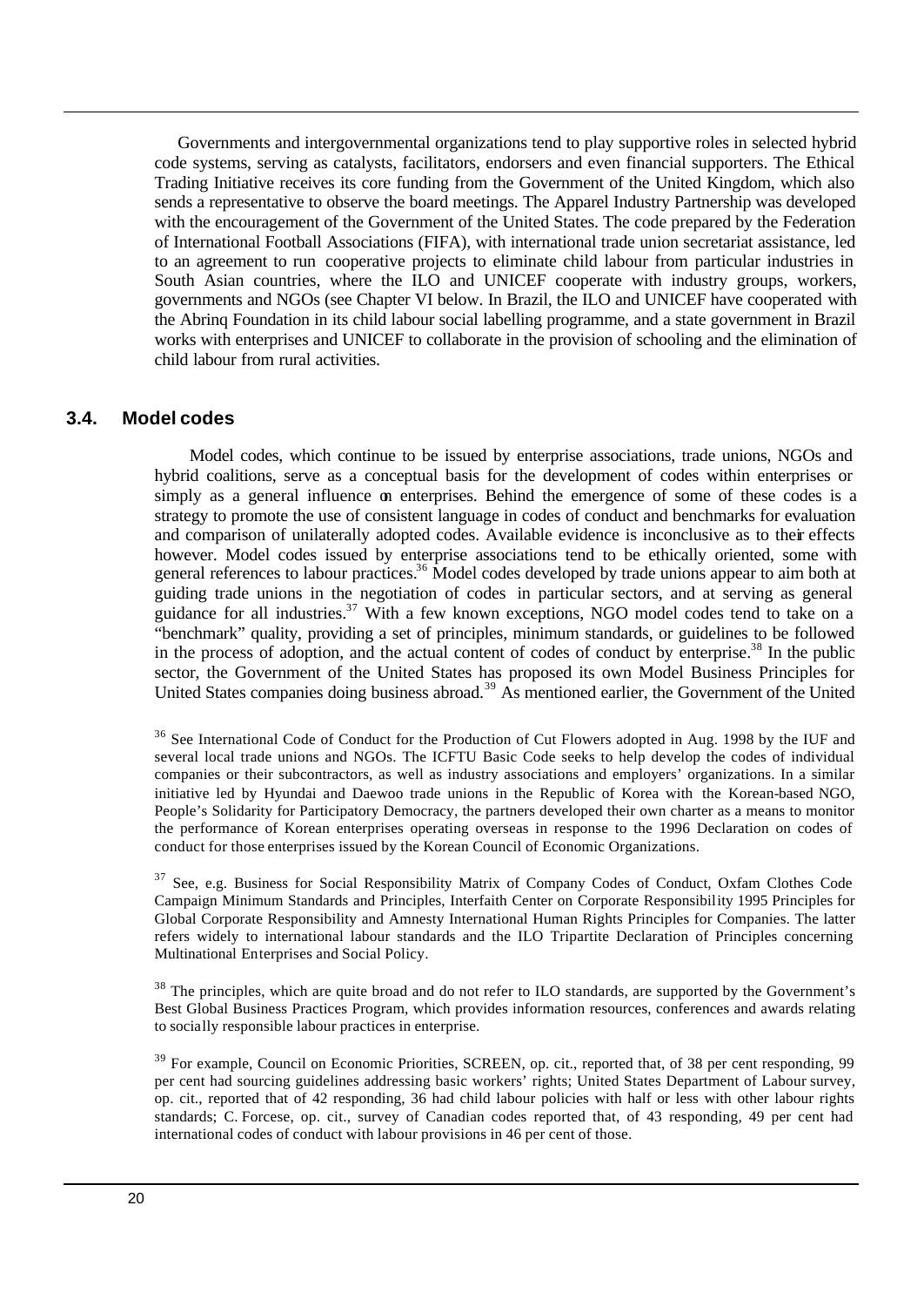Governments and intergovernmental organizations tend to play supportive roles in selected hybrid code systems, serving as catalysts, facilitators, endorsers and even financial supporters. The Ethical Trading Initiative receives its core funding from the Government of the United Kingdom, which also sends a representative to observe the board meetings. The Apparel Industry Partnership was developed with the encouragement of the Government of the United States. The code prepared by the Federation of International Football Associations (FIFA), with international trade union secretariat assistance, led to an agreement to run cooperative projects to eliminate child labour from particular industries in South Asian countries, where the ILO and UNICEF cooperate with industry groups, workers, governments and NGOs (see Chapter VI below. In Brazil, the ILO and UNICEF have cooperated with the Abrinq Foundation in its child labour social labelling programme, and a state government in Brazil works with enterprises and UNICEF to collaborate in the provision of schooling and the elimination of child labour from rural activities.

### 3.4. Model codes

Model codes, which continue to be issued by enterprise associations, trade unions, NGOs and hybrid coalitions, serve as a conceptual basis for the development of codes within enterprises or simply as a general influence on enterprises. Behind the emergence of some of these codes is a strategy to promote the use of consistent language in codes of conduct and benchmarks for evaluation and comparison of unilaterally adopted codes. Available evidence is inconclusive as to their effects however. Model codes issued by enterprise associations tend to be ethically oriented, some with general references to labour practices.[36] Model codes developed by trade unions appear to aim both at guiding trade unions in the negotiation of codes in particular sectors, and at serving as general guidance for all industries.[37] With a few known exceptions, NGO model codes tend to take on a "benchmark" quality, providing a set of principles, minimum standards, or guidelines to be followed in the process of adoption, and the actual content of codes of conduct by enterprise.[38] In the public sector, the Government of the United States has proposed its own Model Business Principles for United States companies doing business abroad.[39] As mentioned earlier, the Government of the United

[36] See International Code of Conduct for the Production of Cut Flowers adopted in Aug. 1998 by the IUF and several local trade unions and NGOs. The ICFTU Basic Code seeks to help develop the codes of individual companies or their subcontractors, as well as industry associations and employers' organizations. In a similar initiative led by Hyundai and Daewoo trade unions in the Republic of Korea with the Korean-based NGO, People's Solidarity for Participatory Democracy, the partners developed their own charter as a means to monitor the performance of Korean enterprises operating overseas in response to the 1996 Declaration on codes of conduct for those enterprises issued by the Korean Council of Economic Organizations.

[37] See, e.g. Business for Social Responsibility Matrix of Company Codes of Conduct, Oxfam Clothes Code Campaign Minimum Standards and Principles, Interfaith Center on Corporate Responsibility 1995 Principles for Global Corporate Responsibility and Amnesty International Human Rights Principles for Companies. The latter refers widely to international labour standards and the ILO Tripartite Declaration of Principles concerning Multinational Enterprises and Social Policy.

[38] The principles, which are quite broad and do not refer to ILO standards, are supported by the Government's Best Global Business Practices Program, which provides information resources, conferences and awards relating to socially responsible labour practices in enterprise.

[39] For example, Council on Economic Priorities, SCREEN, op. cit., reported that, of 38 per cent responding, 99 per cent had sourcing guidelines addressing basic workers' rights; United States Department of Labour survey, op. cit., reported that of 42 responding, 36 had child labour policies with half or less with other labour rights standards; C. Forcese, op. cit., survey of Canadian codes reported that, of 43 responding, 49 per cent had international codes of conduct with labour provisions in 46 per cent of those.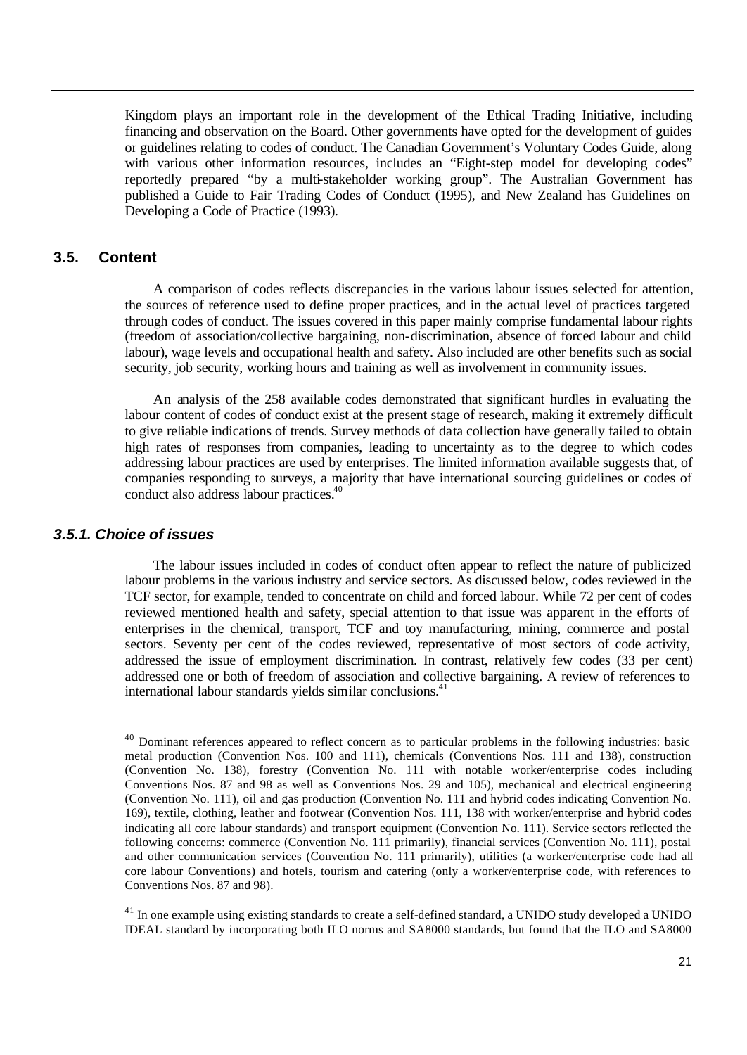Kingdom plays an important role in the development of the Ethical Trading Initiative, including financing and observation on the Board. Other governments have opted for the development of guides or guidelines relating to codes of conduct. The Canadian Government's Voluntary Codes Guide, along with various other information resources, includes an "Eight-step model for developing codes" reportedly prepared "by a multi-stakeholder working group". The Australian Government has published a Guide to Fair Trading Codes of Conduct (1995), and New Zealand has Guidelines on Developing a Code of Practice (1993).

## 3.5. Content

A comparison of codes reflects discrepancies in the various labour issues selected for attention, the sources of reference used to define proper practices, and in the actual level of practices targeted through codes of conduct. The issues covered in this paper mainly comprise fundamental labour rights (freedom of association/collective bargaining, non-discrimination, absence of forced labour and child labour), wage levels and occupational health and safety. Also included are other benefits such as social security, job security, working hours and training as well as involvement in community issues.

An analysis of the 258 available codes demonstrated that significant hurdles in evaluating the labour content of codes of conduct exist at the present stage of research, making it extremely difficult to give reliable indications of trends. Survey methods of data collection have generally failed to obtain high rates of responses from companies, leading to uncertainty as to the degree to which codes addressing labour practices are used by enterprises. The limited information available suggests that, of companies responding to surveys, a majority that have international sourcing guidelines or codes of conduct also address labour practices.[40]

### *3.5.1. Choice of issues*

The labour issues included in codes of conduct often appear to reflect the nature of publicized labour problems in the various industry and service sectors. As discussed below, codes reviewed in the TCF sector, for example, tended to concentrate on child and forced labour. While 72 per cent of codes reviewed mentioned health and safety, special attention to that issue was apparent in the efforts of enterprises in the chemical, transport, TCF and toy manufacturing, mining, commerce and postal sectors. Seventy per cent of the codes reviewed, representative of most sectors of code activity, addressed the issue of employment discrimination. In contrast, relatively few codes (33 per cent) addressed one or both of freedom of association and collective bargaining. A review of references to international labour standards yields similar conclusions.[41]

[40] Dominant references appeared to reflect concern as to particular problems in the following industries: basic metal production (Convention Nos. 100 and 111), chemicals (Conventions Nos. 111 and 138), construction (Convention No. 138), forestry (Convention No. 111 with notable worker/enterprise codes including Conventions Nos. 87 and 98 as well as Conventions Nos. 29 and 105), mechanical and electrical engineering (Convention No. 111), oil and gas production (Convention No. 111 and hybrid codes indicating Convention No. 169), textile, clothing, leather and footwear (Convention Nos. 111, 138 with worker/enterprise and hybrid codes indicating all core labour standards) and transport equipment (Convention No. 111). Service sectors reflected the following concerns: commerce (Convention No. 111 primarily), financial services (Convention No. 111), postal and other communication services (Convention No. 111 primarily), utilities (a worker/enterprise code had all core labour Conventions) and hotels, tourism and catering (only a worker/enterprise code, with references to Conventions Nos. 87 and 98).

[41] In one example using existing standards to create a self-defined standard, a UNIDO study developed a UNIDO IDEAL standard by incorporating both ILO norms and SA8000 standards, but found that the ILO and SA8000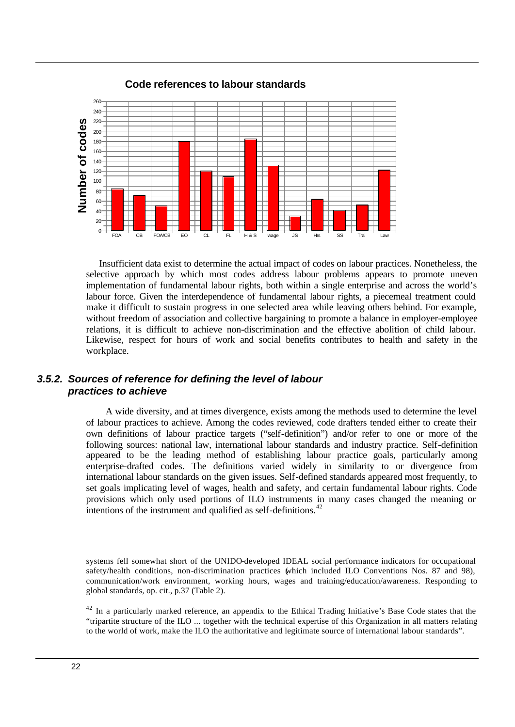**Code references to labour standards**

Insufficient data exist to determine the actual impact of codes on labour practices. Nonetheless, the selective approach by which most codes address labour problems appears to promote uneven implementation of fundamental labour rights, both within a single enterprise and across the world's labour force. Given the interdependence of fundamental labour rights, a piecemeal treatment could make it difficult to sustain progress in one selected area while leaving others behind. For example, without freedom of association and collective bargaining to promote a balance in employer-employee relations, it is difficult to achieve non-discrimination and the effective abolition of child labour. Likewise, respect for hours of work and social benefits contributes to health and safety in the workplace.

### 3.5.2. Sources of reference for defining the level of labour practices to achieve

A wide diversity, and at times divergence, exists among the methods used to determine the level of labour practices to achieve. Among the codes reviewed, code drafters tended either to create their own definitions of labour practice targets ("self-definition") and/or refer to one or more of the following sources: national law, international labour standards and industry practice. Self-definition appeared to be the leading method of establishing labour practice goals, particularly among enterprise-drafted codes. The definitions varied widely in similarity to or divergence from international labour standards on the given issues. Self-defined standards appeared most frequently, to set goals implicating level of wages, health and safety, and certain fundamental labour rights. Code provisions which only used portions of ILO instruments in many cases changed the meaning or intentions of the instrument and qualified as self-definitions.[42]

---

systems fell somewhat short of the UNIDO-developed IDEAL social performance indicators for occupational safety/health conditions, non-discrimination practices (which included ILO Conventions Nos. 87 and 98), communication/work environment, working hours, wages and training/education/awareness. Responding to global standards, op. cit., p.37 (Table 2).

[42] In a particularly marked reference, an appendix to the Ethical Trading Initiative's Base Code states that the "tripartite structure of the ILO ... together with the technical expertise of this Organization in all matters relating to the world of work, make the ILO the authoritative and legitimate source of international labour standards".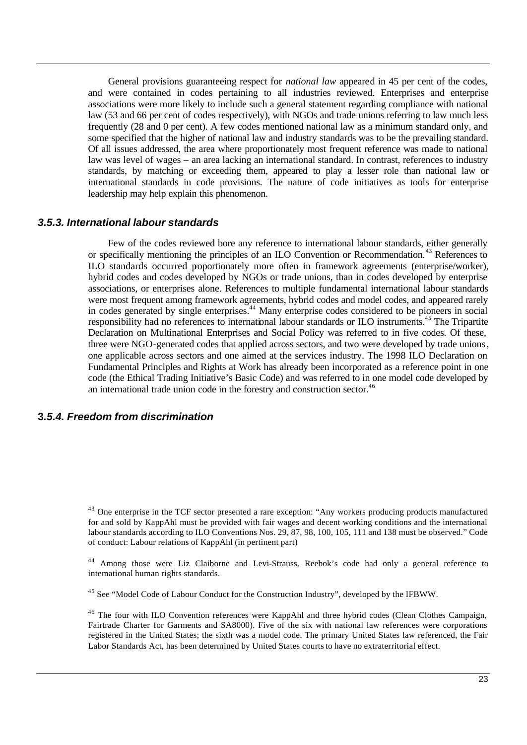General provisions guaranteeing respect for *national law* appeared in 45 per cent of the codes, and were contained in codes pertaining to all industries reviewed. Enterprises and enterprise associations were more likely to include such a general statement regarding compliance with national law (53 and 66 per cent of codes respectively), with NGOs and trade unions referring to law much less frequently (28 and 0 per cent). A few codes mentioned national law as a minimum standard only, and some specified that the higher of national law and industry standards was to be the prevailing standard. Of all issues addressed, the area where proportionately most frequent reference was made to national law was level of wages – an area lacking an international standard. In contrast, references to industry standards, by matching or exceeding them, appeared to play a lesser role than national law or international standards in code provisions. The nature of code initiatives as tools for enterprise leadership may help explain this phenomenon.

### 3.5.3. International labour standards

Few of the codes reviewed bore any reference to international labour standards, either generally or specifically mentioning the principles of an ILO Convention or Recommendation.[43] References to ILO standards occurred proportionately more often in framework agreements (enterprise/worker), hybrid codes and codes developed by NGOs or trade unions, than in codes developed by enterprise associations, or enterprises alone. References to multiple fundamental international labour standards were most frequent among framework agreements, hybrid codes and model codes, and appeared rarely in codes generated by single enterprises.[44] Many enterprise codes considered to be pioneers in social responsibility had no references to international labour standards or ILO instruments.[45] The Tripartite Declaration on Multinational Enterprises and Social Policy was referred to in five codes. Of these, three were NGO-generated codes that applied across sectors, and two were developed by trade unions, one applicable across sectors and one aimed at the services industry. The 1998 ILO Declaration on Fundamental Principles and Rights at Work has already been incorporated as a reference point in one code (the Ethical Trading Initiative's Basic Code) and was referred to in one model code developed by an international trade union code in the forestry and construction sector.[46]

### 3.5.4. Freedom from discrimination

[43] One enterprise in the TCF sector presented a rare exception: "Any workers producing products manufactured for and sold by KappAhl must be provided with fair wages and decent working conditions and the international labour standards according to ILO Conventions Nos. 29, 87, 98, 100, 105, 111 and 138 must be observed." Code of conduct: Labour relations of KappAhl (in pertinent part)

[44] Among those were Liz Claiborne and Levi-Strauss. Reebok's code had only a general reference to international human rights standards.

[45] See "Model Code of Labour Conduct for the Construction Industry", developed by the IFBWW.

[46] The four with ILO Convention references were KappAhl and three hybrid codes (Clean Clothes Campaign, Fairtrade Charter for Garments and SA8000). Five of the six with national law references were corporations registered in the United States; the sixth was a model code. The primary United States law referenced, the Fair Labor Standards Act, has been determined by United States courts to have no extraterritorial effect.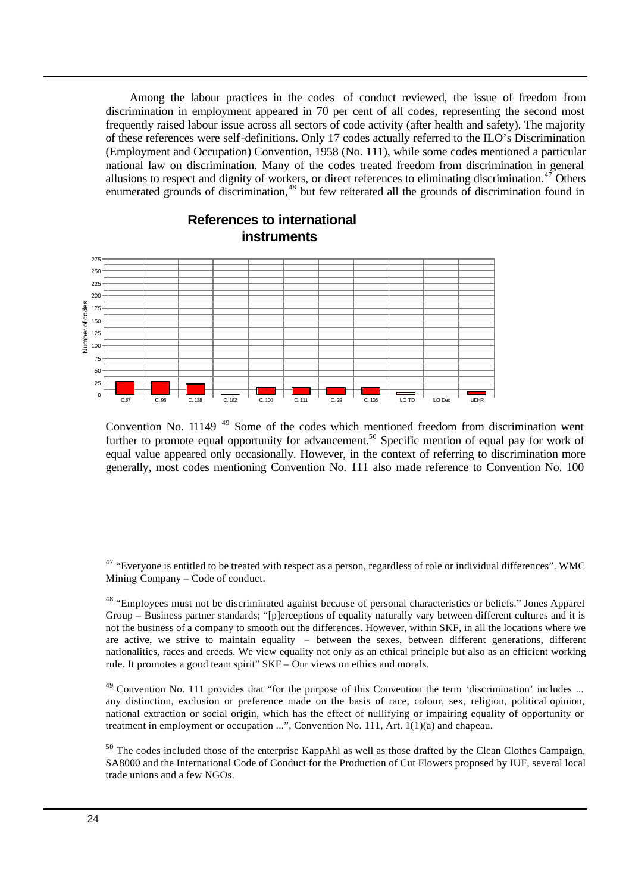Among the labour practices in the codes of conduct reviewed, the issue of freedom from discrimination in employment appeared in 70 per cent of all codes, representing the second most frequently raised labour issue across all sectors of code activity (after health and safety). The majority of these references were self-definitions. Only 17 codes actually referred to the ILO's Discrimination (Employment and Occupation) Convention, 1958 (No. 111), while some codes mentioned a particular national law on discrimination. Many of the codes treated freedom from discrimination in general allusions to respect and dignity of workers, or direct references to eliminating discrimination.[47] Others enumerated grounds of discrimination,[48] but few reiterated all the grounds of discrimination found in Convention No. 111[49] Some of the codes which mentioned freedom from discrimination went further to promote equal opportunity for advancement.[50] Specific mention of equal pay for work of equal value appeared only occasionally. However, in the context of referring to discrimination more generally, most codes mentioning Convention No. 111 also made reference to Convention No. 100

**References to international instruments**

| Instrument | Number of codes (approx.) |
| --- | --- |
| C.87 | 28 |
| C. 98 | 28 |
| C. 138 | 23 |
| C. 182 | 2 |
| C. 100 | 15 |
| C. 111 | 15 |
| C. 29 | 15 |
| C. 105 | 15 |
| ILO TD | 4 |
| ILO Dec | 0 |
| UDHR | 8 |

[47] "Everyone is entitled to be treated with respect as a person, regardless of role or individual differences". WMC Mining Company – Code of conduct.

[48] "Employees must not be discriminated against because of personal characteristics or beliefs." Jones Apparel Group – Business partner standards; "[p]erceptions of equality naturally vary between different cultures and it is not the business of a company to smooth out the differences. However, within SKF, in all the locations where we are active, we strive to maintain equality – between the sexes, between different generations, different nationalities, races and creeds. We view equality not only as an ethical principle but also as an efficient working rule. It promotes a good team spirit" SKF – Our views on ethics and morals.

[49] Convention No. 111 provides that "for the purpose of this Convention the term 'discrimination' includes ... any distinction, exclusion or preference made on the basis of race, colour, sex, religion, political opinion, national extraction or social origin, which has the effect of nullifying or impairing equality of opportunity or treatment in employment or occupation ...", Convention No. 111, Art. 1(1)(a) and chapeau.

[50] The codes included those of the enterprise KappAhl as well as those drafted by the Clean Clothes Campaign, SA8000 and the International Code of Conduct for the Production of Cut Flowers proposed by IUF, several local trade unions and a few NGOs.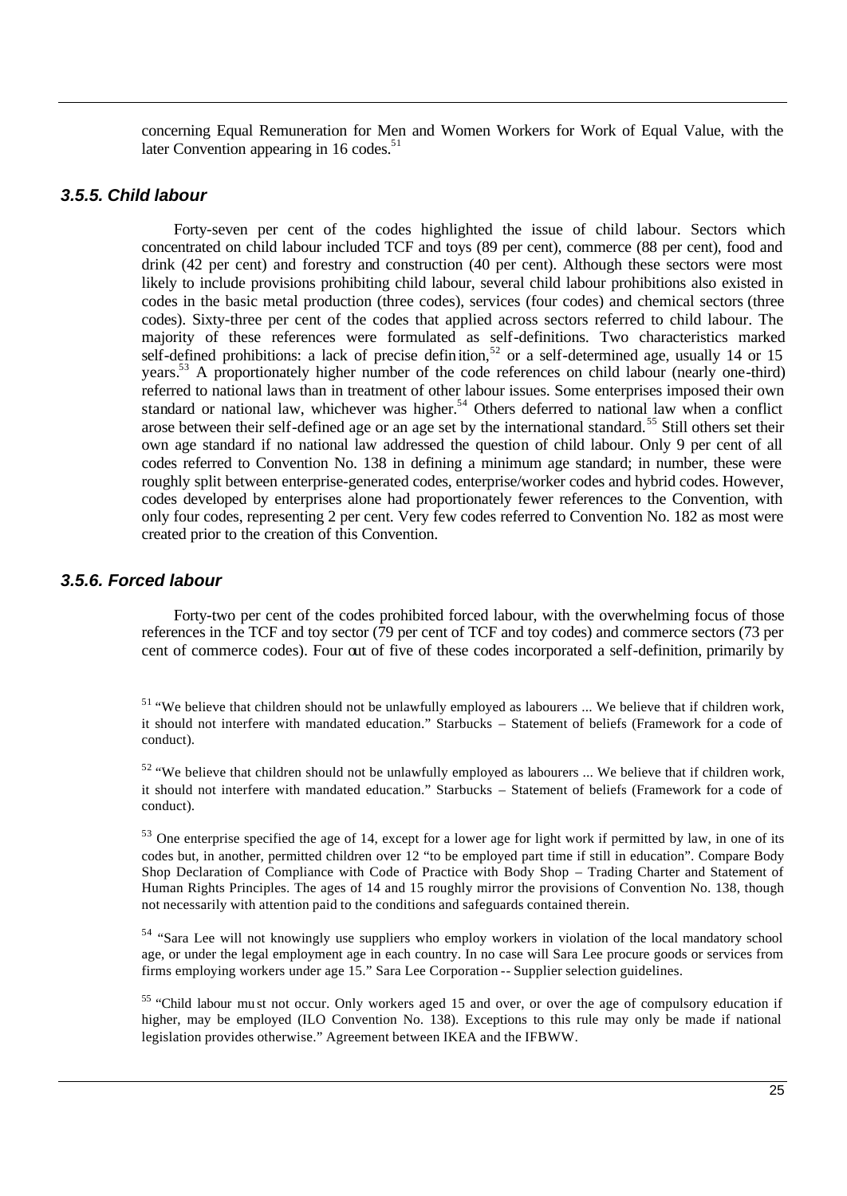concerning Equal Remuneration for Men and Women Workers for Work of Equal Value, with the later Convention appearing in 16 codes.[51]

### *3.5.5. Child labour*

Forty-seven per cent of the codes highlighted the issue of child labour. Sectors which concentrated on child labour included TCF and toys (89 per cent), commerce (88 per cent), food and drink (42 per cent) and forestry and construction (40 per cent). Although these sectors were most likely to include provisions prohibiting child labour, several child labour prohibitions also existed in codes in the basic metal production (three codes), services (four codes) and chemical sectors (three codes). Sixty-three per cent of the codes that applied across sectors referred to child labour. The majority of these references were formulated as self-definitions. Two characteristics marked self-defined prohibitions: a lack of precise definition,[52] or a self-determined age, usually 14 or 15 years.[53] A proportionately higher number of the code references on child labour (nearly one-third) referred to national laws than in treatment of other labour issues. Some enterprises imposed their own standard or national law, whichever was higher.[54] Others deferred to national law when a conflict arose between their self-defined age or an age set by the international standard.[55] Still others set their own age standard if no national law addressed the question of child labour. Only 9 per cent of all codes referred to Convention No. 138 in defining a minimum age standard; in number, these were roughly split between enterprise-generated codes, enterprise/worker codes and hybrid codes. However, codes developed by enterprises alone had proportionately fewer references to the Convention, with only four codes, representing 2 per cent. Very few codes referred to Convention No. 182 as most were created prior to the creation of this Convention.

### *3.5.6. Forced labour*

Forty-two per cent of the codes prohibited forced labour, with the overwhelming focus of those references in the TCF and toy sector (79 per cent of TCF and toy codes) and commerce sectors (73 per cent of commerce codes). Four out of five of these codes incorporated a self-definition, primarily by

[51] "We believe that children should not be unlawfully employed as labourers ... We believe that if children work, it should not interfere with mandated education." Starbucks – Statement of beliefs (Framework for a code of conduct).

[52] "We believe that children should not be unlawfully employed as labourers ... We believe that if children work, it should not interfere with mandated education." Starbucks – Statement of beliefs (Framework for a code of conduct).

[53] One enterprise specified the age of 14, except for a lower age for light work if permitted by law, in one of its codes but, in another, permitted children over 12 "to be employed part time if still in education". Compare Body Shop Declaration of Compliance with Code of Practice with Body Shop – Trading Charter and Statement of Human Rights Principles. The ages of 14 and 15 roughly mirror the provisions of Convention No. 138, though not necessarily with attention paid to the conditions and safeguards contained therein.

[54] "Sara Lee will not knowingly use suppliers who employ workers in violation of the local mandatory school age, or under the legal employment age in each country. In no case will Sara Lee procure goods or services from firms employing workers under age 15." Sara Lee Corporation -- Supplier selection guidelines.

[55] "Child labour must not occur. Only workers aged 15 and over, or over the age of compulsory education if higher, may be employed (ILO Convention No. 138). Exceptions to this rule may only be made if national legislation provides otherwise." Agreement between IKEA and the IFBWW.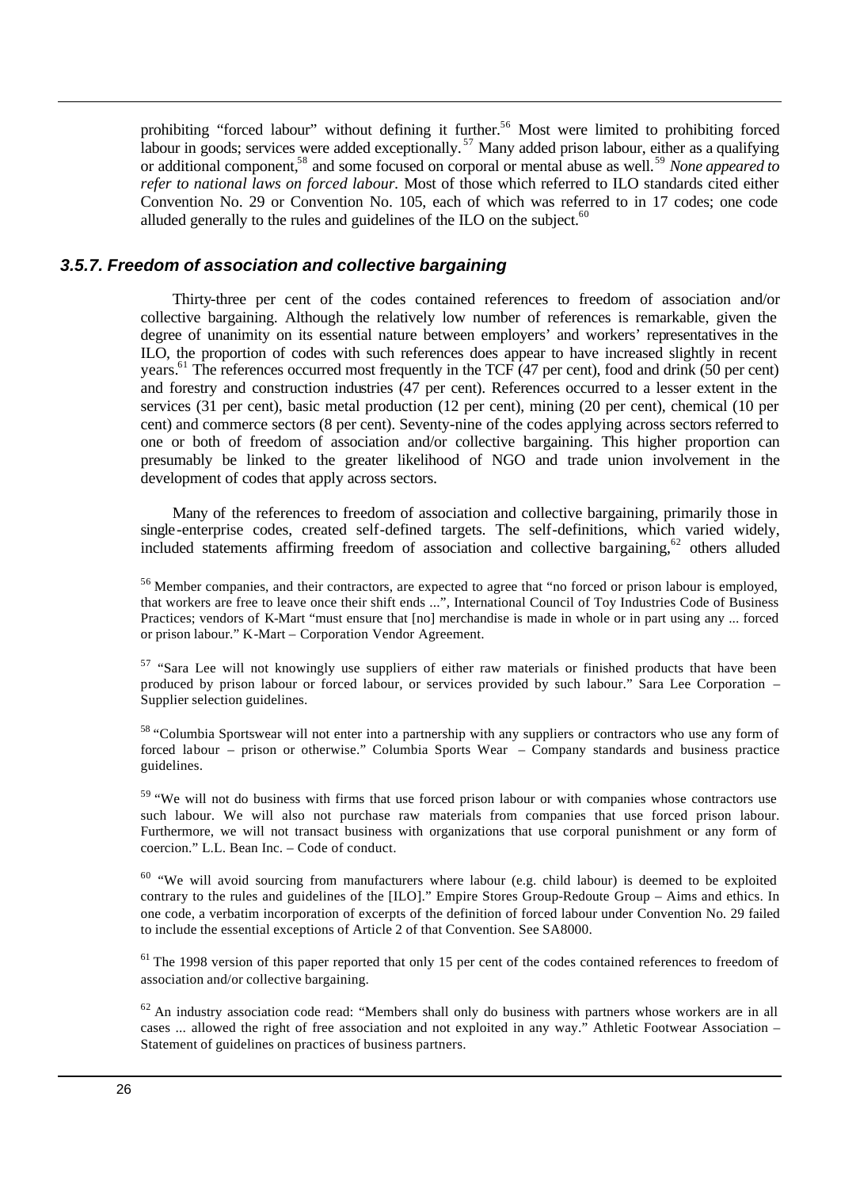prohibiting "forced labour" without defining it further.[56] Most were limited to prohibiting forced labour in goods; services were added exceptionally.[57] Many added prison labour, either as a qualifying or additional component,[58] and some focused on corporal or mental abuse as well.[59] *None appeared to refer to national laws on forced labour.* Most of those which referred to ILO standards cited either Convention No. 29 or Convention No. 105, each of which was referred to in 17 codes; one code alluded generally to the rules and guidelines of the ILO on the subject.[60]

### 3.5.7. Freedom of association and collective bargaining

Thirty-three per cent of the codes contained references to freedom of association and/or collective bargaining. Although the relatively low number of references is remarkable, given the degree of unanimity on its essential nature between employers' and workers' representatives in the ILO, the proportion of codes with such references does appear to have increased slightly in recent years.[61] The references occurred most frequently in the TCF (47 per cent), food and drink (50 per cent) and forestry and construction industries (47 per cent). References occurred to a lesser extent in the services (31 per cent), basic metal production (12 per cent), mining (20 per cent), chemical (10 per cent) and commerce sectors (8 per cent). Seventy-nine of the codes applying across sectors referred to one or both of freedom of association and/or collective bargaining. This higher proportion can presumably be linked to the greater likelihood of NGO and trade union involvement in the development of codes that apply across sectors.

Many of the references to freedom of association and collective bargaining, primarily those in single-enterprise codes, created self-defined targets. The self-definitions, which varied widely, included statements affirming freedom of association and collective bargaining,[62] others alluded

[56] Member companies, and their contractors, are expected to agree that "no forced or prison labour is employed, that workers are free to leave once their shift ends ...", International Council of Toy Industries Code of Business Practices; vendors of K-Mart "must ensure that [no] merchandise is made in whole or in part using any ... forced or prison labour." K-Mart – Corporation Vendor Agreement.

[57] "Sara Lee will not knowingly use suppliers of either raw materials or finished products that have been produced by prison labour or forced labour, or services provided by such labour." Sara Lee Corporation – Supplier selection guidelines.

[58] "Columbia Sportswear will not enter into a partnership with any suppliers or contractors who use any form of forced labour – prison or otherwise." Columbia Sports Wear – Company standards and business practice guidelines.

[59] "We will not do business with firms that use forced prison labour or with companies whose contractors use such labour. We will also not purchase raw materials from companies that use forced prison labour. Furthermore, we will not transact business with organizations that use corporal punishment or any form of coercion." L.L. Bean Inc. – Code of conduct.

[60] "We will avoid sourcing from manufacturers where labour (e.g. child labour) is deemed to be exploited contrary to the rules and guidelines of the [ILO]." Empire Stores Group-Redoute Group – Aims and ethics. In one code, a verbatim incorporation of excerpts of the definition of forced labour under Convention No. 29 failed to include the essential exceptions of Article 2 of that Convention. See SA8000.

[61] The 1998 version of this paper reported that only 15 per cent of the codes contained references to freedom of association and/or collective bargaining.

[62] An industry association code read: "Members shall only do business with partners whose workers are in all cases ... allowed the right of free association and not exploited in any way." Athletic Footwear Association – Statement of guidelines on practices of business partners.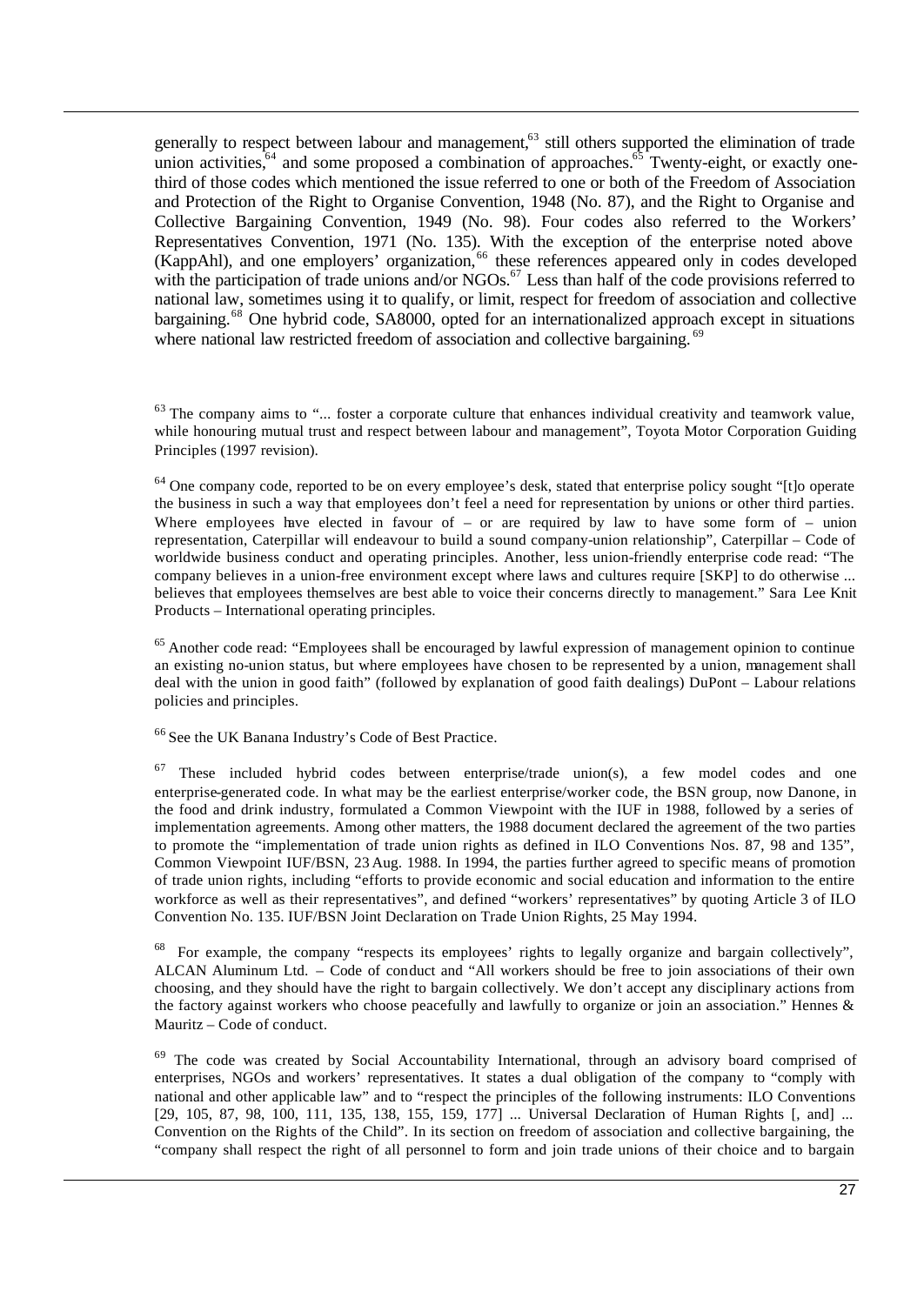generally to respect between labour and management,[63] still others supported the elimination of trade union activities,[64] and some proposed a combination of approaches.[65] Twenty-eight, or exactly one-third of those codes which mentioned the issue referred to one or both of the Freedom of Association and Protection of the Right to Organise Convention, 1948 (No. 87), and the Right to Organise and Collective Bargaining Convention, 1949 (No. 98). Four codes also referred to the Workers' Representatives Convention, 1971 (No. 135). With the exception of the enterprise noted above (KappAhl), and one employers' organization,[66] these references appeared only in codes developed with the participation of trade unions and/or NGOs.[67] Less than half of the code provisions referred to national law, sometimes using it to qualify, or limit, respect for freedom of association and collective bargaining.[68] One hybrid code, SA8000, opted for an internationalized approach except in situations where national law restricted freedom of association and collective bargaining.[69]

---

[63] The company aims to "... foster a corporate culture that enhances individual creativity and teamwork value, while honouring mutual trust and respect between labour and management", Toyota Motor Corporation Guiding Principles (1997 revision).

[64] One company code, reported to be on every employee's desk, stated that enterprise policy sought "[t]o operate the business in such a way that employees don't feel a need for representation by unions or other third parties. Where employees have elected in favour of – or are required by law to have some form of – union representation, Caterpillar will endeavour to build a sound company-union relationship", Caterpillar – Code of worldwide business conduct and operating principles. Another, less union-friendly enterprise code read: "The company believes in a union-free environment except where laws and cultures require [SKP] to do otherwise ... believes that employees themselves are best able to voice their concerns directly to management." Sara Lee Knit Products – International operating principles.

[65] Another code read: "Employees shall be encouraged by lawful expression of management opinion to continue an existing no-union status, but where employees have chosen to be represented by a union, management shall deal with the union in good faith" (followed by explanation of good faith dealings) DuPont – Labour relations policies and principles.

[66] See the UK Banana Industry's Code of Best Practice.

[67] These included hybrid codes between enterprise/trade union(s), a few model codes and one enterprise-generated code. In what may be the earliest enterprise/worker code, the BSN group, now Danone, in the food and drink industry, formulated a Common Viewpoint with the IUF in 1988, followed by a series of implementation agreements. Among other matters, the 1988 document declared the agreement of the two parties to promote the "implementation of trade union rights as defined in ILO Conventions Nos. 87, 98 and 135", Common Viewpoint IUF/BSN, 23 Aug. 1988. In 1994, the parties further agreed to specific means of promotion of trade union rights, including "efforts to provide economic and social education and information to the entire workforce as well as their representatives", and defined "workers' representatives" by quoting Article 3 of ILO Convention No. 135. IUF/BSN Joint Declaration on Trade Union Rights, 25 May 1994.

[68] For example, the company "respects its employees' rights to legally organize and bargain collectively", ALCAN Aluminum Ltd. – Code of conduct and "All workers should be free to join associations of their own choosing, and they should have the right to bargain collectively. We don't accept any disciplinary actions from the factory against workers who choose peacefully and lawfully to organize or join an association." Hennes & Mauritz – Code of conduct.

[69] The code was created by Social Accountability International, through an advisory board comprised of enterprises, NGOs and workers' representatives. It states a dual obligation of the company to "comply with national and other applicable law" and to "respect the principles of the following instruments: ILO Conventions [29, 105, 87, 98, 100, 111, 135, 138, 155, 159, 177] ... Universal Declaration of Human Rights [, and] ... Convention on the Rights of the Child". In its section on freedom of association and collective bargaining, the "company shall respect the right of all personnel to form and join trade unions of their choice and to bargain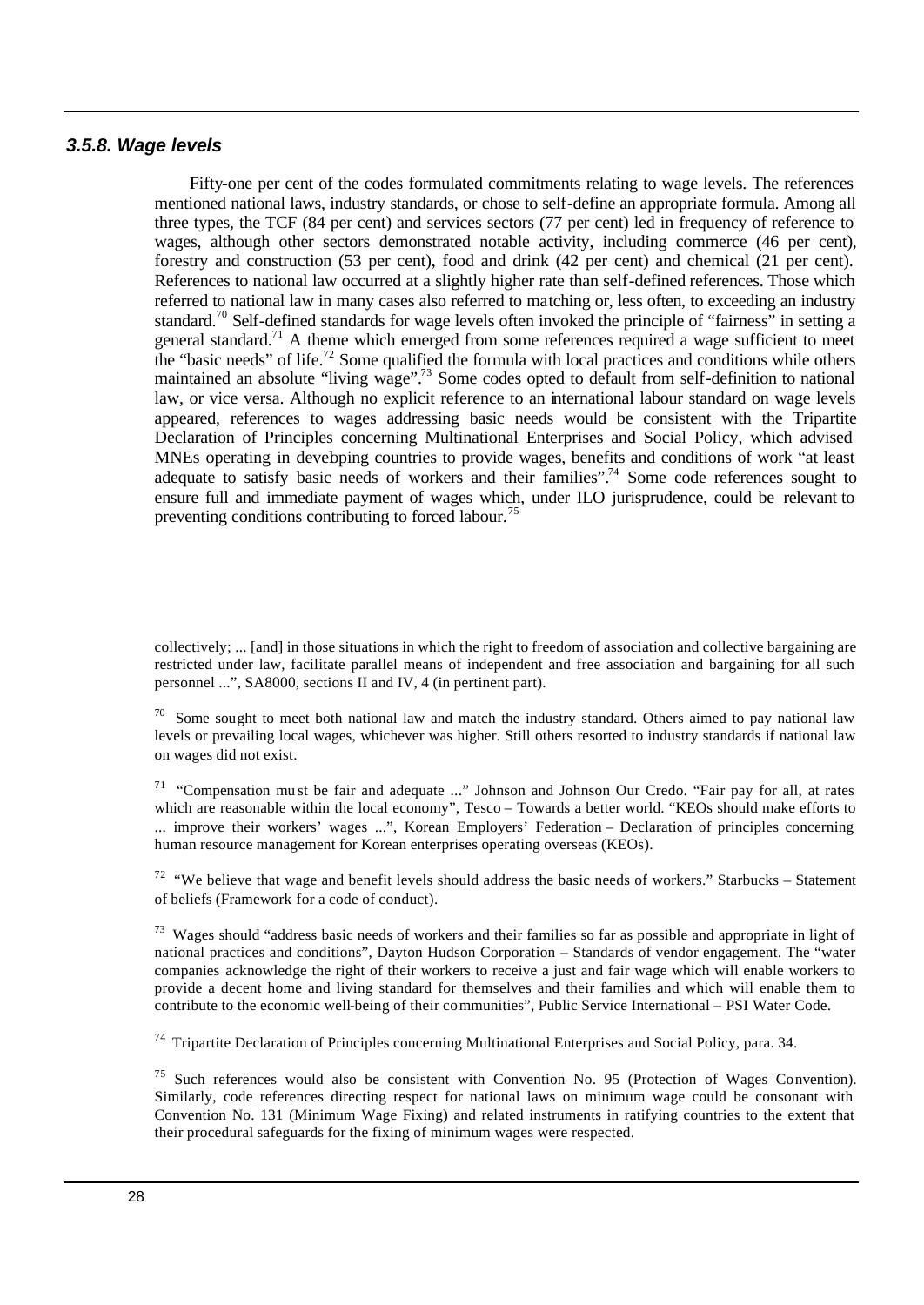### 3.5.8. Wage levels

Fifty-one per cent of the codes formulated commitments relating to wage levels. The references mentioned national laws, industry standards, or chose to self-define an appropriate formula. Among all three types, the TCF (84 per cent) and services sectors (77 per cent) led in frequency of reference to wages, although other sectors demonstrated notable activity, including commerce (46 per cent), forestry and construction (53 per cent), food and drink (42 per cent) and chemical (21 per cent). References to national law occurred at a slightly higher rate than self-defined references. Those which referred to national law in many cases also referred to matching or, less often, to exceeding an industry standard.[70] Self-defined standards for wage levels often invoked the principle of "fairness" in setting a general standard.[71] A theme which emerged from some references required a wage sufficient to meet the "basic needs" of life.[72] Some qualified the formula with local practices and conditions while others maintained an absolute "living wage".[73] Some codes opted to default from self-definition to national law, or vice versa. Although no explicit reference to an international labour standard on wage levels appeared, references to wages addressing basic needs would be consistent with the Tripartite Declaration of Principles concerning Multinational Enterprises and Social Policy, which advised MNEs operating in developing countries to provide wages, benefits and conditions of work "at least adequate to satisfy basic needs of workers and their families".[74] Some code references sought to ensure full and immediate payment of wages which, under ILO jurisprudence, could be relevant to preventing conditions contributing to forced labour.[75]

collectively; ... [and] in those situations in which the right to freedom of association and collective bargaining are restricted under law, facilitate parallel means of independent and free association and bargaining for all such personnel ...", SA8000, sections II and IV, 4 (in pertinent part).

[70] Some sought to meet both national law and match the industry standard. Others aimed to pay national law levels or prevailing local wages, whichever was higher. Still others resorted to industry standards if national law on wages did not exist.

[71] "Compensation must be fair and adequate ..." Johnson and Johnson Our Credo. "Fair pay for all, at rates which are reasonable within the local economy", Tesco – Towards a better world. "KEOs should make efforts to ... improve their workers' wages ...", Korean Employers' Federation – Declaration of principles concerning human resource management for Korean enterprises operating overseas (KEOs).

[72] "We believe that wage and benefit levels should address the basic needs of workers." Starbucks – Statement of beliefs (Framework for a code of conduct).

[73] Wages should "address basic needs of workers and their families so far as possible and appropriate in light of national practices and conditions", Dayton Hudson Corporation – Standards of vendor engagement. The "water companies acknowledge the right of their workers to receive a just and fair wage which will enable workers to provide a decent home and living standard for themselves and their families and which will enable them to contribute to the economic well-being of their communities", Public Service International – PSI Water Code.

[74] Tripartite Declaration of Principles concerning Multinational Enterprises and Social Policy, para. 34.

[75] Such references would also be consistent with Convention No. 95 (Protection of Wages Convention). Similarly, code references directing respect for national laws on minimum wage could be consonant with Convention No. 131 (Minimum Wage Fixing) and related instruments in ratifying countries to the extent that their procedural safeguards for the fixing of minimum wages were respected.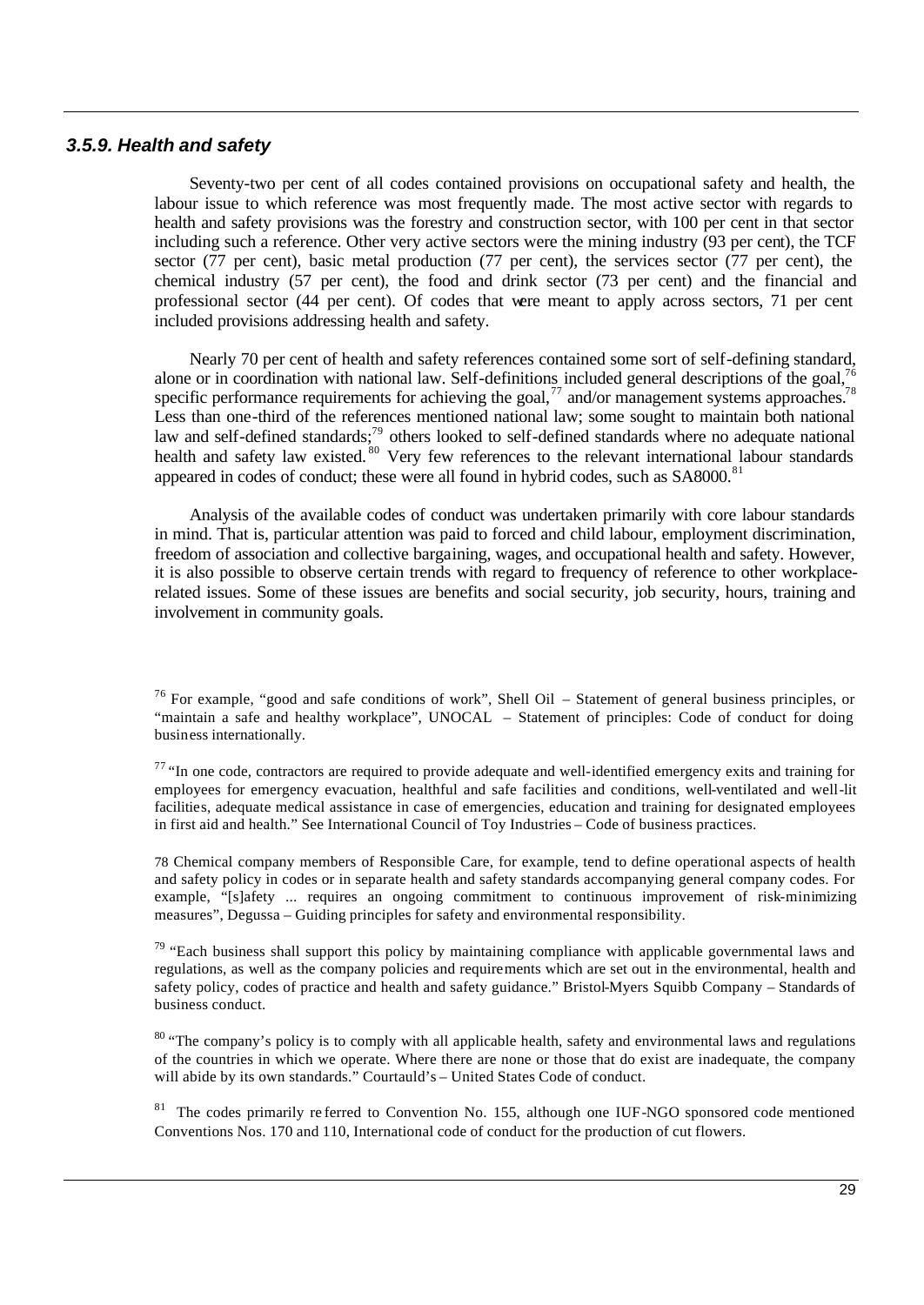### *3.5.9. Health and safety*

Seventy-two per cent of all codes contained provisions on occupational safety and health, the labour issue to which reference was most frequently made. The most active sector with regards to health and safety provisions was the forestry and construction sector, with 100 per cent in that sector including such a reference. Other very active sectors were the mining industry (93 per cent), the TCF sector (77 per cent), basic metal production (77 per cent), the services sector (77 per cent), the chemical industry (57 per cent), the food and drink sector (73 per cent) and the financial and professional sector (44 per cent). Of codes that were meant to apply across sectors, 71 per cent included provisions addressing health and safety.

Nearly 70 per cent of health and safety references contained some sort of self-defining standard, alone or in coordination with national law. Self-definitions included general descriptions of the goal,[76] specific performance requirements for achieving the goal,[77] and/or management systems approaches.[78] Less than one-third of the references mentioned national law; some sought to maintain both national law and self-defined standards;[79] others looked to self-defined standards where no adequate national health and safety law existed.[80] Very few references to the relevant international labour standards appeared in codes of conduct; these were all found in hybrid codes, such as SA8000.[81]

Analysis of the available codes of conduct was undertaken primarily with core labour standards in mind. That is, particular attention was paid to forced and child labour, employment discrimination, freedom of association and collective bargaining, wages, and occupational health and safety. However, it is also possible to observe certain trends with regard to frequency of reference to other workplace-related issues. Some of these issues are benefits and social security, job security, hours, training and involvement in community goals.

---

[76] For example, "good and safe conditions of work", Shell Oil – Statement of general business principles, or "maintain a safe and healthy workplace", UNOCAL – Statement of principles: Code of conduct for doing business internationally.

[77] "In one code, contractors are required to provide adequate and well-identified emergency exits and training for employees for emergency evacuation, healthful and safe facilities and conditions, well-ventilated and well-lit facilities, adequate medical assistance in case of emergencies, education and training for designated employees in first aid and health." See International Council of Toy Industries – Code of business practices.

78 Chemical company members of Responsible Care, for example, tend to define operational aspects of health and safety policy in codes or in separate health and safety standards accompanying general company codes. For example, "[s]afety ... requires an ongoing commitment to continuous improvement of risk-minimizing measures", Degussa – Guiding principles for safety and environmental responsibility.

[79] "Each business shall support this policy by maintaining compliance with applicable governmental laws and regulations, as well as the company policies and requirements which are set out in the environmental, health and safety policy, codes of practice and health and safety guidance." Bristol-Myers Squibb Company – Standards of business conduct.

[80] "The company's policy is to comply with all applicable health, safety and environmental laws and regulations of the countries in which we operate. Where there are none or those that do exist are inadequate, the company will abide by its own standards." Courtauld's – United States Code of conduct.

[81] The codes primarily referred to Convention No. 155, although one IUF-NGO sponsored code mentioned Conventions Nos. 170 and 110, International code of conduct for the production of cut flowers.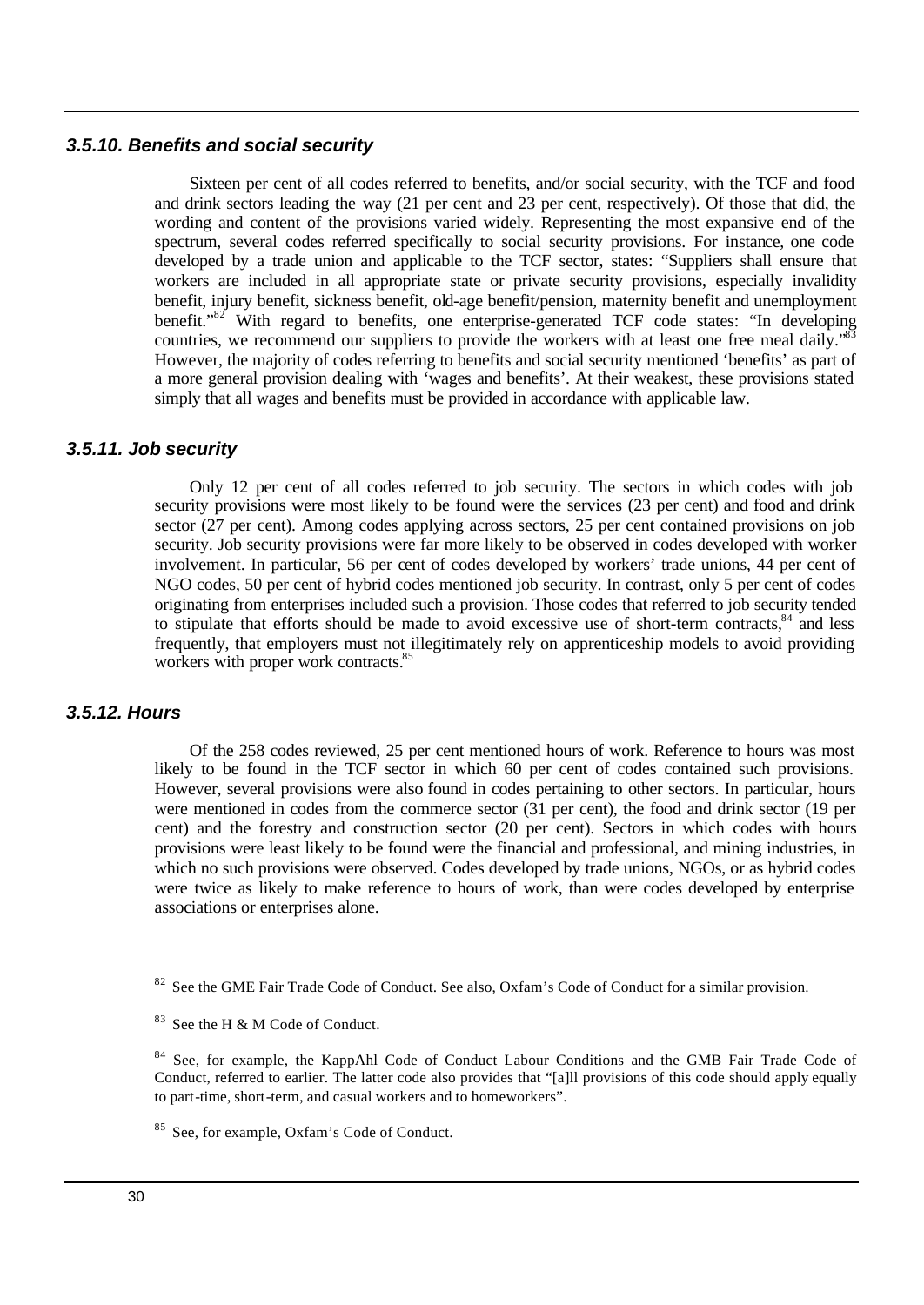### *3.5.10. Benefits and social security*

Sixteen per cent of all codes referred to benefits, and/or social security, with the TCF and food and drink sectors leading the way (21 per cent and 23 per cent, respectively). Of those that did, the wording and content of the provisions varied widely. Representing the most expansive end of the spectrum, several codes referred specifically to social security provisions. For instance, one code developed by a trade union and applicable to the TCF sector, states: "Suppliers shall ensure that workers are included in all appropriate state or private security provisions, especially invalidity benefit, injury benefit, sickness benefit, old-age benefit/pension, maternity benefit and unemployment benefit."[82] With regard to benefits, one enterprise-generated TCF code states: "In developing countries, we recommend our suppliers to provide the workers with at least one free meal daily."[83] However, the majority of codes referring to benefits and social security mentioned 'benefits' as part of a more general provision dealing with 'wages and benefits'. At their weakest, these provisions stated simply that all wages and benefits must be provided in accordance with applicable law.

### *3.5.11. Job security*

Only 12 per cent of all codes referred to job security. The sectors in which codes with job security provisions were most likely to be found were the services (23 per cent) and food and drink sector (27 per cent). Among codes applying across sectors, 25 per cent contained provisions on job security. Job security provisions were far more likely to be observed in codes developed with worker involvement. In particular, 56 per cent of codes developed by workers' trade unions, 44 per cent of NGO codes, 50 per cent of hybrid codes mentioned job security. In contrast, only 5 per cent of codes originating from enterprises included such a provision. Those codes that referred to job security tended to stipulate that efforts should be made to avoid excessive use of short-term contracts,[84] and less frequently, that employers must not illegitimately rely on apprenticeship models to avoid providing workers with proper work contracts.[85]

### *3.5.12. Hours*

Of the 258 codes reviewed, 25 per cent mentioned hours of work. Reference to hours was most likely to be found in the TCF sector in which 60 per cent of codes contained such provisions. However, several provisions were also found in codes pertaining to other sectors. In particular, hours were mentioned in codes from the commerce sector (31 per cent), the food and drink sector (19 per cent) and the forestry and construction sector (20 per cent). Sectors in which codes with hours provisions were least likely to be found were the financial and professional, and mining industries, in which no such provisions were observed. Codes developed by trade unions, NGOs, or as hybrid codes were twice as likely to make reference to hours of work, than were codes developed by enterprise associations or enterprises alone.

---

[82] See the GME Fair Trade Code of Conduct. See also, Oxfam's Code of Conduct for a similar provision.

[83] See the H & M Code of Conduct.

[84] See, for example, the KappAhl Code of Conduct Labour Conditions and the GMB Fair Trade Code of Conduct, referred to earlier. The latter code also provides that "[a]ll provisions of this code should apply equally to part-time, short-term, and casual workers and to homeworkers".

[85] See, for example, Oxfam's Code of Conduct.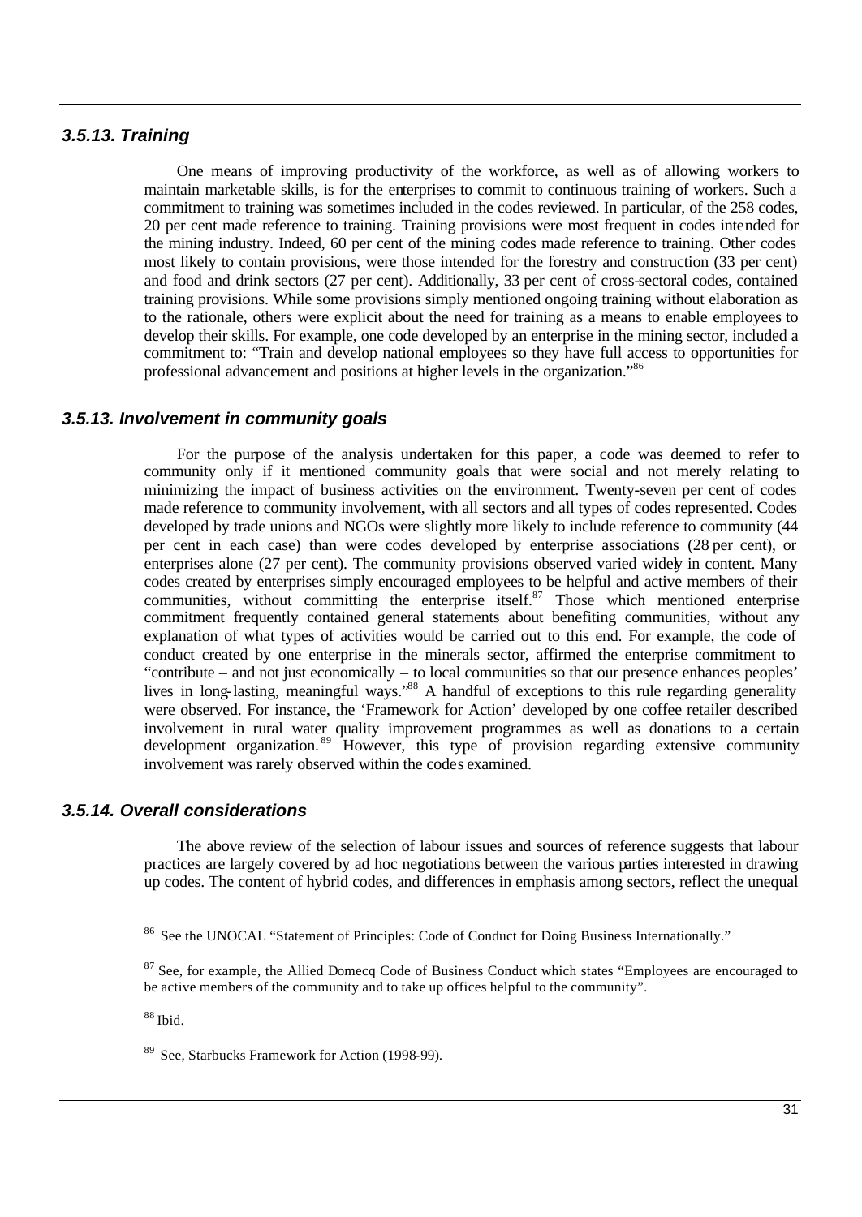### *3.5.13. Training*

One means of improving productivity of the workforce, as well as of allowing workers to maintain marketable skills, is for the enterprises to commit to continuous training of workers. Such a commitment to training was sometimes included in the codes reviewed. In particular, of the 258 codes, 20 per cent made reference to training. Training provisions were most frequent in codes intended for the mining industry. Indeed, 60 per cent of the mining codes made reference to training. Other codes most likely to contain provisions, were those intended for the forestry and construction (33 per cent) and food and drink sectors (27 per cent). Additionally, 33 per cent of cross-sectoral codes, contained training provisions. While some provisions simply mentioned ongoing training without elaboration as to the rationale, others were explicit about the need for training as a means to enable employees to develop their skills. For example, one code developed by an enterprise in the mining sector, included a commitment to: "Train and develop national employees so they have full access to opportunities for professional advancement and positions at higher levels in the organization."[86]

### *3.5.13. Involvement in community goals*

For the purpose of the analysis undertaken for this paper, a code was deemed to refer to community only if it mentioned community goals that were social and not merely relating to minimizing the impact of business activities on the environment. Twenty-seven per cent of codes made reference to community involvement, with all sectors and all types of codes represented. Codes developed by trade unions and NGOs were slightly more likely to include reference to community (44 per cent in each case) than were codes developed by enterprise associations (28 per cent), or enterprises alone (27 per cent). The community provisions observed varied widely in content. Many codes created by enterprises simply encouraged employees to be helpful and active members of their communities, without committing the enterprise itself.[87] Those which mentioned enterprise commitment frequently contained general statements about benefiting communities, without any explanation of what types of activities would be carried out to this end. For example, the code of conduct created by one enterprise in the minerals sector, affirmed the enterprise commitment to "contribute – and not just economically – to local communities so that our presence enhances peoples' lives in long-lasting, meaningful ways."[88] A handful of exceptions to this rule regarding generality were observed. For instance, the 'Framework for Action' developed by one coffee retailer described involvement in rural water quality improvement programmes as well as donations to a certain development organization.[89] However, this type of provision regarding extensive community involvement was rarely observed within the codes examined.

### *3.5.14. Overall considerations*

The above review of the selection of labour issues and sources of reference suggests that labour practices are largely covered by ad hoc negotiations between the various parties interested in drawing up codes. The content of hybrid codes, and differences in emphasis among sectors, reflect the unequal

[86] See the UNOCAL "Statement of Principles: Code of Conduct for Doing Business Internationally."

[87] See, for example, the Allied Domecq Code of Business Conduct which states "Employees are encouraged to be active members of the community and to take up offices helpful to the community".

[88] Ibid.

[89] See, Starbucks Framework for Action (1998-99).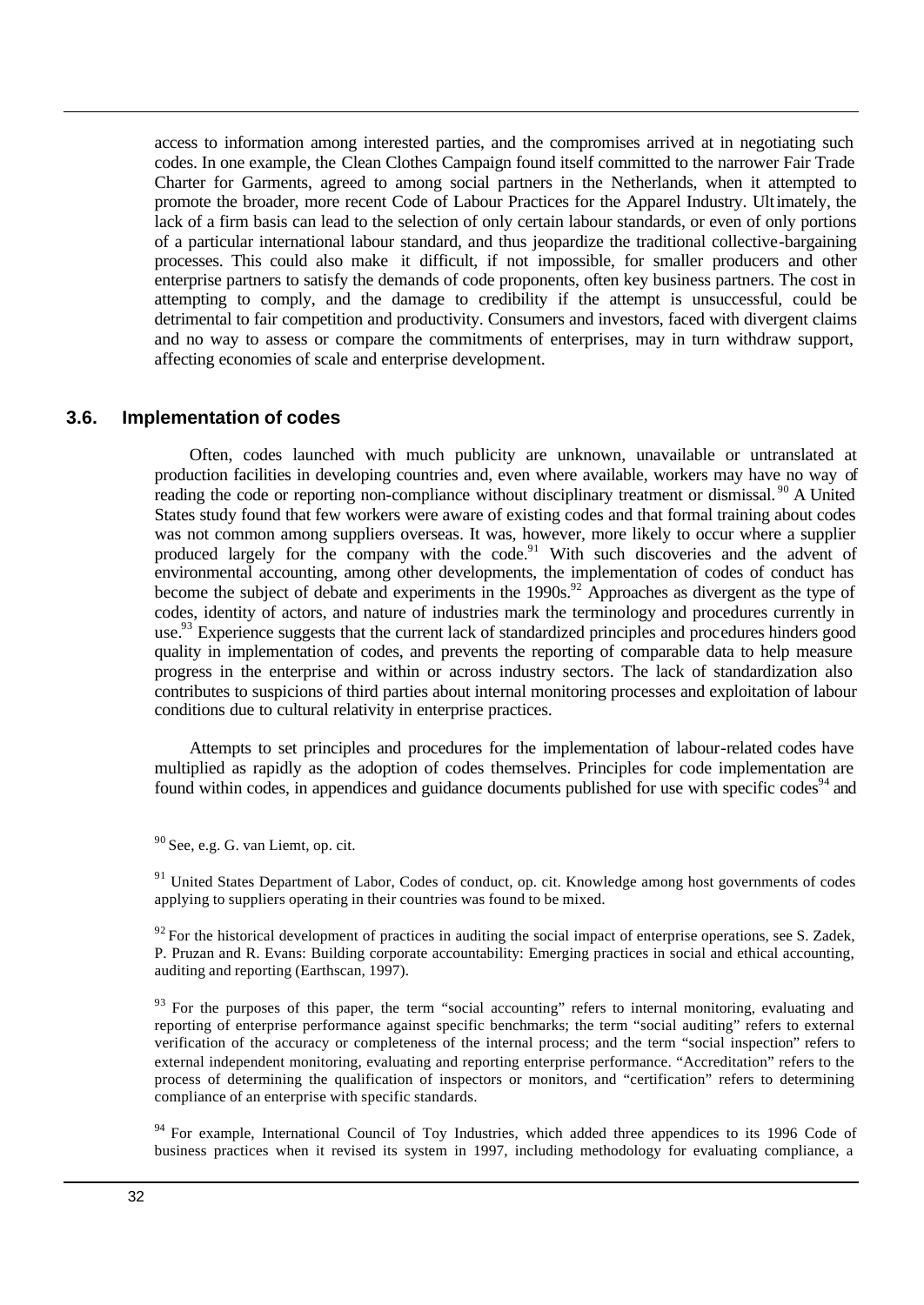access to information among interested parties, and the compromises arrived at in negotiating such codes. In one example, the Clean Clothes Campaign found itself committed to the narrower Fair Trade Charter for Garments, agreed to among social partners in the Netherlands, when it attempted to promote the broader, more recent Code of Labour Practices for the Apparel Industry. Ultimately, the lack of a firm basis can lead to the selection of only certain labour standards, or even of only portions of a particular international labour standard, and thus jeopardize the traditional collective-bargaining processes. This could also make it difficult, if not impossible, for smaller producers and other enterprise partners to satisfy the demands of code proponents, often key business partners. The cost in attempting to comply, and the damage to credibility if the attempt is unsuccessful, could be detrimental to fair competition and productivity. Consumers and investors, faced with divergent claims and no way to assess or compare the commitments of enterprises, may in turn withdraw support, affecting economies of scale and enterprise development.

### 3.6. Implementation of codes

Often, codes launched with much publicity are unknown, unavailable or untranslated at production facilities in developing countries and, even where available, workers may have no way of reading the code or reporting non-compliance without disciplinary treatment or dismissal.[90] A United States study found that few workers were aware of existing codes and that formal training about codes was not common among suppliers overseas. It was, however, more likely to occur where a supplier produced largely for the company with the code.[91] With such discoveries and the advent of environmental accounting, among other developments, the implementation of codes of conduct has become the subject of debate and experiments in the 1990s.[92] Approaches as divergent as the type of codes, identity of actors, and nature of industries mark the terminology and procedures currently in use.[93] Experience suggests that the current lack of standardized principles and procedures hinders good quality in implementation of codes, and prevents the reporting of comparable data to help measure progress in the enterprise and within or across industry sectors. The lack of standardization also contributes to suspicions of third parties about internal monitoring processes and exploitation of labour conditions due to cultural relativity in enterprise practices.

Attempts to set principles and procedures for the implementation of labour-related codes have multiplied as rapidly as the adoption of codes themselves. Principles for code implementation are found within codes, in appendices and guidance documents published for use with specific codes[94] and

[90] See, e.g. G. van Liemt, op. cit.

[91] United States Department of Labor, Codes of conduct, op. cit. Knowledge among host governments of codes applying to suppliers operating in their countries was found to be mixed.

[92] For the historical development of practices in auditing the social impact of enterprise operations, see S. Zadek, P. Pruzan and R. Evans: Building corporate accountability: Emerging practices in social and ethical accounting, auditing and reporting (Earthscan, 1997).

[93] For the purposes of this paper, the term "social accounting" refers to internal monitoring, evaluating and reporting of enterprise performance against specific benchmarks; the term "social auditing" refers to external verification of the accuracy or completeness of the internal process; and the term "social inspection" refers to external independent monitoring, evaluating and reporting enterprise performance. "Accreditation" refers to the process of determining the qualification of inspectors or monitors, and "certification" refers to determining compliance of an enterprise with specific standards.

[94] For example, International Council of Toy Industries, which added three appendices to its 1996 Code of business practices when it revised its system in 1997, including methodology for evaluating compliance, a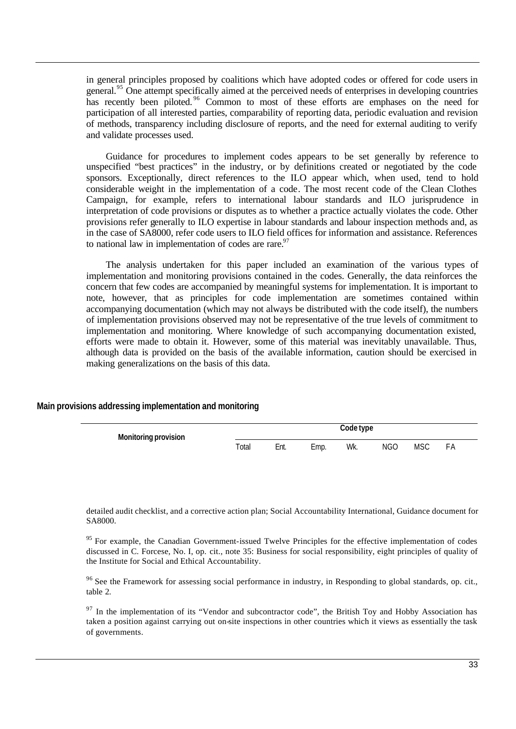in general principles proposed by coalitions which have adopted codes or offered for code users in general.[95] One attempt specifically aimed at the perceived needs of enterprises in developing countries has recently been piloted.[96] Common to most of these efforts are emphases on the need for participation of all interested parties, comparability of reporting data, periodic evaluation and revision of methods, transparency including disclosure of reports, and the need for external auditing to verify and validate processes used.

Guidance for procedures to implement codes appears to be set generally by reference to unspecified "best practices" in the industry, or by definitions created or negotiated by the code sponsors. Exceptionally, direct references to the ILO appear which, when used, tend to hold considerable weight in the implementation of a code. The most recent code of the Clean Clothes Campaign, for example, refers to international labour standards and ILO jurisprudence in interpretation of code provisions or disputes as to whether a practice actually violates the code. Other provisions refer generally to ILO expertise in labour standards and labour inspection methods and, as in the case of SA8000, refer code users to ILO field offices for information and assistance. References to national law in implementation of codes are rare.[97]

The analysis undertaken for this paper included an examination of the various types of implementation and monitoring provisions contained in the codes. Generally, the data reinforces the concern that few codes are accompanied by meaningful systems for implementation. It is important to note, however, that as principles for code implementation are sometimes contained within accompanying documentation (which may not always be distributed with the code itself), the numbers of implementation provisions observed may not be representative of the true levels of commitment to implementation and monitoring. Where knowledge of such accompanying documentation existed, efforts were made to obtain it. However, some of this material was inevitably unavailable. Thus, although data is provided on the basis of the available information, caution should be exercised in making generalizations on the basis of this data.

**Main provisions addressing implementation and monitoring**

| Monitoring provision | Code type | | | | | | |
|---|---|---|---|---|---|---|---|
| | Total | Ent. | Emp. | Wk. | NGO | MSC | FA |

detailed audit checklist, and a corrective action plan; Social Accountability International, Guidance document for SA8000.

[95] For example, the Canadian Government-issued Twelve Principles for the effective implementation of codes discussed in C. Forcese, No. I, op. cit., note 35: Business for social responsibility, eight principles of quality of the Institute for Social and Ethical Accountability.

[96] See the Framework for assessing social performance in industry, in Responding to global standards, op. cit., table 2.

[97] In the implementation of its "Vendor and subcontractor code", the British Toy and Hobby Association has taken a position against carrying out on-site inspections in other countries which it views as essentially the task of governments.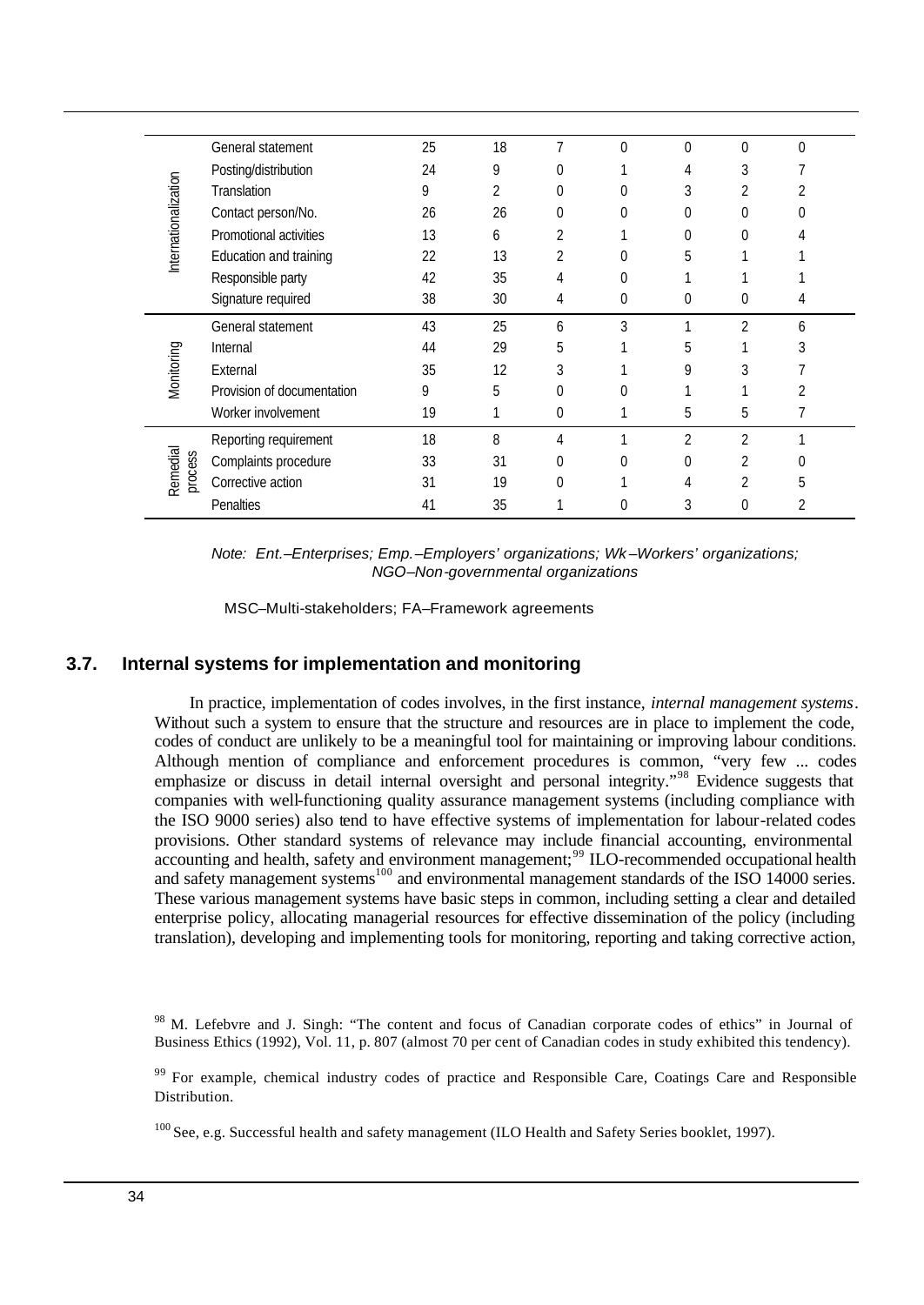| | | | | | | | | |
|---|---|---|---|---|---|---|---|---|
| Internationalization | General statement | 25 | 18 | 7 | 0 | 0 | 0 | 0 |
| | Posting/distribution | 24 | 9 | 0 | 1 | 4 | 3 | 7 |
| | Translation | 9 | 2 | 0 | 0 | 3 | 2 | 2 |
| | Contact person/No. | 26 | 26 | 0 | 0 | 0 | 0 | 0 |
| | Promotional activities | 13 | 6 | 2 | 1 | 0 | 0 | 4 |
| | Education and training | 22 | 13 | 2 | 0 | 5 | 1 | 1 |
| | Responsible party | 42 | 35 | 4 | 0 | 1 | 1 | 1 |
| | Signature required | 38 | 30 | 4 | 0 | 0 | 0 | 4 |
| Monitoring | General statement | 43 | 25 | 6 | 3 | 1 | 2 | 6 |
| | Internal | 44 | 29 | 5 | 1 | 5 | 1 | 3 |
| | External | 35 | 12 | 3 | 1 | 9 | 3 | 7 |
| | Provision of documentation | 9 | 5 | 0 | 0 | 1 | 1 | 2 |
| | Worker involvement | 19 | 1 | 0 | 1 | 5 | 5 | 7 |
| Remedial process | Reporting requirement | 18 | 8 | 4 | 1 | 2 | 2 | 1 |
| | Complaints procedure | 33 | 31 | 0 | 0 | 0 | 2 | 0 |
| | Corrective action | 31 | 19 | 0 | 1 | 4 | 2 | 5 |
| | Penalties | 41 | 35 | 1 | 0 | 3 | 0 | 2 |

*Note: Ent.–Enterprises; Emp.–Employers' organizations; Wk–Workers' organizations; NGO–Non-governmental organizations*

MSC–Multi-stakeholders; FA–Framework agreements

### 3.7. Internal systems for implementation and monitoring

In practice, implementation of codes involves, in the first instance, *internal management systems*. Without such a system to ensure that the structure and resources are in place to implement the code, codes of conduct are unlikely to be a meaningful tool for maintaining or improving labour conditions. Although mention of compliance and enforcement procedures is common, "very few ... codes emphasize or discuss in detail internal oversight and personal integrity."[98] Evidence suggests that companies with well-functioning quality assurance management systems (including compliance with the ISO 9000 series) also tend to have effective systems of implementation for labour-related codes provisions. Other standard systems of relevance may include financial accounting, environmental accounting and health, safety and environment management;[99] ILO-recommended occupational health and safety management systems[100] and environmental management standards of the ISO 14000 series. These various management systems have basic steps in common, including setting a clear and detailed enterprise policy, allocating managerial resources for effective dissemination of the policy (including translation), developing and implementing tools for monitoring, reporting and taking corrective action,

[98] M. Lefebvre and J. Singh: "The content and focus of Canadian corporate codes of ethics" in Journal of Business Ethics (1992), Vol. 11, p. 807 (almost 70 per cent of Canadian codes in study exhibited this tendency).

[99] For example, chemical industry codes of practice and Responsible Care, Coatings Care and Responsible Distribution.

[100] See, e.g. Successful health and safety management (ILO Health and Safety Series booklet, 1997).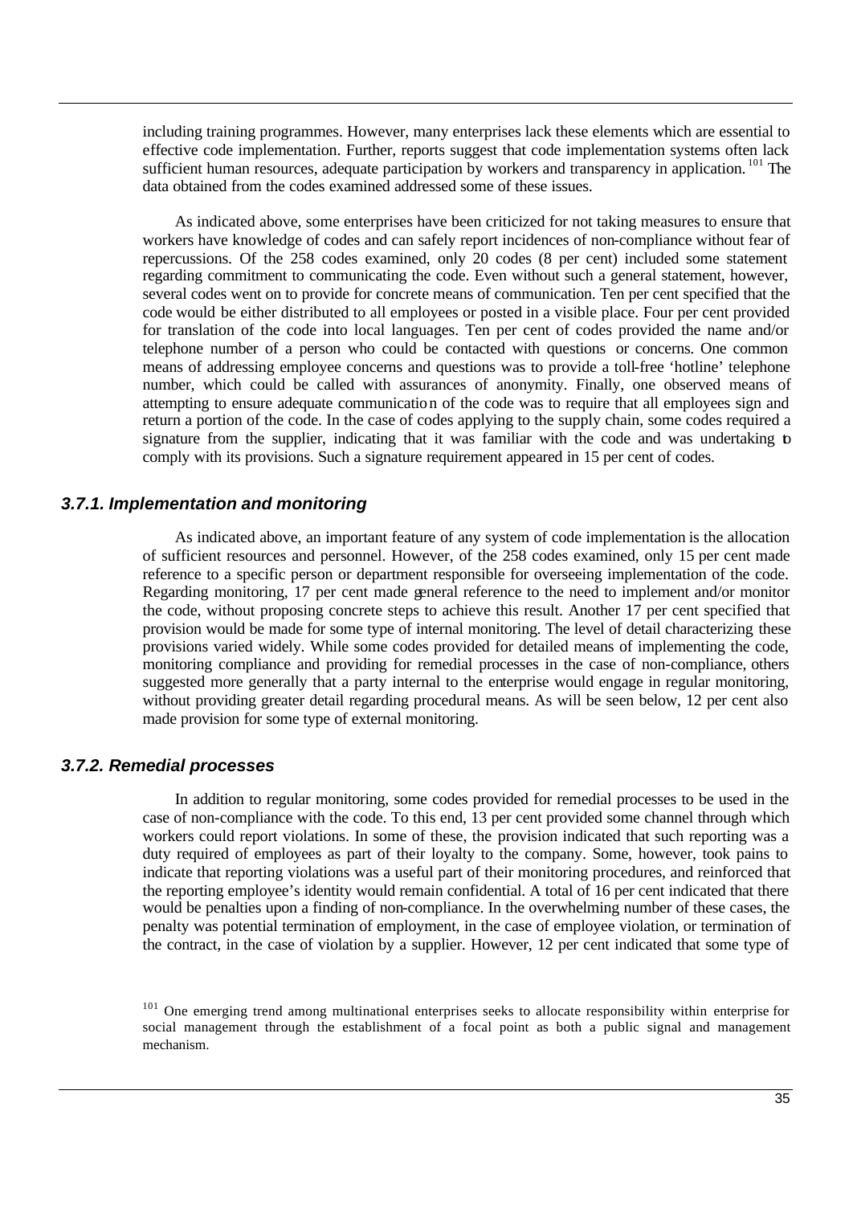including training programmes. However, many enterprises lack these elements which are essential to effective code implementation. Further, reports suggest that code implementation systems often lack sufficient human resources, adequate participation by workers and transparency in application.[101] The data obtained from the codes examined addressed some of these issues.

As indicated above, some enterprises have been criticized for not taking measures to ensure that workers have knowledge of codes and can safely report incidences of non-compliance without fear of repercussions. Of the 258 codes examined, only 20 codes (8 per cent) included some statement regarding commitment to communicating the code. Even without such a general statement, however, several codes went on to provide for concrete means of communication. Ten per cent specified that the code would be either distributed to all employees or posted in a visible place. Four per cent provided for translation of the code into local languages. Ten per cent of codes provided the name and/or telephone number of a person who could be contacted with questions or concerns. One common means of addressing employee concerns and questions was to provide a toll-free 'hotline' telephone number, which could be called with assurances of anonymity. Finally, one observed means of attempting to ensure adequate communication of the code was to require that all employees sign and return a portion of the code. In the case of codes applying to the supply chain, some codes required a signature from the supplier, indicating that it was familiar with the code and was undertaking to comply with its provisions. Such a signature requirement appeared in 15 per cent of codes.

### 3.7.1. Implementation and monitoring

As indicated above, an important feature of any system of code implementation is the allocation of sufficient resources and personnel. However, of the 258 codes examined, only 15 per cent made reference to a specific person or department responsible for overseeing implementation of the code. Regarding monitoring, 17 per cent made general reference to the need to implement and/or monitor the code, without proposing concrete steps to achieve this result. Another 17 per cent specified that provision would be made for some type of internal monitoring. The level of detail characterizing these provisions varied widely. While some codes provided for detailed means of implementing the code, monitoring compliance and providing for remedial processes in the case of non-compliance, others suggested more generally that a party internal to the enterprise would engage in regular monitoring, without providing greater detail regarding procedural means. As will be seen below, 12 per cent also made provision for some type of external monitoring.

### 3.7.2. Remedial processes

In addition to regular monitoring, some codes provided for remedial processes to be used in the case of non-compliance with the code. To this end, 13 per cent provided some channel through which workers could report violations. In some of these, the provision indicated that such reporting was a duty required of employees as part of their loyalty to the company. Some, however, took pains to indicate that reporting violations was a useful part of their monitoring procedures, and reinforced that the reporting employee's identity would remain confidential. A total of 16 per cent indicated that there would be penalties upon a finding of non-compliance. In the overwhelming number of these cases, the penalty was potential termination of employment, in the case of employee violation, or termination of the contract, in the case of violation by a supplier. However, 12 per cent indicated that some type of

[101] One emerging trend among multinational enterprises seeks to allocate responsibility within enterprise for social management through the establishment of a focal point as both a public signal and management mechanism.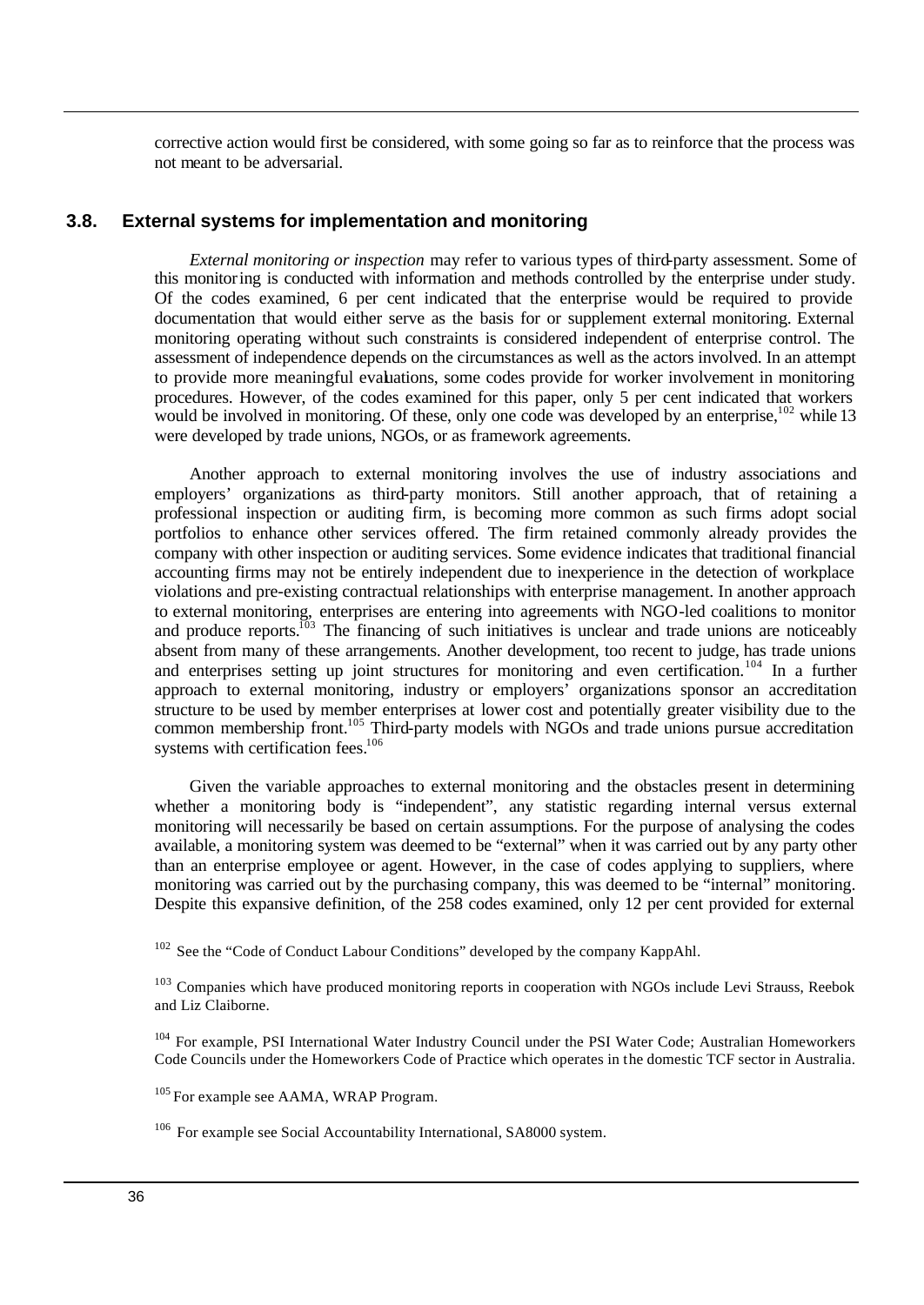corrective action would first be considered, with some going so far as to reinforce that the process was not meant to be adversarial.

### 3.8. External systems for implementation and monitoring

*External monitoring or inspection* may refer to various types of third-party assessment. Some of this monitoring is conducted with information and methods controlled by the enterprise under study. Of the codes examined, 6 per cent indicated that the enterprise would be required to provide documentation that would either serve as the basis for or supplement external monitoring. External monitoring operating without such constraints is considered independent of enterprise control. The assessment of independence depends on the circumstances as well as the actors involved. In an attempt to provide more meaningful evaluations, some codes provide for worker involvement in monitoring procedures. However, of the codes examined for this paper, only 5 per cent indicated that workers would be involved in monitoring. Of these, only one code was developed by an enterprise,[102] while 13 were developed by trade unions, NGOs, or as framework agreements.

Another approach to external monitoring involves the use of industry associations and employers' organizations as third-party monitors. Still another approach, that of retaining a professional inspection or auditing firm, is becoming more common as such firms adopt social portfolios to enhance other services offered. The firm retained commonly already provides the company with other inspection or auditing services. Some evidence indicates that traditional financial accounting firms may not be entirely independent due to inexperience in the detection of workplace violations and pre-existing contractual relationships with enterprise management. In another approach to external monitoring, enterprises are entering into agreements with NGO-led coalitions to monitor and produce reports.[103] The financing of such initiatives is unclear and trade unions are noticeably absent from many of these arrangements. Another development, too recent to judge, has trade unions and enterprises setting up joint structures for monitoring and even certification.[104] In a further approach to external monitoring, industry or employers' organizations sponsor an accreditation structure to be used by member enterprises at lower cost and potentially greater visibility due to the common membership front.[105] Third-party models with NGOs and trade unions pursue accreditation systems with certification fees.[106]

Given the variable approaches to external monitoring and the obstacles present in determining whether a monitoring body is "independent", any statistic regarding internal versus external monitoring will necessarily be based on certain assumptions. For the purpose of analysing the codes available, a monitoring system was deemed to be "external" when it was carried out by any party other than an enterprise employee or agent. However, in the case of codes applying to suppliers, where monitoring was carried out by the purchasing company, this was deemed to be "internal" monitoring. Despite this expansive definition, of the 258 codes examined, only 12 per cent provided for external

---

[102] See the "Code of Conduct Labour Conditions" developed by the company KappAhl.

[103] Companies which have produced monitoring reports in cooperation with NGOs include Levi Strauss, Reebok and Liz Claiborne.

[104] For example, PSI International Water Industry Council under the PSI Water Code; Australian Homeworkers Code Councils under the Homeworkers Code of Practice which operates in the domestic TCF sector in Australia.

[105] For example see AAMA, WRAP Program.

[106] For example see Social Accountability International, SA8000 system.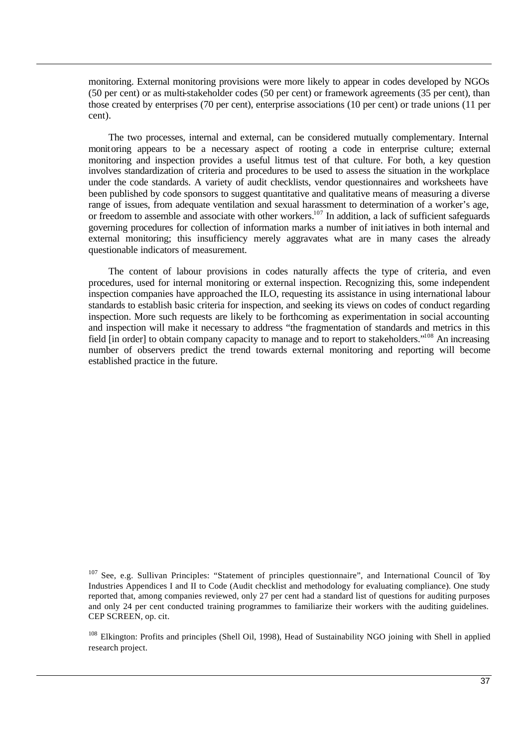monitoring. External monitoring provisions were more likely to appear in codes developed by NGOs (50 per cent) or as multi-stakeholder codes (50 per cent) or framework agreements (35 per cent), than those created by enterprises (70 per cent), enterprise associations (10 per cent) or trade unions (11 per cent).

The two processes, internal and external, can be considered mutually complementary. Internal monitoring appears to be a necessary aspect of rooting a code in enterprise culture; external monitoring and inspection provides a useful litmus test of that culture. For both, a key question involves standardization of criteria and procedures to be used to assess the situation in the workplace under the code standards. A variety of audit checklists, vendor questionnaires and worksheets have been published by code sponsors to suggest quantitative and qualitative means of measuring a diverse range of issues, from adequate ventilation and sexual harassment to determination of a worker's age, or freedom to assemble and associate with other workers.[107] In addition, a lack of sufficient safeguards governing procedures for collection of information marks a number of initiatives in both internal and external monitoring; this insufficiency merely aggravates what are in many cases the already questionable indicators of measurement.

The content of labour provisions in codes naturally affects the type of criteria, and even procedures, used for internal monitoring or external inspection. Recognizing this, some independent inspection companies have approached the ILO, requesting its assistance in using international labour standards to establish basic criteria for inspection, and seeking its views on codes of conduct regarding inspection. More such requests are likely to be forthcoming as experimentation in social accounting and inspection will make it necessary to address "the fragmentation of standards and metrics in this field [in order] to obtain company capacity to manage and to report to stakeholders."[108] An increasing number of observers predict the trend towards external monitoring and reporting will become established practice in the future.

---

[107] See, e.g. Sullivan Principles: "Statement of principles questionnaire", and International Council of Toy Industries Appendices I and II to Code (Audit checklist and methodology for evaluating compliance). One study reported that, among companies reviewed, only 27 per cent had a standard list of questions for auditing purposes and only 24 per cent conducted training programmes to familiarize their workers with the auditing guidelines. CEP SCREEN, op. cit.

[108] Elkington: Profits and principles (Shell Oil, 1998), Head of Sustainability NGO joining with Shell in applied research project.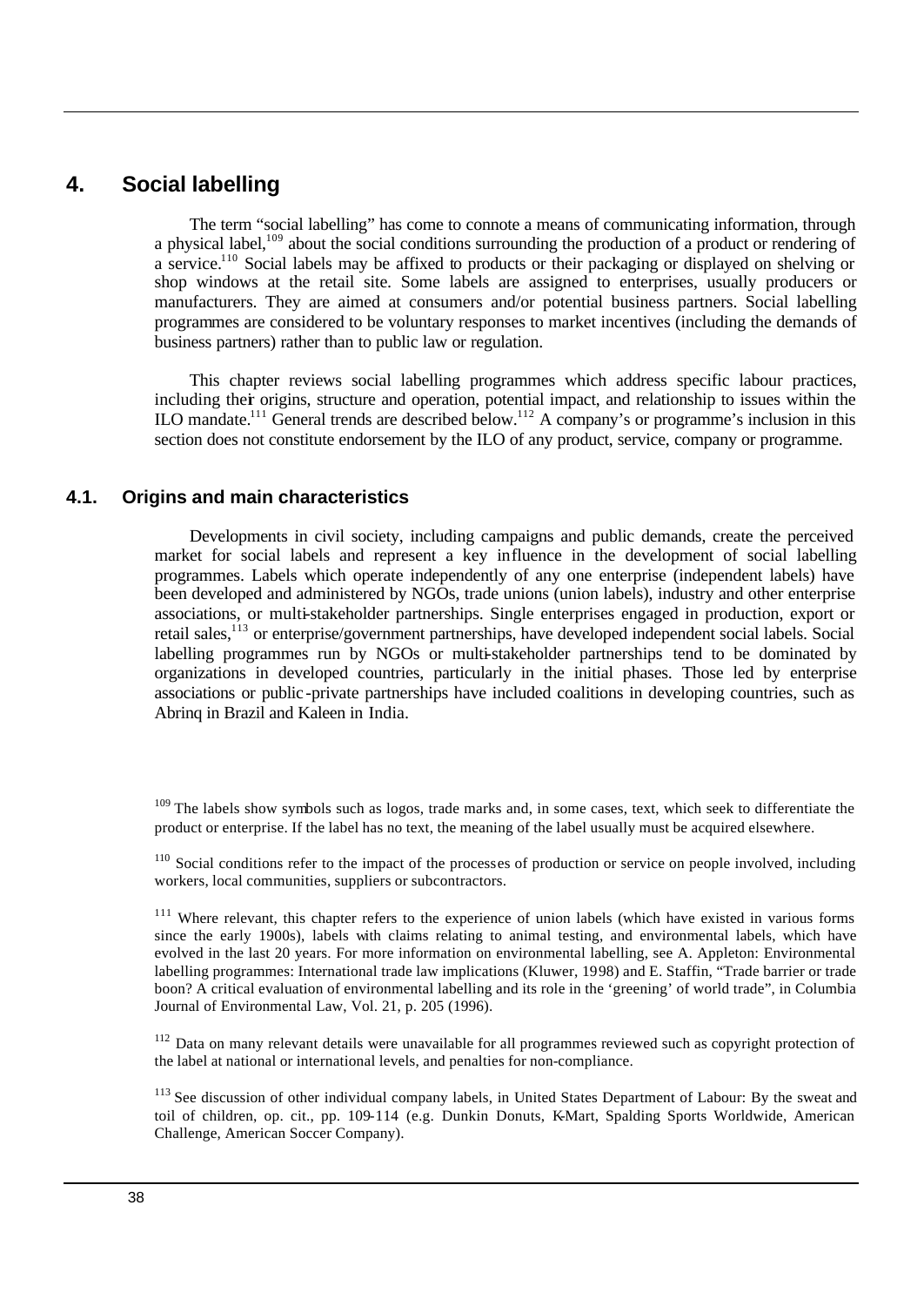# 4. Social labelling

The term "social labelling" has come to connote a means of communicating information, through a physical label,[109] about the social conditions surrounding the production of a product or rendering of a service.[110] Social labels may be affixed to products or their packaging or displayed on shelving or shop windows at the retail site. Some labels are assigned to enterprises, usually producers or manufacturers. They are aimed at consumers and/or potential business partners. Social labelling programmes are considered to be voluntary responses to market incentives (including the demands of business partners) rather than to public law or regulation.

This chapter reviews social labelling programmes which address specific labour practices, including their origins, structure and operation, potential impact, and relationship to issues within the ILO mandate.[111] General trends are described below.[112] A company's or programme's inclusion in this section does not constitute endorsement by the ILO of any product, service, company or programme.

## 4.1. Origins and main characteristics

Developments in civil society, including campaigns and public demands, create the perceived market for social labels and represent a key influence in the development of social labelling programmes. Labels which operate independently of any one enterprise (independent labels) have been developed and administered by NGOs, trade unions (union labels), industry and other enterprise associations, or multi-stakeholder partnerships. Single enterprises engaged in production, export or retail sales,[113] or enterprise/government partnerships, have developed independent social labels. Social labelling programmes run by NGOs or multi-stakeholder partnerships tend to be dominated by organizations in developed countries, particularly in the initial phases. Those led by enterprise associations or public-private partnerships have included coalitions in developing countries, such as Abrinq in Brazil and Kaleen in India.

---

[109] The labels show symbols such as logos, trade marks and, in some cases, text, which seek to differentiate the product or enterprise. If the label has no text, the meaning of the label usually must be acquired elsewhere.

[110] Social conditions refer to the impact of the processes of production or service on people involved, including workers, local communities, suppliers or subcontractors.

[111] Where relevant, this chapter refers to the experience of union labels (which have existed in various forms since the early 1900s), labels with claims relating to animal testing, and environmental labels, which have evolved in the last 20 years. For more information on environmental labelling, see A. Appleton: Environmental labelling programmes: International trade law implications (Kluwer, 1998) and E. Staffin, "Trade barrier or trade boon? A critical evaluation of environmental labelling and its role in the 'greening' of world trade", in Columbia Journal of Environmental Law, Vol. 21, p. 205 (1996).

[112] Data on many relevant details were unavailable for all programmes reviewed such as copyright protection of the label at national or international levels, and penalties for non-compliance.

[113] See discussion of other individual company labels, in United States Department of Labour: By the sweat and toil of children, op. cit., pp. 109-114 (e.g. Dunkin Donuts, K-Mart, Spalding Sports Worldwide, American Challenge, American Soccer Company).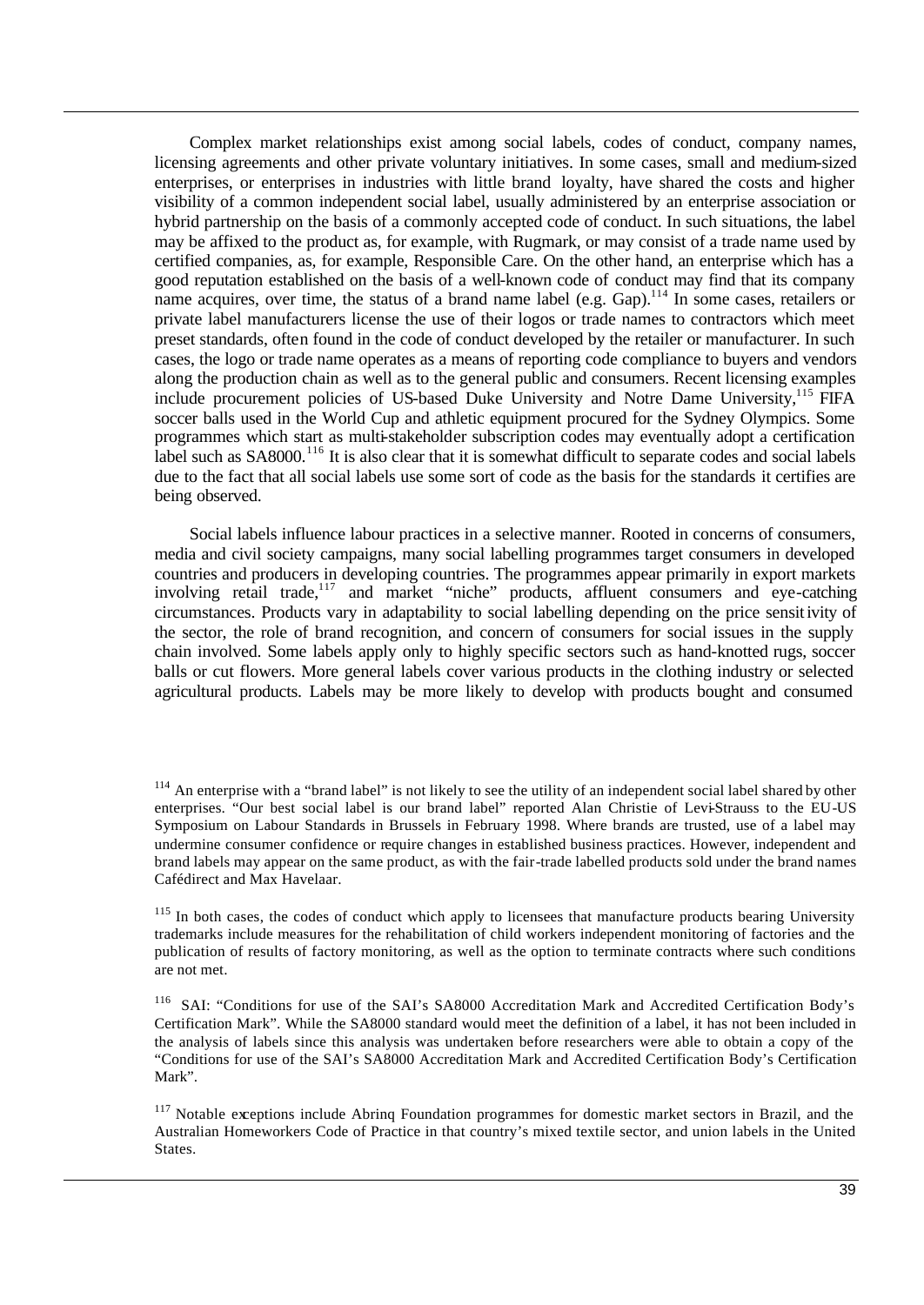Complex market relationships exist among social labels, codes of conduct, company names, licensing agreements and other private voluntary initiatives. In some cases, small and medium-sized enterprises, or enterprises in industries with little brand loyalty, have shared the costs and higher visibility of a common independent social label, usually administered by an enterprise association or hybrid partnership on the basis of a commonly accepted code of conduct. In such situations, the label may be affixed to the product as, for example, with Rugmark, or may consist of a trade name used by certified companies, as, for example, Responsible Care. On the other hand, an enterprise which has a good reputation established on the basis of a well-known code of conduct may find that its company name acquires, over time, the status of a brand name label (e.g. Gap).[114] In some cases, retailers or private label manufacturers license the use of their logos or trade names to contractors which meet preset standards, often found in the code of conduct developed by the retailer or manufacturer. In such cases, the logo or trade name operates as a means of reporting code compliance to buyers and vendors along the production chain as well as to the general public and consumers. Recent licensing examples include procurement policies of US-based Duke University and Notre Dame University,[115] FIFA soccer balls used in the World Cup and athletic equipment procured for the Sydney Olympics. Some programmes which start as multi-stakeholder subscription codes may eventually adopt a certification label such as SA8000.[116] It is also clear that it is somewhat difficult to separate codes and social labels due to the fact that all social labels use some sort of code as the basis for the standards it certifies are being observed.

Social labels influence labour practices in a selective manner. Rooted in concerns of consumers, media and civil society campaigns, many social labelling programmes target consumers in developed countries and producers in developing countries. The programmes appear primarily in export markets involving retail trade,[117] and market "niche" products, affluent consumers and eye-catching circumstances. Products vary in adaptability to social labelling depending on the price sensitivity of the sector, the role of brand recognition, and concern of consumers for social issues in the supply chain involved. Some labels apply only to highly specific sectors such as hand-knotted rugs, soccer balls or cut flowers. More general labels cover various products in the clothing industry or selected agricultural products. Labels may be more likely to develop with products bought and consumed

---

[114] An enterprise with a "brand label" is not likely to see the utility of an independent social label shared by other enterprises. "Our best social label is our brand label" reported Alan Christie of Levi-Strauss to the EU-US Symposium on Labour Standards in Brussels in February 1998. Where brands are trusted, use of a label may undermine consumer confidence or require changes in established business practices. However, independent and brand labels may appear on the same product, as with the fair-trade labelled products sold under the brand names Cafédirect and Max Havelaar.

[115] In both cases, the codes of conduct which apply to licensees that manufacture products bearing University trademarks include measures for the rehabilitation of child workers independent monitoring of factories and the publication of results of factory monitoring, as well as the option to terminate contracts where such conditions are not met.

[116] SAI: "Conditions for use of the SAI's SA8000 Accreditation Mark and Accredited Certification Body's Certification Mark". While the SA8000 standard would meet the definition of a label, it has not been included in the analysis of labels since this analysis was undertaken before researchers were able to obtain a copy of the "Conditions for use of the SAI's SA8000 Accreditation Mark and Accredited Certification Body's Certification Mark".

[117] Notable exceptions include Abrinq Foundation programmes for domestic market sectors in Brazil, and the Australian Homeworkers Code of Practice in that country's mixed textile sector, and union labels in the United States.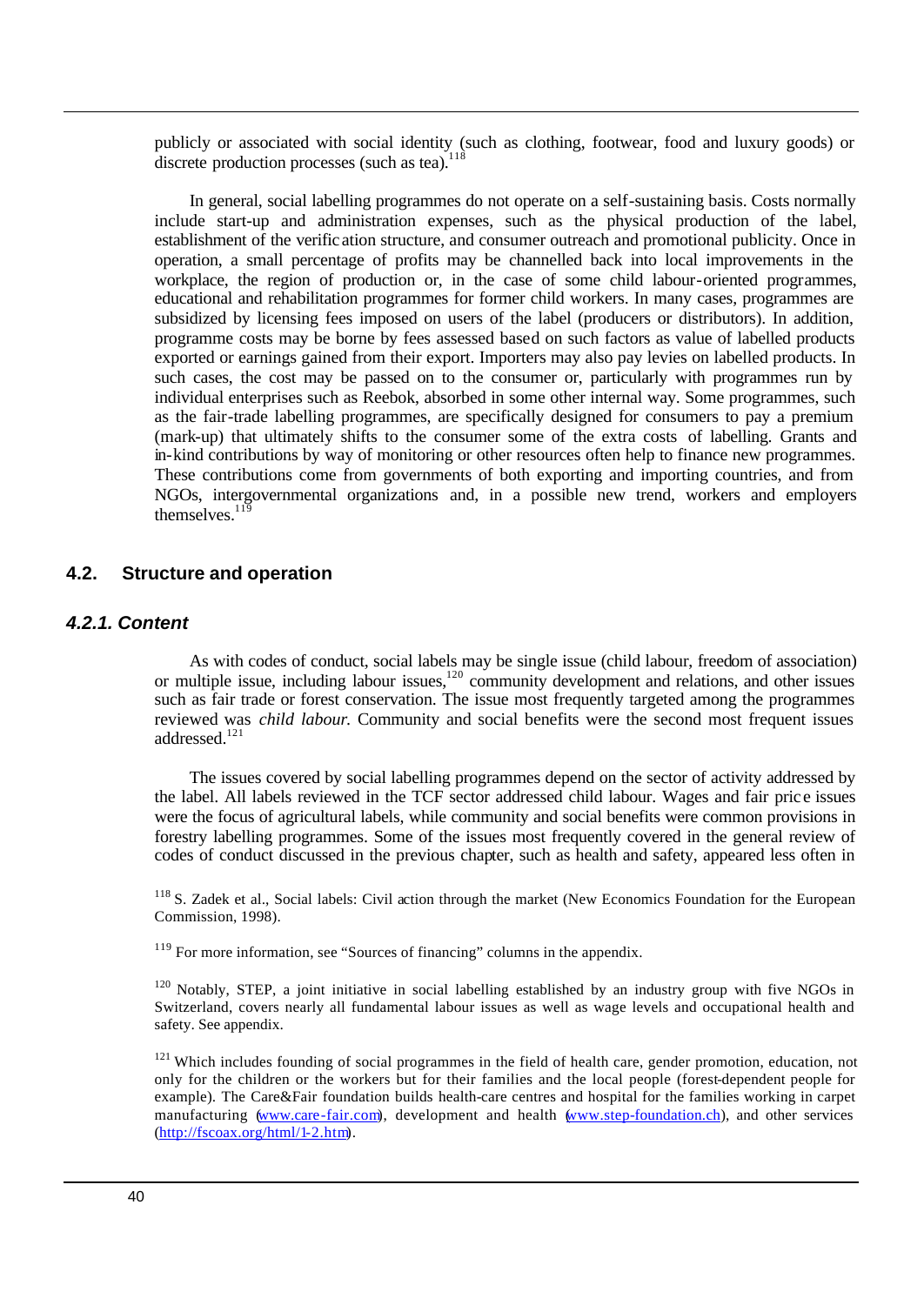publicly or associated with social identity (such as clothing, footwear, food and luxury goods) or discrete production processes (such as tea).[118]

In general, social labelling programmes do not operate on a self-sustaining basis. Costs normally include start-up and administration expenses, such as the physical production of the label, establishment of the verification structure, and consumer outreach and promotional publicity. Once in operation, a small percentage of profits may be channelled back into local improvements in the workplace, the region of production or, in the case of some child labour-oriented programmes, educational and rehabilitation programmes for former child workers. In many cases, programmes are subsidized by licensing fees imposed on users of the label (producers or distributors). In addition, programme costs may be borne by fees assessed based on such factors as value of labelled products exported or earnings gained from their export. Importers may also pay levies on labelled products. In such cases, the cost may be passed on to the consumer or, particularly with programmes run by individual enterprises such as Reebok, absorbed in some other internal way. Some programmes, such as the fair-trade labelling programmes, are specifically designed for consumers to pay a premium (mark-up) that ultimately shifts to the consumer some of the extra costs of labelling. Grants and in-kind contributions by way of monitoring or other resources often help to finance new programmes. These contributions come from governments of both exporting and importing countries, and from NGOs, intergovernmental organizations and, in a possible new trend, workers and employers themselves.[119]

## 4.2. Structure and operation

### *4.2.1. Content*

As with codes of conduct, social labels may be single issue (child labour, freedom of association) or multiple issue, including labour issues,[120] community development and relations, and other issues such as fair trade or forest conservation. The issue most frequently targeted among the programmes reviewed was *child labour.* Community and social benefits were the second most frequent issues addressed.[121]

The issues covered by social labelling programmes depend on the sector of activity addressed by the label. All labels reviewed in the TCF sector addressed child labour. Wages and fair price issues were the focus of agricultural labels, while community and social benefits were common provisions in forestry labelling programmes. Some of the issues most frequently covered in the general review of codes of conduct discussed in the previous chapter, such as health and safety, appeared less often in

[118] S. Zadek et al., Social labels: Civil action through the market (New Economics Foundation for the European Commission, 1998).

[119] For more information, see "Sources of financing" columns in the appendix.

[120] Notably, STEP, a joint initiative in social labelling established by an industry group with five NGOs in Switzerland, covers nearly all fundamental labour issues as well as wage levels and occupational health and safety. See appendix.

[121] Which includes founding of social programmes in the field of health care, gender promotion, education, not only for the children or the workers but for their families and the local people (forest-dependent people for example). The Care&Fair foundation builds health-care centres and hospital for the families working in carpet manufacturing (www.care-fair.com), development and health (www.step-foundation.ch), and other services (http://fscoax.org/html/1-2.htm).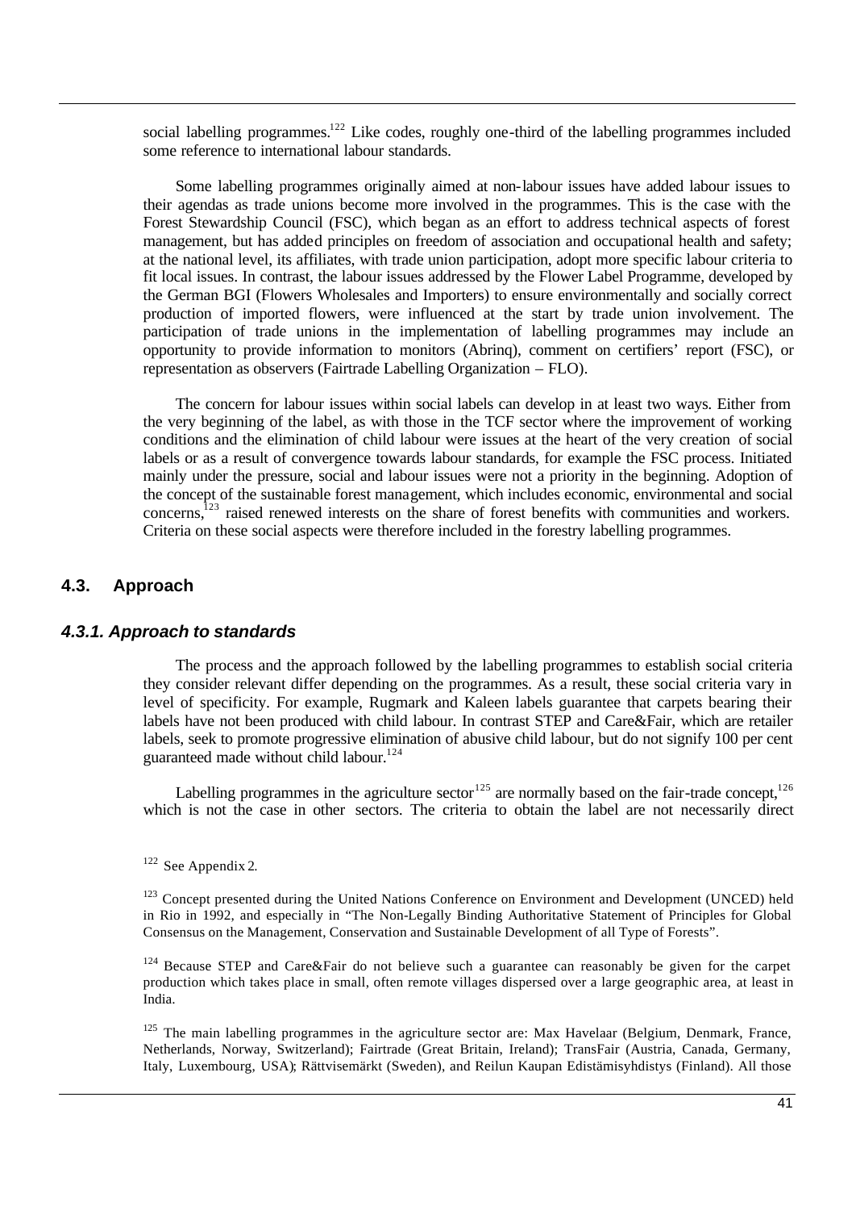social labelling programmes.[122] Like codes, roughly one-third of the labelling programmes included some reference to international labour standards.

Some labelling programmes originally aimed at non-labour issues have added labour issues to their agendas as trade unions become more involved in the programmes. This is the case with the Forest Stewardship Council (FSC), which began as an effort to address technical aspects of forest management, but has added principles on freedom of association and occupational health and safety; at the national level, its affiliates, with trade union participation, adopt more specific labour criteria to fit local issues. In contrast, the labour issues addressed by the Flower Label Programme, developed by the German BGI (Flowers Wholesales and Importers) to ensure environmentally and socially correct production of imported flowers, were influenced at the start by trade union involvement. The participation of trade unions in the implementation of labelling programmes may include an opportunity to provide information to monitors (Abrinq), comment on certifiers' report (FSC), or representation as observers (Fairtrade Labelling Organization – FLO).

The concern for labour issues within social labels can develop in at least two ways. Either from the very beginning of the label, as with those in the TCF sector where the improvement of working conditions and the elimination of child labour were issues at the heart of the very creation of social labels or as a result of convergence towards labour standards, for example the FSC process. Initiated mainly under the pressure, social and labour issues were not a priority in the beginning. Adoption of the concept of the sustainable forest management, which includes economic, environmental and social concerns,[123] raised renewed interests on the share of forest benefits with communities and workers. Criteria on these social aspects were therefore included in the forestry labelling programmes.

## 4.3. Approach

### *4.3.1. Approach to standards*

The process and the approach followed by the labelling programmes to establish social criteria they consider relevant differ depending on the programmes. As a result, these social criteria vary in level of specificity. For example, Rugmark and Kaleen labels guarantee that carpets bearing their labels have not been produced with child labour. In contrast STEP and Care&Fair, which are retailer labels, seek to promote progressive elimination of abusive child labour, but do not signify 100 per cent guaranteed made without child labour.[124]

Labelling programmes in the agriculture sector[125] are normally based on the fair-trade concept,[126] which is not the case in other sectors. The criteria to obtain the label are not necessarily direct

[122] See Appendix 2.

[123] Concept presented during the United Nations Conference on Environment and Development (UNCED) held in Rio in 1992, and especially in "The Non-Legally Binding Authoritative Statement of Principles for Global Consensus on the Management, Conservation and Sustainable Development of all Type of Forests".

[124] Because STEP and Care&Fair do not believe such a guarantee can reasonably be given for the carpet production which takes place in small, often remote villages dispersed over a large geographic area, at least in India.

[125] The main labelling programmes in the agriculture sector are: Max Havelaar (Belgium, Denmark, France, Netherlands, Norway, Switzerland); Fairtrade (Great Britain, Ireland); TransFair (Austria, Canada, Germany, Italy, Luxembourg, USA); Rättvisemärkt (Sweden), and Reilun Kaupan Edistämisyhdistys (Finland). All those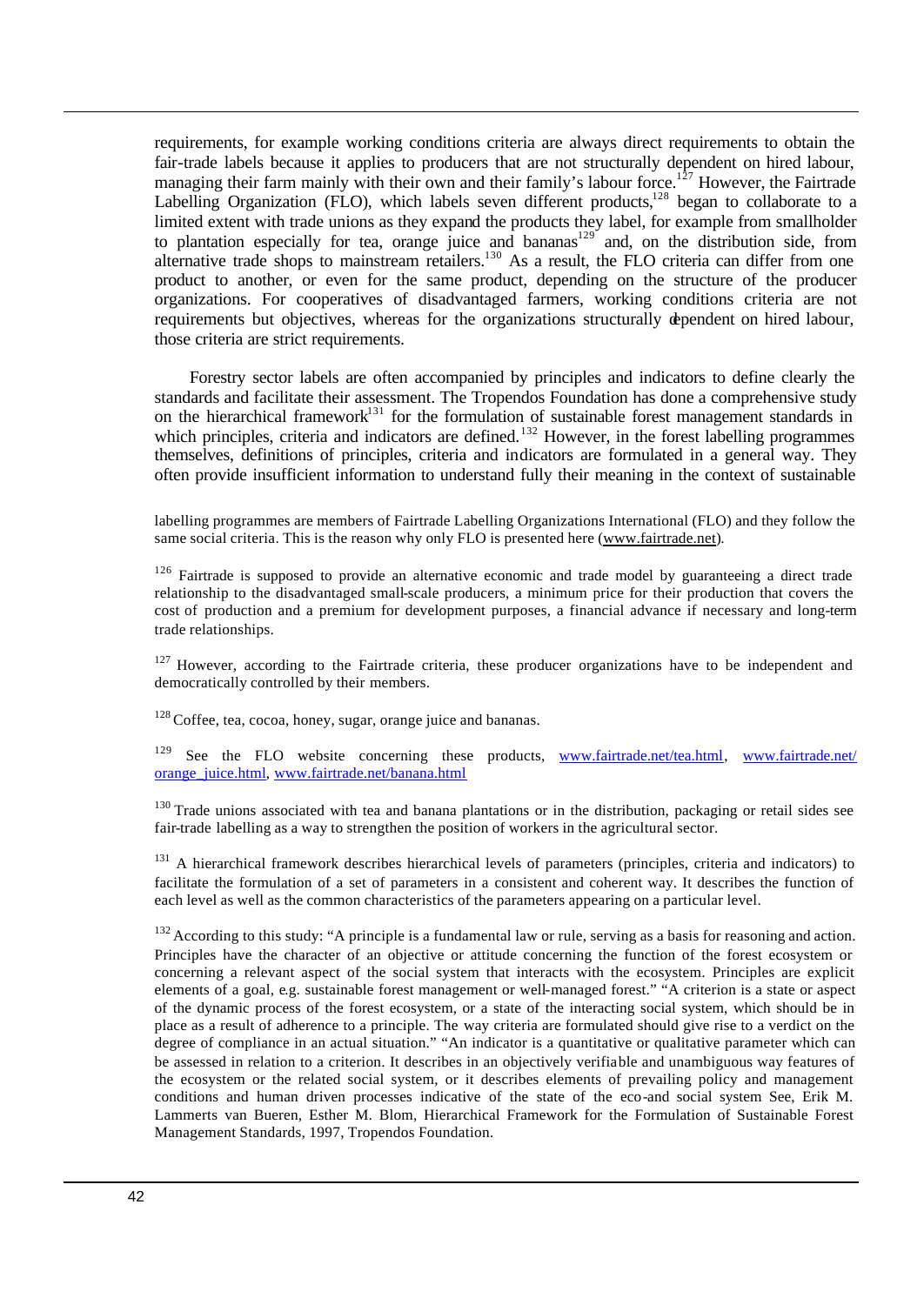requirements, for example working conditions criteria are always direct requirements to obtain the fair-trade labels because it applies to producers that are not structurally dependent on hired labour, managing their farm mainly with their own and their family's labour force.[127] However, the Fairtrade Labelling Organization (FLO), which labels seven different products,[128] began to collaborate to a limited extent with trade unions as they expand the products they label, for example from smallholder to plantation especially for tea, orange juice and bananas[129] and, on the distribution side, from alternative trade shops to mainstream retailers.[130] As a result, the FLO criteria can differ from one product to another, or even for the same product, depending on the structure of the producer organizations. For cooperatives of disadvantaged farmers, working conditions criteria are not requirements but objectives, whereas for the organizations structurally dependent on hired labour, those criteria are strict requirements.

Forestry sector labels are often accompanied by principles and indicators to define clearly the standards and facilitate their assessment. The Tropendos Foundation has done a comprehensive study on the hierarchical framework[131] for the formulation of sustainable forest management standards in which principles, criteria and indicators are defined.[132] However, in the forest labelling programmes themselves, definitions of principles, criteria and indicators are formulated in a general way. They often provide insufficient information to understand fully their meaning in the context of sustainable

labelling programmes are members of Fairtrade Labelling Organizations International (FLO) and they follow the same social criteria. This is the reason why only FLO is presented here (www.fairtrade.net).

[126] Fairtrade is supposed to provide an alternative economic and trade model by guaranteeing a direct trade relationship to the disadvantaged small-scale producers, a minimum price for their production that covers the cost of production and a premium for development purposes, a financial advance if necessary and long-term trade relationships.

[127] However, according to the Fairtrade criteria, these producer organizations have to be independent and democratically controlled by their members.

[128] Coffee, tea, cocoa, honey, sugar, orange juice and bananas.

[129] See the FLO website concerning these products, www.fairtrade.net/tea.html, www.fairtrade.net/orange_juice.html, www.fairtrade.net/banana.html

[130] Trade unions associated with tea and banana plantations or in the distribution, packaging or retail sides see fair-trade labelling as a way to strengthen the position of workers in the agricultural sector.

[131] A hierarchical framework describes hierarchical levels of parameters (principles, criteria and indicators) to facilitate the formulation of a set of parameters in a consistent and coherent way. It describes the function of each level as well as the common characteristics of the parameters appearing on a particular level.

[132] According to this study: "A principle is a fundamental law or rule, serving as a basis for reasoning and action. Principles have the character of an objective or attitude concerning the function of the forest ecosystem or concerning a relevant aspect of the social system that interacts with the ecosystem. Principles are explicit elements of a goal, e.g. sustainable forest management or well-managed forest." "A criterion is a state or aspect of the dynamic process of the forest ecosystem, or a state of the interacting social system, which should be in place as a result of adherence to a principle. The way criteria are formulated should give rise to a verdict on the degree of compliance in an actual situation." "An indicator is a quantitative or qualitative parameter which can be assessed in relation to a criterion. It describes in an objectively verifiable and unambiguous way features of the ecosystem or the related social system, or it describes elements of prevailing policy and management conditions and human driven processes indicative of the state of the eco-and social system See, Erik M. Lammerts van Bueren, Esther M. Blom, Hierarchical Framework for the Formulation of Sustainable Forest Management Standards, 1997, Tropendos Foundation.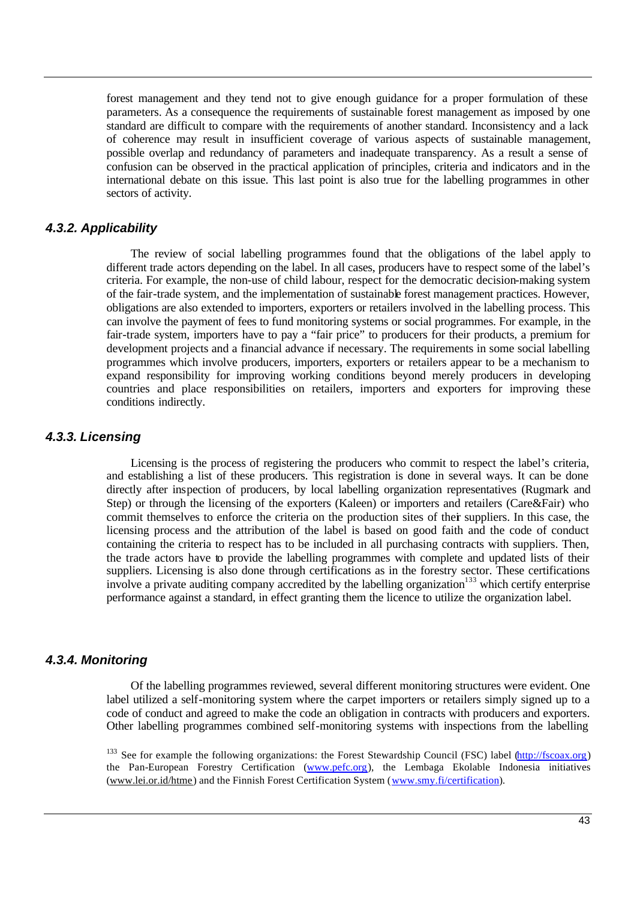forest management and they tend not to give enough guidance for a proper formulation of these parameters. As a consequence the requirements of sustainable forest management as imposed by one standard are difficult to compare with the requirements of another standard. Inconsistency and a lack of coherence may result in insufficient coverage of various aspects of sustainable management, possible overlap and redundancy of parameters and inadequate transparency. As a result a sense of confusion can be observed in the practical application of principles, criteria and indicators and in the international debate on this issue. This last point is also true for the labelling programmes in other sectors of activity.

### *4.3.2. Applicability*

The review of social labelling programmes found that the obligations of the label apply to different trade actors depending on the label. In all cases, producers have to respect some of the label's criteria. For example, the non-use of child labour, respect for the democratic decision-making system of the fair-trade system, and the implementation of sustainable forest management practices. However, obligations are also extended to importers, exporters or retailers involved in the labelling process. This can involve the payment of fees to fund monitoring systems or social programmes. For example, in the fair-trade system, importers have to pay a "fair price" to producers for their products, a premium for development projects and a financial advance if necessary. The requirements in some social labelling programmes which involve producers, importers, exporters or retailers appear to be a mechanism to expand responsibility for improving working conditions beyond merely producers in developing countries and place responsibilities on retailers, importers and exporters for improving these conditions indirectly.

### *4.3.3. Licensing*

Licensing is the process of registering the producers who commit to respect the label's criteria, and establishing a list of these producers. This registration is done in several ways. It can be done directly after inspection of producers, by local labelling organization representatives (Rugmark and Step) or through the licensing of the exporters (Kaleen) or importers and retailers (Care&Fair) who commit themselves to enforce the criteria on the production sites of their suppliers. In this case, the licensing process and the attribution of the label is based on good faith and the code of conduct containing the criteria to respect has to be included in all purchasing contracts with suppliers. Then, the trade actors have to provide the labelling programmes with complete and updated lists of their suppliers. Licensing is also done through certifications as in the forestry sector. These certifications involve a private auditing company accredited by the labelling organization[133] which certify enterprise performance against a standard, in effect granting them the licence to utilize the organization label.

### *4.3.4. Monitoring*

Of the labelling programmes reviewed, several different monitoring structures were evident. One label utilized a self-monitoring system where the carpet importers or retailers simply signed up to a code of conduct and agreed to make the code an obligation in contracts with producers and exporters. Other labelling programmes combined self-monitoring systems with inspections from the labelling

[133] See for example the following organizations: the Forest Stewardship Council (FSC) label (http://fscoax.org) the Pan-European Forestry Certification (www.pefc.org), the Lembaga Ekolable Indonesia initiatives (www.lei.or.id/htme) and the Finnish Forest Certification System (www.smy.fi/certification).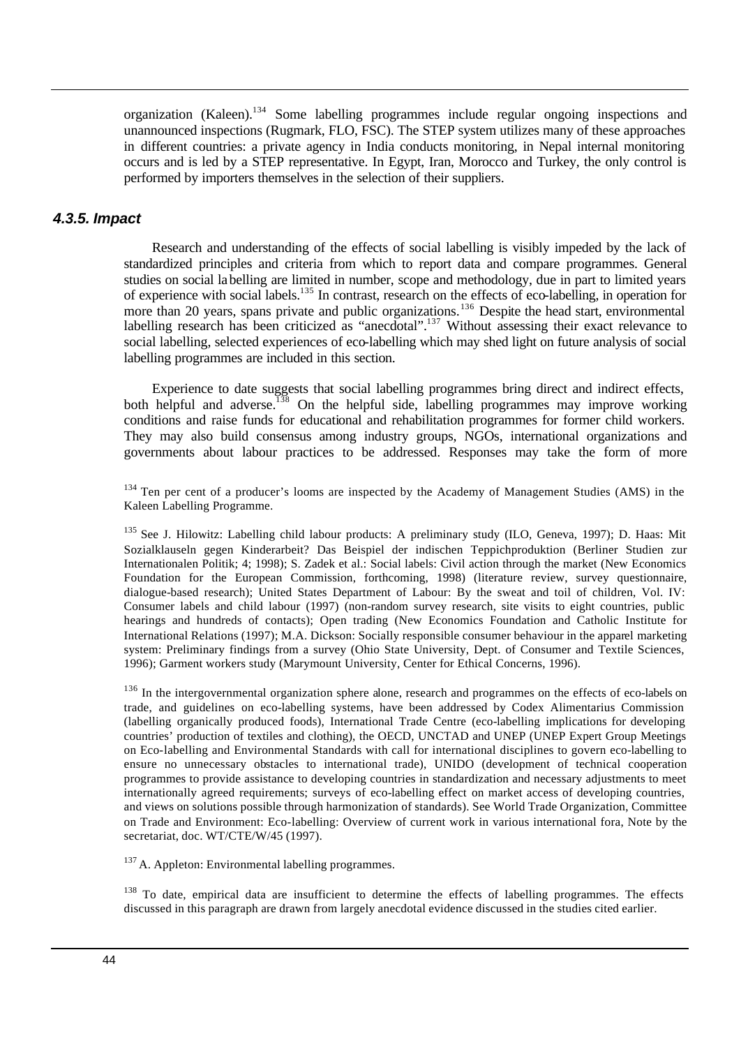organization (Kaleen).[134] Some labelling programmes include regular ongoing inspections and unannounced inspections (Rugmark, FLO, FSC). The STEP system utilizes many of these approaches in different countries: a private agency in India conducts monitoring, in Nepal internal monitoring occurs and is led by a STEP representative. In Egypt, Iran, Morocco and Turkey, the only control is performed by importers themselves in the selection of their suppliers.

### *4.3.5. Impact*

Research and understanding of the effects of social labelling is visibly impeded by the lack of standardized principles and criteria from which to report data and compare programmes. General studies on social labelling are limited in number, scope and methodology, due in part to limited years of experience with social labels.[135] In contrast, research on the effects of eco-labelling, in operation for more than 20 years, spans private and public organizations.[136] Despite the head start, environmental labelling research has been criticized as "anecdotal".[137] Without assessing their exact relevance to social labelling, selected experiences of eco-labelling which may shed light on future analysis of social labelling programmes are included in this section.

Experience to date suggests that social labelling programmes bring direct and indirect effects, both helpful and adverse.[138] On the helpful side, labelling programmes may improve working conditions and raise funds for educational and rehabilitation programmes for former child workers. They may also build consensus among industry groups, NGOs, international organizations and governments about labour practices to be addressed. Responses may take the form of more

[134] Ten per cent of a producer's looms are inspected by the Academy of Management Studies (AMS) in the Kaleen Labelling Programme.

[135] See J. Hilowitz: Labelling child labour products: A preliminary study (ILO, Geneva, 1997); D. Haas: Mit Sozialklauseln gegen Kinderarbeit? Das Beispiel der indischen Teppichproduktion (Berliner Studien zur Internationalen Politik; 4; 1998); S. Zadek et al.: Social labels: Civil action through the market (New Economics Foundation for the European Commission, forthcoming, 1998) (literature review, survey questionnaire, dialogue-based research); United States Department of Labour: By the sweat and toil of children, Vol. IV: Consumer labels and child labour (1997) (non-random survey research, site visits to eight countries, public hearings and hundreds of contacts); Open trading (New Economics Foundation and Catholic Institute for International Relations (1997); M.A. Dickson: Socially responsible consumer behaviour in the apparel marketing system: Preliminary findings from a survey (Ohio State University, Dept. of Consumer and Textile Sciences, 1996); Garment workers study (Marymount University, Center for Ethical Concerns, 1996).

[136] In the intergovernmental organization sphere alone, research and programmes on the effects of eco-labels on trade, and guidelines on eco-labelling systems, have been addressed by Codex Alimentarius Commission (labelling organically produced foods), International Trade Centre (eco-labelling implications for developing countries' production of textiles and clothing), the OECD, UNCTAD and UNEP (UNEP Expert Group Meetings on Eco-labelling and Environmental Standards with call for international disciplines to govern eco-labelling to ensure no unnecessary obstacles to international trade), UNIDO (development of technical cooperation programmes to provide assistance to developing countries in standardization and necessary adjustments to meet internationally agreed requirements; surveys of eco-labelling effect on market access of developing countries, and views on solutions possible through harmonization of standards). See World Trade Organization, Committee on Trade and Environment: Eco-labelling: Overview of current work in various international fora, Note by the secretariat, doc. WT/CTE/W/45 (1997).

[137] A. Appleton: Environmental labelling programmes.

[138] To date, empirical data are insufficient to determine the effects of labelling programmes. The effects discussed in this paragraph are drawn from largely anecdotal evidence discussed in the studies cited earlier.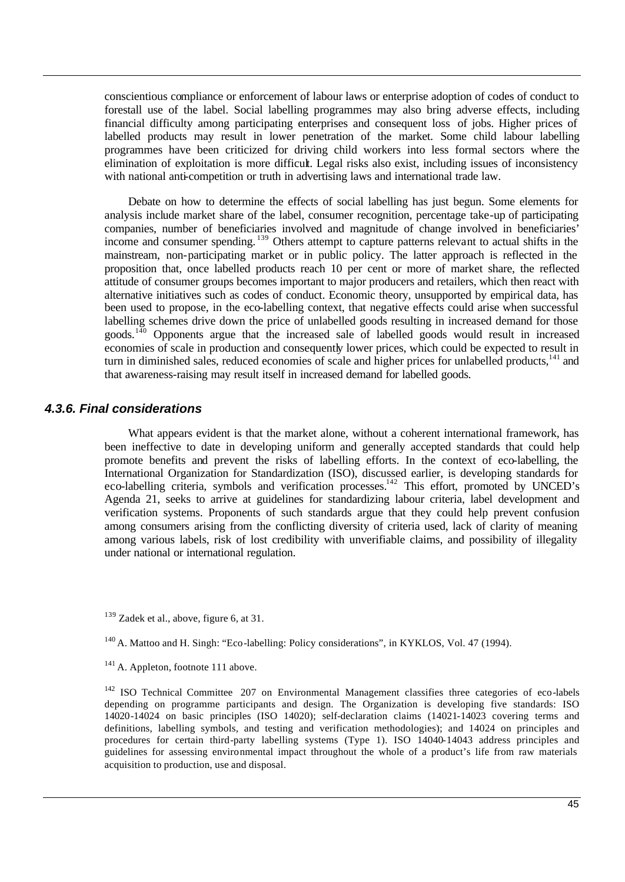conscientious compliance or enforcement of labour laws or enterprise adoption of codes of conduct to forestall use of the label. Social labelling programmes may also bring adverse effects, including financial difficulty among participating enterprises and consequent loss of jobs. Higher prices of labelled products may result in lower penetration of the market. Some child labour labelling programmes have been criticized for driving child workers into less formal sectors where the elimination of exploitation is more difficult. Legal risks also exist, including issues of inconsistency with national anti-competition or truth in advertising laws and international trade law.

Debate on how to determine the effects of social labelling has just begun. Some elements for analysis include market share of the label, consumer recognition, percentage take-up of participating companies, number of beneficiaries involved and magnitude of change involved in beneficiaries' income and consumer spending.[139] Others attempt to capture patterns relevant to actual shifts in the mainstream, non-participating market or in public policy. The latter approach is reflected in the proposition that, once labelled products reach 10 per cent or more of market share, the reflected attitude of consumer groups becomes important to major producers and retailers, which then react with alternative initiatives such as codes of conduct. Economic theory, unsupported by empirical data, has been used to propose, in the eco-labelling context, that negative effects could arise when successful labelling schemes drive down the price of unlabelled goods resulting in increased demand for those goods.[140] Opponents argue that the increased sale of labelled goods would result in increased economies of scale in production and consequently lower prices, which could be expected to result in turn in diminished sales, reduced economies of scale and higher prices for unlabelled products,[141] and that awareness-raising may result itself in increased demand for labelled goods.

### *4.3.6. Final considerations*

What appears evident is that the market alone, without a coherent international framework, has been ineffective to date in developing uniform and generally accepted standards that could help promote benefits and prevent the risks of labelling efforts. In the context of eco-labelling, the International Organization for Standardization (ISO), discussed earlier, is developing standards for eco-labelling criteria, symbols and verification processes.[142] This effort, promoted by UNCED's Agenda 21, seeks to arrive at guidelines for standardizing labour criteria, label development and verification systems. Proponents of such standards argue that they could help prevent confusion among consumers arising from the conflicting diversity of criteria used, lack of clarity of meaning among various labels, risk of lost credibility with unverifiable claims, and possibility of illegality under national or international regulation.

[139] Zadek et al., above, figure 6, at 31.

[140] A. Mattoo and H. Singh: "Eco-labelling: Policy considerations", in KYKLOS, Vol. 47 (1994).

[141] A. Appleton, footnote 111 above.

[142] ISO Technical Committee 207 on Environmental Management classifies three categories of eco-labels depending on programme participants and design. The Organization is developing five standards: ISO 14020-14024 on basic principles (ISO 14020); self-declaration claims (14021-14023 covering terms and definitions, labelling symbols, and testing and verification methodologies); and 14024 on principles and procedures for certain third-party labelling systems (Type 1). ISO 14040-14043 address principles and guidelines for assessing environmental impact throughout the whole of a product's life from raw materials acquisition to production, use and disposal.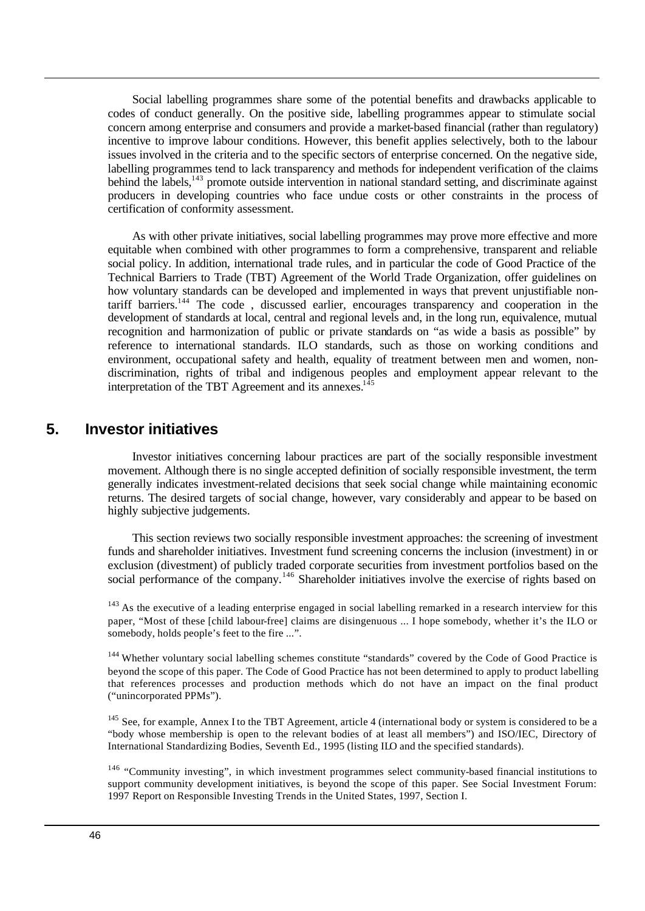Social labelling programmes share some of the potential benefits and drawbacks applicable to codes of conduct generally. On the positive side, labelling programmes appear to stimulate social concern among enterprise and consumers and provide a market-based financial (rather than regulatory) incentive to improve labour conditions. However, this benefit applies selectively, both to the labour issues involved in the criteria and to the specific sectors of enterprise concerned. On the negative side, labelling programmes tend to lack transparency and methods for independent verification of the claims behind the labels,[143] promote outside intervention in national standard setting, and discriminate against producers in developing countries who face undue costs or other constraints in the process of certification of conformity assessment.

As with other private initiatives, social labelling programmes may prove more effective and more equitable when combined with other programmes to form a comprehensive, transparent and reliable social policy. In addition, international trade rules, and in particular the code of Good Practice of the Technical Barriers to Trade (TBT) Agreement of the World Trade Organization, offer guidelines on how voluntary standards can be developed and implemented in ways that prevent unjustifiable non-tariff barriers.[144] The code , discussed earlier, encourages transparency and cooperation in the development of standards at local, central and regional levels and, in the long run, equivalence, mutual recognition and harmonization of public or private standards on "as wide a basis as possible" by reference to international standards. ILO standards, such as those on working conditions and environment, occupational safety and health, equality of treatment between men and women, non-discrimination, rights of tribal and indigenous peoples and employment appear relevant to the interpretation of the TBT Agreement and its annexes.[145]

## 5. Investor initiatives

Investor initiatives concerning labour practices are part of the socially responsible investment movement. Although there is no single accepted definition of socially responsible investment, the term generally indicates investment-related decisions that seek social change while maintaining economic returns. The desired targets of social change, however, vary considerably and appear to be based on highly subjective judgements.

This section reviews two socially responsible investment approaches: the screening of investment funds and shareholder initiatives. Investment fund screening concerns the inclusion (investment) in or exclusion (divestment) of publicly traded corporate securities from investment portfolios based on the social performance of the company.[146] Shareholder initiatives involve the exercise of rights based on

[143] As the executive of a leading enterprise engaged in social labelling remarked in a research interview for this paper, "Most of these [child labour-free] claims are disingenuous ... I hope somebody, whether it's the ILO or somebody, holds people's feet to the fire ...".

[144] Whether voluntary social labelling schemes constitute "standards" covered by the Code of Good Practice is beyond the scope of this paper. The Code of Good Practice has not been determined to apply to product labelling that references processes and production methods which do not have an impact on the final product ("unincorporated PPMs").

[145] See, for example, Annex I to the TBT Agreement, article 4 (international body or system is considered to be a "body whose membership is open to the relevant bodies of at least all members") and ISO/IEC, Directory of International Standardizing Bodies, Seventh Ed., 1995 (listing ILO and the specified standards).

[146] "Community investing", in which investment programmes select community-based financial institutions to support community development initiatives, is beyond the scope of this paper. See Social Investment Forum: 1997 Report on Responsible Investing Trends in the United States, 1997, Section I.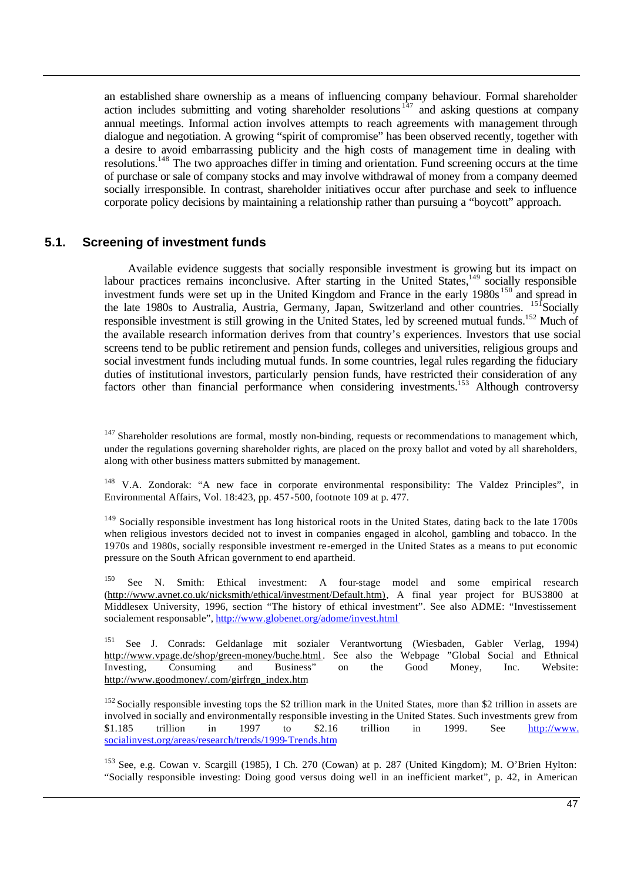an established share ownership as a means of influencing company behaviour. Formal shareholder action includes submitting and voting shareholder resolutions [147] and asking questions at company annual meetings. Informal action involves attempts to reach agreements with management through dialogue and negotiation. A growing "spirit of compromise" has been observed recently, together with a desire to avoid embarrassing publicity and the high costs of management time in dealing with resolutions.[148] The two approaches differ in timing and orientation. Fund screening occurs at the time of purchase or sale of company stocks and may involve withdrawal of money from a company deemed socially irresponsible. In contrast, shareholder initiatives occur after purchase and seek to influence corporate policy decisions by maintaining a relationship rather than pursuing a "boycott" approach.

## 5.1. Screening of investment funds

Available evidence suggests that socially responsible investment is growing but its impact on labour practices remains inconclusive. After starting in the United States,[149] socially responsible investment funds were set up in the United Kingdom and France in the early 1980s [150] and spread in the late 1980s to Australia, Austria, Germany, Japan, Switzerland and other countries. [151] Socially responsible investment is still growing in the United States, led by screened mutual funds.[152] Much of the available research information derives from that country's experiences. Investors that use social screens tend to be public retirement and pension funds, colleges and universities, religious groups and social investment funds including mutual funds. In some countries, legal rules regarding the fiduciary duties of institutional investors, particularly pension funds, have restricted their consideration of any factors other than financial performance when considering investments.[153] Although controversy

---

[147] Shareholder resolutions are formal, mostly non-binding, requests or recommendations to management which, under the regulations governing shareholder rights, are placed on the proxy ballot and voted by all shareholders, along with other business matters submitted by management.

[148] V.A. Zondorak: "A new face in corporate environmental responsibility: The Valdez Principles", in Environmental Affairs, Vol. 18:423, pp. 457-500, footnote 109 at p. 477.

[149] Socially responsible investment has long historical roots in the United States, dating back to the late 1700s when religious investors decided not to invest in companies engaged in alcohol, gambling and tobacco. In the 1970s and 1980s, socially responsible investment re-emerged in the United States as a means to put economic pressure on the South African government to end apartheid.

[150] See N. Smith: Ethical investment: A four-stage model and some empirical research (http://www.avnet.co.uk/nicksmith/ethical/investment/Default.htm), A final year project for BUS3800 at Middlesex University, 1996, section "The history of ethical investment". See also ADME: "Investissement socialement responsable", http://www.globenet.org/adome/invest.html

[151] See J. Conrads: Geldanlage mit sozialer Verantwortung (Wiesbaden, Gabler Verlag, 1994) http://www.vpage.de/shop/green-money/buche.html. See also the Webpage "Global Social and Ethincal Investing, Consuming and Business" on the Good Money, Inc. Website: http://www.goodmoney/.com/girfrgn_index.htm

[152] Socially responsible investing tops the $2 trillion mark in the United States, more than $2 trillion in assets are involved in socially and environmentally responsible investing in the United States. Such investments grew from $1.185 trillion in 1997 to $2.16 trillion in 1999. See http://www.socialinvest.org/areas/research/trends/1999-Trends.htm

[153] See, e.g. Cowan v. Scargill (1985), I Ch. 270 (Cowan) at p. 287 (United Kingdom); M. O'Brien Hylton: "Socially responsible investing: Doing good versus doing well in an inefficient market", p. 42, in American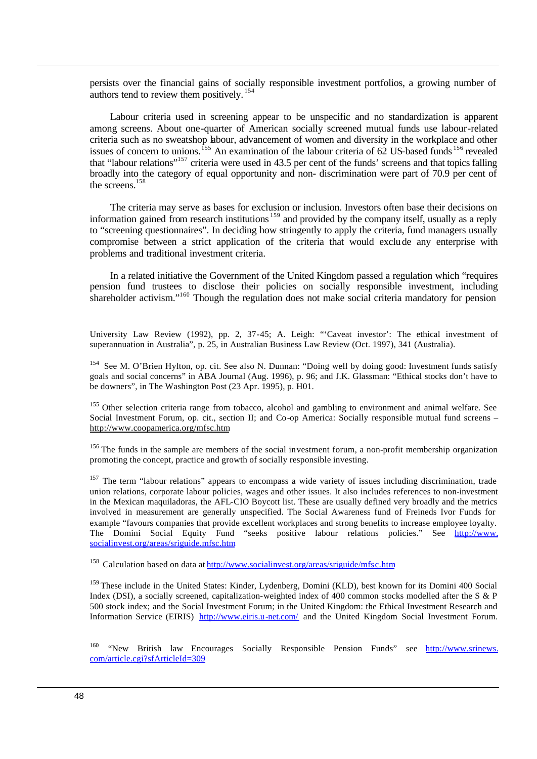persists over the financial gains of socially responsible investment portfolios, a growing number of authors tend to review them positively.[154]

Labour criteria used in screening appear to be unspecific and no standardization is apparent among screens. About one-quarter of American socially screened mutual funds use labour-related criteria such as no sweatshop labour, advancement of women and diversity in the workplace and other issues of concern to unions.[155] An examination of the labour criteria of 62 US-based funds[156] revealed that "labour relations"[157] criteria were used in 43.5 per cent of the funds' screens and that topics falling broadly into the category of equal opportunity and non- discrimination were part of 70.9 per cent of the screens.[158]

The criteria may serve as bases for exclusion or inclusion. Investors often base their decisions on information gained from research institutions[159] and provided by the company itself, usually as a reply to "screening questionnaires". In deciding how stringently to apply the criteria, fund managers usually compromise between a strict application of the criteria that would exclude any enterprise with problems and traditional investment criteria.

In a related initiative the Government of the United Kingdom passed a regulation which "requires pension fund trustees to disclose their policies on socially responsible investment, including shareholder activism."[160] Though the regulation does not make social criteria mandatory for pension

---

University Law Review (1992), pp. 2, 37-45; A. Leigh: "'Caveat investor': The ethical investment of superannuation in Australia", p. 25, in Australian Business Law Review (Oct. 1997), 341 (Australia).

[154] See M. O'Brien Hylton, op. cit. See also N. Dunnan: "Doing well by doing good: Investment funds satisfy goals and social concerns" in ABA Journal (Aug. 1996), p. 96; and J.K. Glassman: "Ethical stocks don't have to be downers", in The Washington Post (23 Apr. 1995), p. H01.

[155] Other selection criteria range from tobacco, alcohol and gambling to environment and animal welfare. See Social Investment Forum, op. cit., section II; and Co-op America: Socially responsible mutual fund screens – http://www.coopamerica.org/mfsc.htm

[156] The funds in the sample are members of the social investment forum, a non-profit membership organization promoting the concept, practice and growth of socially responsible investing.

[157] The term "labour relations" appears to encompass a wide variety of issues including discrimination, trade union relations, corporate labour policies, wages and other issues. It also includes references to non-investment in the Mexican maquiladoras, the AFL-CIO Boycott list. These are usually defined very broadly and the metrics involved in measurement are generally unspecified. The Social Awareness fund of Freineds Ivor Funds for example "favours companies that provide excellent workplaces and strong benefits to increase employee loyalty. The Domini Social Equity Fund "seeks positive labour relations policies." See http://www.socialinvest.org/areas/sriguide.mfsc.htm

[158] Calculation based on data at http://www.socialinvest.org/areas/sriguide/mfsc.htm

[159] These include in the United States: Kinder, Lydenberg, Domini (KLD), best known for its Domini 400 Social Index (DSI), a socially screened, capitalization-weighted index of 400 common stocks modelled after the S & P 500 stock index; and the Social Investment Forum; in the United Kingdom: the Ethical Investment Research and Information Service (EIRIS) http://www.eiris.u-net.com/ and the United Kingdom Social Investment Forum.

[160] "New British law Encourages Socially Responsible Pension Funds" see http://www.srinews.com/article.cgi?sfArticleId=309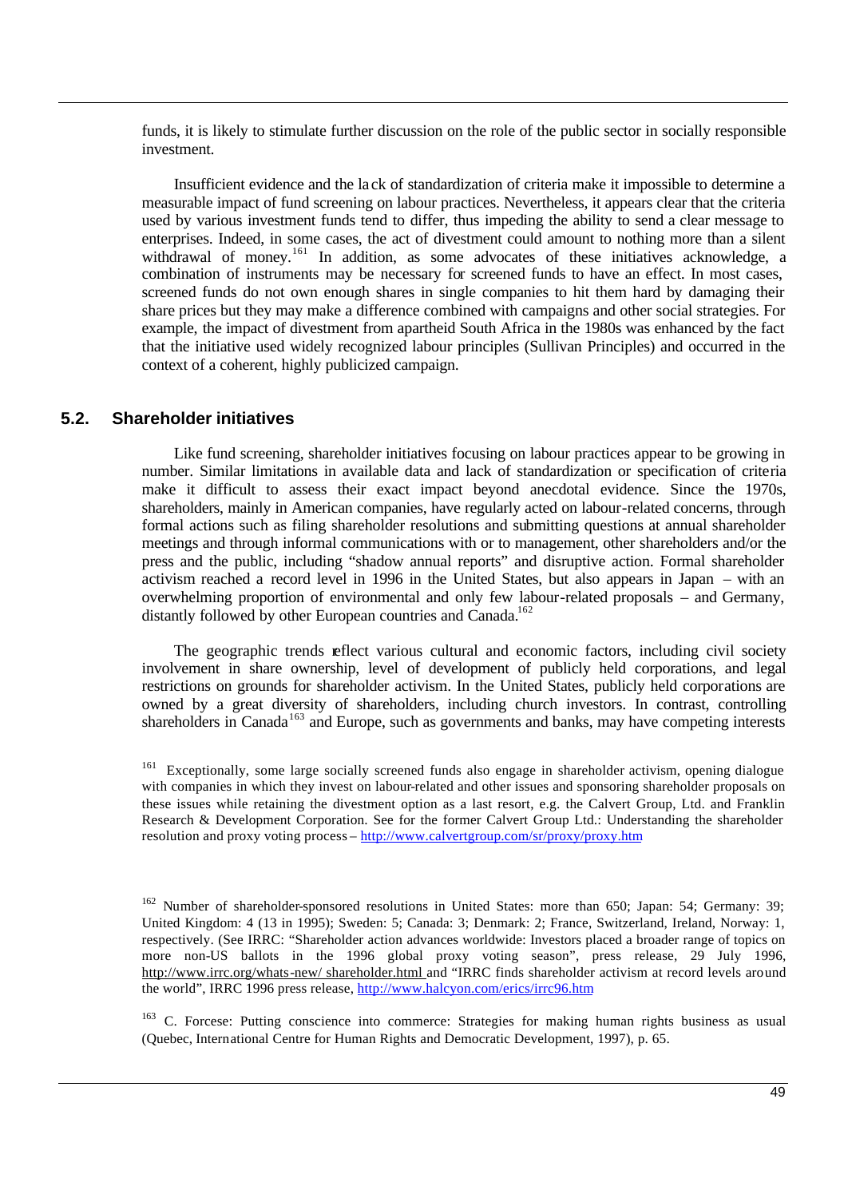funds, it is likely to stimulate further discussion on the role of the public sector in socially responsible investment.

Insufficient evidence and the lack of standardization of criteria make it impossible to determine a measurable impact of fund screening on labour practices. Nevertheless, it appears clear that the criteria used by various investment funds tend to differ, thus impeding the ability to send a clear message to enterprises. Indeed, in some cases, the act of divestment could amount to nothing more than a silent withdrawal of money.[161] In addition, as some advocates of these initiatives acknowledge, a combination of instruments may be necessary for screened funds to have an effect. In most cases, screened funds do not own enough shares in single companies to hit them hard by damaging their share prices but they may make a difference combined with campaigns and other social strategies. For example, the impact of divestment from apartheid South Africa in the 1980s was enhanced by the fact that the initiative used widely recognized labour principles (Sullivan Principles) and occurred in the context of a coherent, highly publicized campaign.

## 5.2. Shareholder initiatives

Like fund screening, shareholder initiatives focusing on labour practices appear to be growing in number. Similar limitations in available data and lack of standardization or specification of criteria make it difficult to assess their exact impact beyond anecdotal evidence. Since the 1970s, shareholders, mainly in American companies, have regularly acted on labour-related concerns, through formal actions such as filing shareholder resolutions and submitting questions at annual shareholder meetings and through informal communications with or to management, other shareholders and/or the press and the public, including "shadow annual reports" and disruptive action. Formal shareholder activism reached a record level in 1996 in the United States, but also appears in Japan – with an overwhelming proportion of environmental and only few labour-related proposals – and Germany, distantly followed by other European countries and Canada.[162]

The geographic trends reflect various cultural and economic factors, including civil society involvement in share ownership, level of development of publicly held corporations, and legal restrictions on grounds for shareholder activism. In the United States, publicly held corporations are owned by a great diversity of shareholders, including church investors. In contrast, controlling shareholders in Canada[163] and Europe, such as governments and banks, may have competing interests

[161] Exceptionally, some large socially screened funds also engage in shareholder activism, opening dialogue with companies in which they invest on labour-related and other issues and sponsoring shareholder proposals on these issues while retaining the divestment option as a last resort, e.g. the Calvert Group, Ltd. and Franklin Research & Development Corporation. See for the former Calvert Group Ltd.: Understanding the shareholder resolution and proxy voting process – http://www.calvertgroup.com/sr/proxy/proxy.htm

[162] Number of shareholder-sponsored resolutions in United States: more than 650; Japan: 54; Germany: 39; United Kingdom: 4 (13 in 1995); Sweden: 5; Canada: 3; Denmark: 2; France, Switzerland, Ireland, Norway: 1, respectively. (See IRRC: "Shareholder action advances worldwide: Investors placed a broader range of topics on more non-US ballots in the 1996 global proxy voting season", press release, 29 July 1996, http://www.irrc.org/whats-new/ shareholder.html and "IRRC finds shareholder activism at record levels around the world", IRRC 1996 press release, http://www.halcyon.com/erics/irrc96.htm

[163] C. Forcese: Putting conscience into commerce: Strategies for making human rights business as usual (Quebec, International Centre for Human Rights and Democratic Development, 1997), p. 65.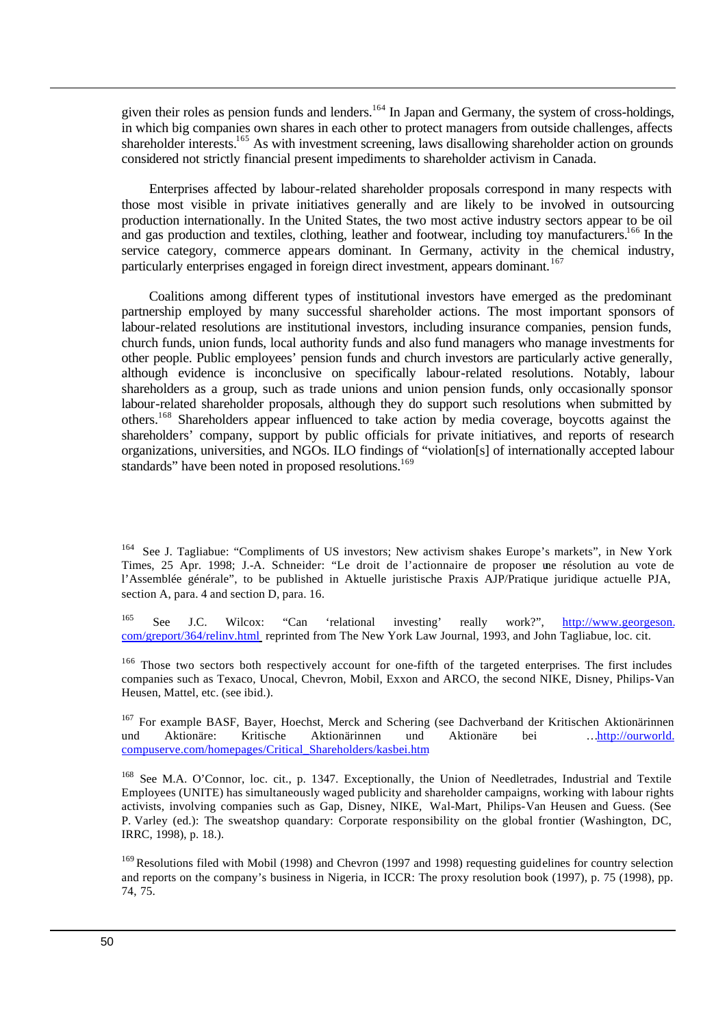given their roles as pension funds and lenders.[164] In Japan and Germany, the system of cross-holdings, in which big companies own shares in each other to protect managers from outside challenges, affects shareholder interests.[165] As with investment screening, laws disallowing shareholder action on grounds considered not strictly financial present impediments to shareholder activism in Canada.

Enterprises affected by labour-related shareholder proposals correspond in many respects with those most visible in private initiatives generally and are likely to be involved in outsourcing production internationally. In the United States, the two most active industry sectors appear to be oil and gas production and textiles, clothing, leather and footwear, including toy manufacturers.[166] In the service category, commerce appears dominant. In Germany, activity in the chemical industry, particularly enterprises engaged in foreign direct investment, appears dominant.[167]

Coalitions among different types of institutional investors have emerged as the predominant partnership employed by many successful shareholder actions. The most important sponsors of labour-related resolutions are institutional investors, including insurance companies, pension funds, church funds, union funds, local authority funds and also fund managers who manage investments for other people. Public employees' pension funds and church investors are particularly active generally, although evidence is inconclusive on specifically labour-related resolutions. Notably, labour shareholders as a group, such as trade unions and union pension funds, only occasionally sponsor labour-related shareholder proposals, although they do support such resolutions when submitted by others.[168] Shareholders appear influenced to take action by media coverage, boycotts against the shareholders' company, support by public officials for private initiatives, and reports of research organizations, universities, and NGOs. ILO findings of "violation[s] of internationally accepted labour standards" have been noted in proposed resolutions.[169]

---

[164] See J. Tagliabue: "Compliments of US investors; New activism shakes Europe's markets", in New York Times, 25 Apr. 1998; J.-A. Schneider: "Le droit de l'actionnaire de proposer une résolution au vote de l'Assemblée générale", to be published in Aktuelle juristische Praxis AJP/Pratique juridique actuelle PJA, section A, para. 4 and section D, para. 16.

[165] See J.C. Wilcox: "Can 'relational investing' really work?", http://www.georgeson.com/greport/364/relinv.html reprinted from The New York Law Journal, 1993, and John Tagliabue, loc. cit.

[166] Those two sectors both respectively account for one-fifth of the targeted enterprises. The first includes companies such as Texaco, Unocal, Chevron, Mobil, Exxon and ARCO, the second NIKE, Disney, Philips-Van Heusen, Mattel, etc. (see ibid.).

[167] For example BASF, Bayer, Hoechst, Merck and Schering (see Dachverband der Kritischen Aktionärinnen und Aktionäre: Kritische Aktionärinnen und Aktionäre bei …http://ourworld.compuserve.com/homepages/Critical_Shareholders/kasbei.htm

[168] See M.A. O'Connor, loc. cit., p. 1347. Exceptionally, the Union of Needletrades, Industrial and Textile Employees (UNITE) has simultaneously waged publicity and shareholder campaigns, working with labour rights activists, involving companies such as Gap, Disney, NIKE, Wal-Mart, Philips-Van Heusen and Guess. (See P. Varley (ed.): The sweatshop quandary: Corporate responsibility on the global frontier (Washington, DC, IRRC, 1998), p. 18.).

[169] Resolutions filed with Mobil (1998) and Chevron (1997 and 1998) requesting guidelines for country selection and reports on the company's business in Nigeria, in ICCR: The proxy resolution book (1997), p. 75 (1998), pp. 74, 75.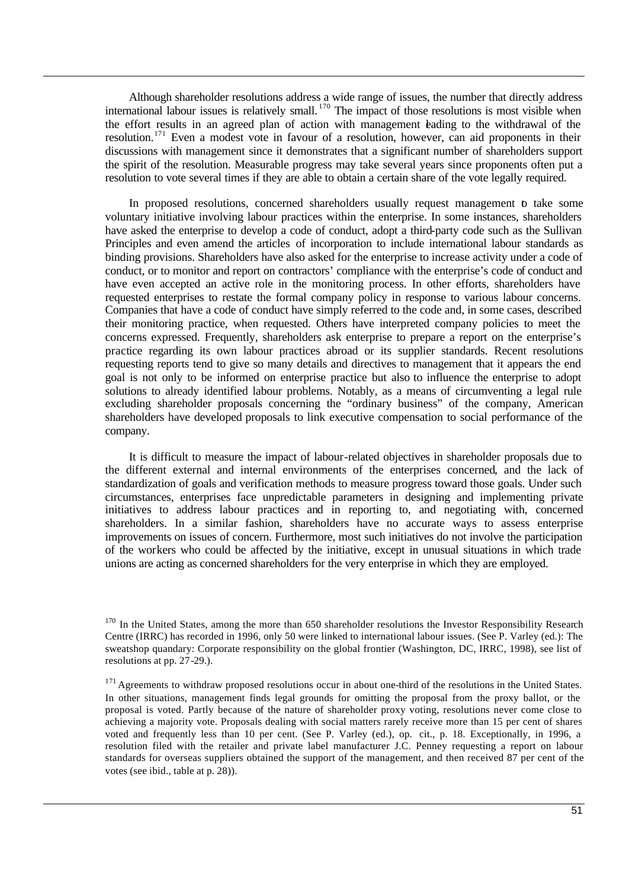Although shareholder resolutions address a wide range of issues, the number that directly address international labour issues is relatively small.[170] The impact of those resolutions is most visible when the effort results in an agreed plan of action with management leading to the withdrawal of the resolution.[171] Even a modest vote in favour of a resolution, however, can aid proponents in their discussions with management since it demonstrates that a significant number of shareholders support the spirit of the resolution. Measurable progress may take several years since proponents often put a resolution to vote several times if they are able to obtain a certain share of the vote legally required.

In proposed resolutions, concerned shareholders usually request management to take some voluntary initiative involving labour practices within the enterprise. In some instances, shareholders have asked the enterprise to develop a code of conduct, adopt a third-party code such as the Sullivan Principles and even amend the articles of incorporation to include international labour standards as binding provisions. Shareholders have also asked for the enterprise to increase activity under a code of conduct, or to monitor and report on contractors' compliance with the enterprise's code of conduct and have even accepted an active role in the monitoring process. In other efforts, shareholders have requested enterprises to restate the formal company policy in response to various labour concerns. Companies that have a code of conduct have simply referred to the code and, in some cases, described their monitoring practice, when requested. Others have interpreted company policies to meet the concerns expressed. Frequently, shareholders ask enterprise to prepare a report on the enterprise's practice regarding its own labour practices abroad or its supplier standards. Recent resolutions requesting reports tend to give so many details and directives to management that it appears the end goal is not only to be informed on enterprise practice but also to influence the enterprise to adopt solutions to already identified labour problems. Notably, as a means of circumventing a legal rule excluding shareholder proposals concerning the "ordinary business" of the company, American shareholders have developed proposals to link executive compensation to social performance of the company.

It is difficult to measure the impact of labour-related objectives in shareholder proposals due to the different external and internal environments of the enterprises concerned, and the lack of standardization of goals and verification methods to measure progress toward those goals. Under such circumstances, enterprises face unpredictable parameters in designing and implementing private initiatives to address labour practices and in reporting to, and negotiating with, concerned shareholders. In a similar fashion, shareholders have no accurate ways to assess enterprise improvements on issues of concern. Furthermore, most such initiatives do not involve the participation of the workers who could be affected by the initiative, except in unusual situations in which trade unions are acting as concerned shareholders for the very enterprise in which they are employed.

[170] In the United States, among the more than 650 shareholder resolutions the Investor Responsibility Research Centre (IRRC) has recorded in 1996, only 50 were linked to international labour issues. (See P. Varley (ed.): The sweatshop quandary: Corporate responsibility on the global frontier (Washington, DC, IRRC, 1998), see list of resolutions at pp. 27-29.).

[171] Agreements to withdraw proposed resolutions occur in about one-third of the resolutions in the United States. In other situations, management finds legal grounds for omitting the proposal from the proxy ballot, or the proposal is voted. Partly because of the nature of shareholder proxy voting, resolutions never come close to achieving a majority vote. Proposals dealing with social matters rarely receive more than 15 per cent of shares voted and frequently less than 10 per cent. (See P. Varley (ed.), op. cit., p. 18. Exceptionally, in 1996, a resolution filed with the retailer and private label manufacturer J.C. Penney requesting a report on labour standards for overseas suppliers obtained the support of the management, and then received 87 per cent of the votes (see ibid., table at p. 28)).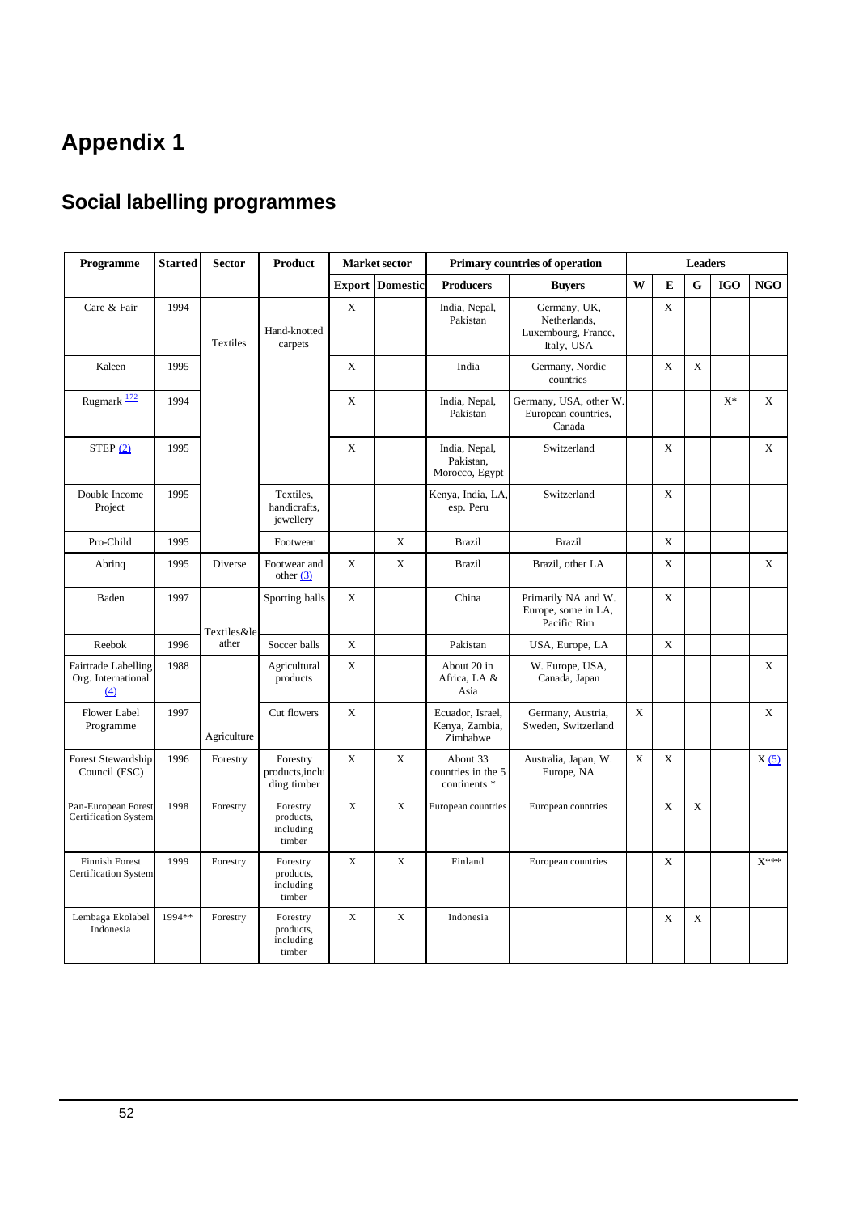# Appendix 1

## Social labelling programmes

| Programme | Started | Sector | Product | Market sector | | Primary countries of operation | | Leaders | | | | |
|---|---|---|---|---|---|---|---|---|---|---|---|---|
| | | | | Export | Domestic | Producers | Buyers | W | E | G | IGO | NGO |
| Care & Fair | 1994 | Textiles | Hand-knotted carpets | X | | India, Nepal, Pakistan | Germany, UK, Netherlands, Luxembourg, France, Italy, USA | | X | | | |
| Kaleen | 1995 | | | X | | India | Germany, Nordic countries | | X | X | | |
| Rugmark [172] | 1994 | | | X | | India, Nepal, Pakistan | Germany, USA, other W. European countries, Canada | | | | X* | X |
| STEP (2) | 1995 | | | X | | India, Nepal, Pakistan, Morocco, Egypt | Switzerland | | X | | | X |
| Double Income Project | 1995 | | Textiles, handicrafts, jewellery | | | Kenya, India, LA, esp. Peru | Switzerland | | X | | | |
| Pro-Child | 1995 | | Footwear | | X | Brazil | Brazil | | X | | | |
| Abrinq | 1995 | Diverse | Footwear and other (3) | X | X | Brazil | Brazil, other LA | | X | | | X |
| Baden | 1997 | Textiles&leather | Sporting balls | X | | China | Primarily NA and W. Europe, some in LA, Pacific Rim | | X | | | |
| Reebok | 1996 | | Soccer balls | X | | Pakistan | USA, Europe, LA | | X | | | |
| Fairtrade Labelling Org. International (4) | 1988 | Agriculture | Agricultural products | X | | About 20 in Africa, LA & Asia | W. Europe, USA, Canada, Japan | | | | | X |
| Flower Label Programme | 1997 | | Cut flowers | X | | Ecuador, Israel, Kenya, Zambia, Zimbabwe | Germany, Austria, Sweden, Switzerland | X | | | | X |
| Forest Stewardship Council (FSC) | 1996 | Forestry | Forestry products,including timber | X | X | About 33 countries in the 5 continents * | Australia, Japan, W. Europe, NA | X | X | | | X (5) |
| Pan-European Forest Certification System | 1998 | Forestry | Forestry products, including timber | X | X | European countries | European countries | | X | X | | |
| Finnish Forest Certification System | 1999 | Forestry | Forestry products, including timber | X | X | Finland | European countries | | X | | | X*** |
| Lembaga Ekolabel Indonesia | 1994** | Forestry | Forestry products, including timber | X | X | Indonesia | | | X | X | | |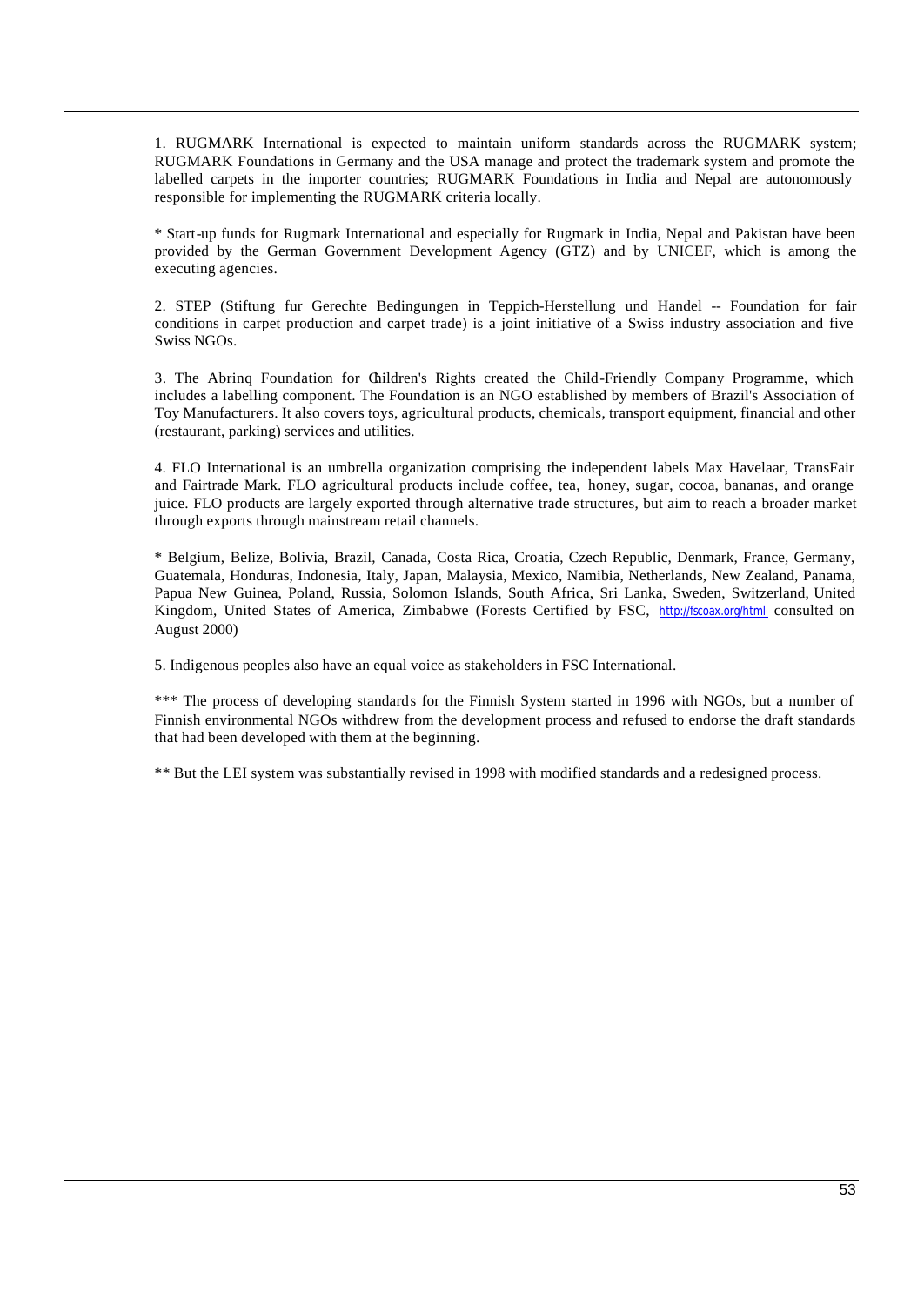1. RUGMARK International is expected to maintain uniform standards across the RUGMARK system; RUGMARK Foundations in Germany and the USA manage and protect the trademark system and promote the labelled carpets in the importer countries; RUGMARK Foundations in India and Nepal are autonomously responsible for implementing the RUGMARK criteria locally.

* Start-up funds for Rugmark International and especially for Rugmark in India, Nepal and Pakistan have been provided by the German Government Development Agency (GTZ) and by UNICEF, which is among the executing agencies.

2. STEP (Stiftung fur Gerechte Bedingungen in Teppich-Herstellung und Handel -- Foundation for fair conditions in carpet production and carpet trade) is a joint initiative of a Swiss industry association and five Swiss NGOs.

3. The Abrinq Foundation for Children's Rights created the Child-Friendly Company Programme, which includes a labelling component. The Foundation is an NGO established by members of Brazil's Association of Toy Manufacturers. It also covers toys, agricultural products, chemicals, transport equipment, financial and other (restaurant, parking) services and utilities.

4. FLO International is an umbrella organization comprising the independent labels Max Havelaar, TransFair and Fairtrade Mark. FLO agricultural products include coffee, tea, honey, sugar, cocoa, bananas, and orange juice. FLO products are largely exported through alternative trade structures, but aim to reach a broader market through exports through mainstream retail channels.

* Belgium, Belize, Bolivia, Brazil, Canada, Costa Rica, Croatia, Czech Republic, Denmark, France, Germany, Guatemala, Honduras, Indonesia, Italy, Japan, Malaysia, Mexico, Namibia, Netherlands, New Zealand, Panama, Papua New Guinea, Poland, Russia, Solomon Islands, South Africa, Sri Lanka, Sweden, Switzerland, United Kingdom, United States of America, Zimbabwe (Forests Certified by FSC, http://fscoax.org/html consulted on August 2000)

5. Indigenous peoples also have an equal voice as stakeholders in FSC International.

*** The process of developing standards for the Finnish System started in 1996 with NGOs, but a number of Finnish environmental NGOs withdrew from the development process and refused to endorse the draft standards that had been developed with them at the beginning.

** But the LEI system was substantially revised in 1998 with modified standards and a redesigned process.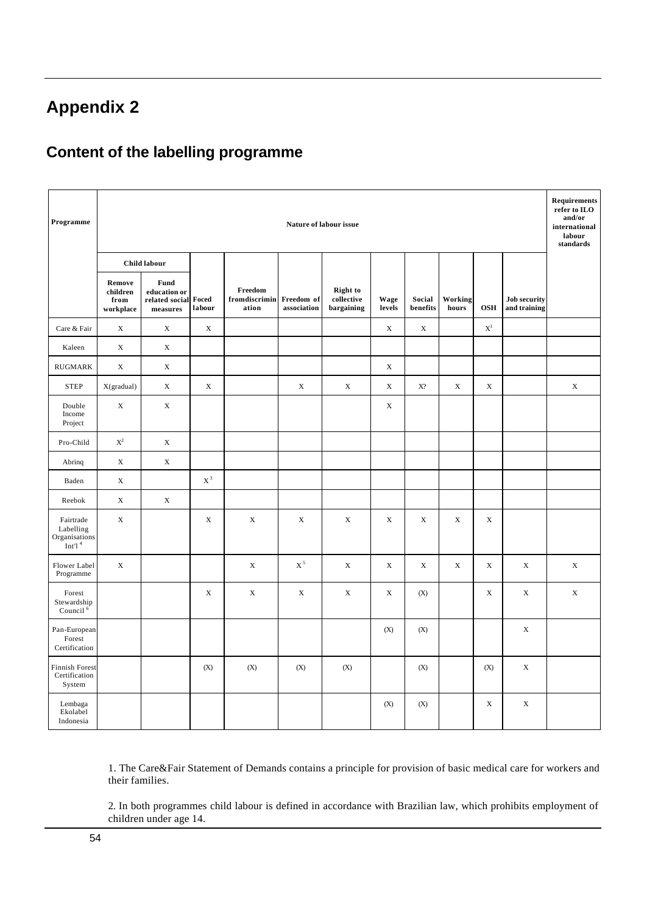# Appendix 2

## Content of the labelling programme

| Programme | Nature of labour issue | | | | | | | | | | | | Requirements refer to ILO and/or international labour standards |
|---|---|---|---|---|---|---|---|---|---|---|---|---|---|
| | Child labour | | | | | | | | | | | | |
| | Remove children from workplace | Fund education or related social measures | Foced labour | Freedom fromdiscrimination | Freedom of association | Right to collective bargaining | Wage levels | Social benefits | Working hours | OSH | Job security and training | | |
| Care & Fair | X | X | X | | | | X | X | | X[1] | | | |
| Kaleen | X | X | | | | | | | | | | | |
| RUGMARK | X | X | | | | | X | | | | | | |
| STEP | X(gradual) | X | X | | X | X | X | X? | X | X | | | X |
| Double Income Project | X | X | | | | | X | | | | | | |
| Pro-Child | X[2] | X | | | | | | | | | | | |
| Abrinq | X | X | | | | | | | | | | | |
| Baden | X | | X[3] | | | | | | | | | | |
| Reebok | X | X | | | | | | | | | | | |
| Fairtrade Labelling Organisations Int'l[4] | X | | X | X | X | X | X | X | X | X | | | |
| Flower Label Programme | X | | | X | X[5] | X | X | X | X | X | X | | X |
| Forest Stewardship Council[6] | | | X | X | X | X | X | (X) | | X | X | | X |
| Pan-European Forest Certification | | | | | | | (X) | (X) | | | X | | |
| Finnish Forest Certification System | | | (X) | (X) | (X) | (X) | | (X) | | (X) | X | | |
| Lembaga Ekolabel Indonesia | | | | | | | (X) | (X) | | X | X | | |

1. The Care&Fair Statement of Demands contains a principle for provision of basic medical care for workers and their families.

2. In both programmes child labour is defined in accordance with Brazilian law, which prohibits employment of children under age 14.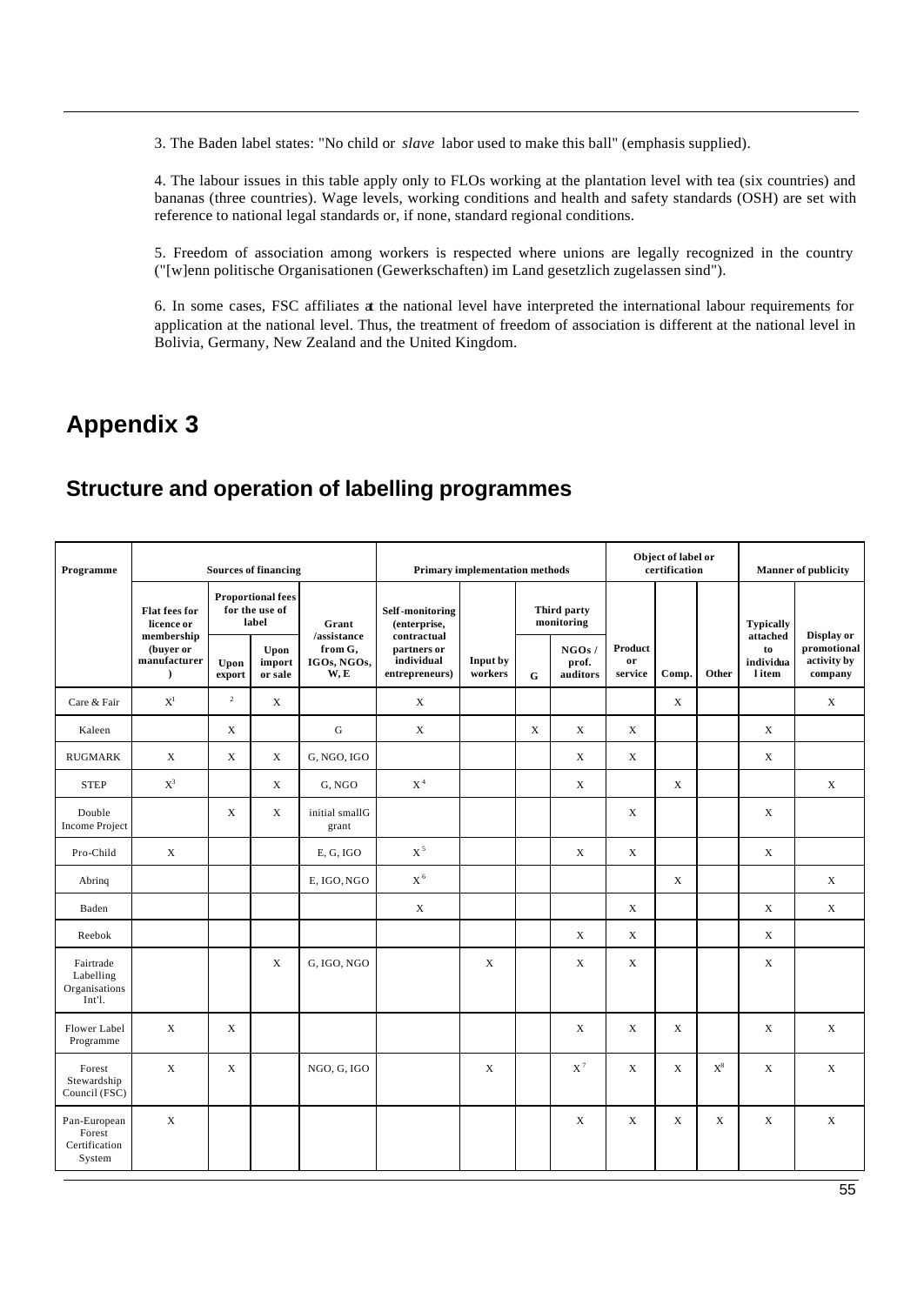3. The Baden label states: "No child or *slave* labor used to make this ball" (emphasis supplied).

4. The labour issues in this table apply only to FLOs working at the plantation level with tea (six countries) and bananas (three countries). Wage levels, working conditions and health and safety standards (OSH) are set with reference to national legal standards or, if none, standard regional conditions.

5. Freedom of association among workers is respected where unions are legally recognized in the country ("[w]enn politische Organisationen (Gewerkschaften) im Land gesetzlich zugelassen sind").

6. In some cases, FSC affiliates at the national level have interpreted the international labour requirements for application at the national level. Thus, the treatment of freedom of association is different at the national level in Bolivia, Germany, New Zealand and the United Kingdom.

# Appendix 3

## Structure and operation of labelling programmes

| Programme | Sources of financing | | | | Primary implementation methods | | | | Object of label or certification | | | Manner of publicity | |
|---|---|---|---|---|---|---|---|---|---|---|---|---|---|
| | Flat fees for licence or membership (buyer or manufacturer) | Proportional fees for the use of label | | Grant /assistance from G, IGOs, NGOs, W, E | Self-monitoring (enterprise, contractual partners or individual entrepreneurs) | Input by workers | Third party monitoring | | Product or service | Comp. | Other | Typically attached to individual item | Display or promotional activity by company |
| | | Upon export | Upon import or sale | | | | G | NGOs / prof. auditors | | | | | |
| Care & Fair | X[1] | [2] | X | | X | | | | | X | | | X |
| Kaleen | | X | | G | X | | X | X | X | | | X | |
| RUGMARK | X | X | X | G, NGO, IGO | | | | X | X | | | X | |
| STEP | X[3] | | X | G, NGO | X[4] | | | X | | X | | | X |
| Double Income Project | | X | X | initial smallG grant | | | | | X | | | X | |
| Pro-Child | X | | | E, G, IGO | X[5] | | | X | X | | | X | |
| Abrinq | | | | E, IGO, NGO | X[6] | | | | | X | | | X |
| Baden | | | | | X | | | | X | | | X | X |
| Reebok | | | | | | | | X | X | | | X | |
| Fairtrade Labelling Organisations Int'l. | | | X | G, IGO, NGO | | X | | X | X | | | X | |
| Flower Label Programme | X | X | | | | | | X | X | X | | X | X |
| Forest Stewardship Council (FSC) | X | X | | NGO, G, IGO | | X | | X[7] | X | X | X[8] | X | X |
| Pan-European Forest Certification System | X | | | | | | | X | X | X | X | X | X |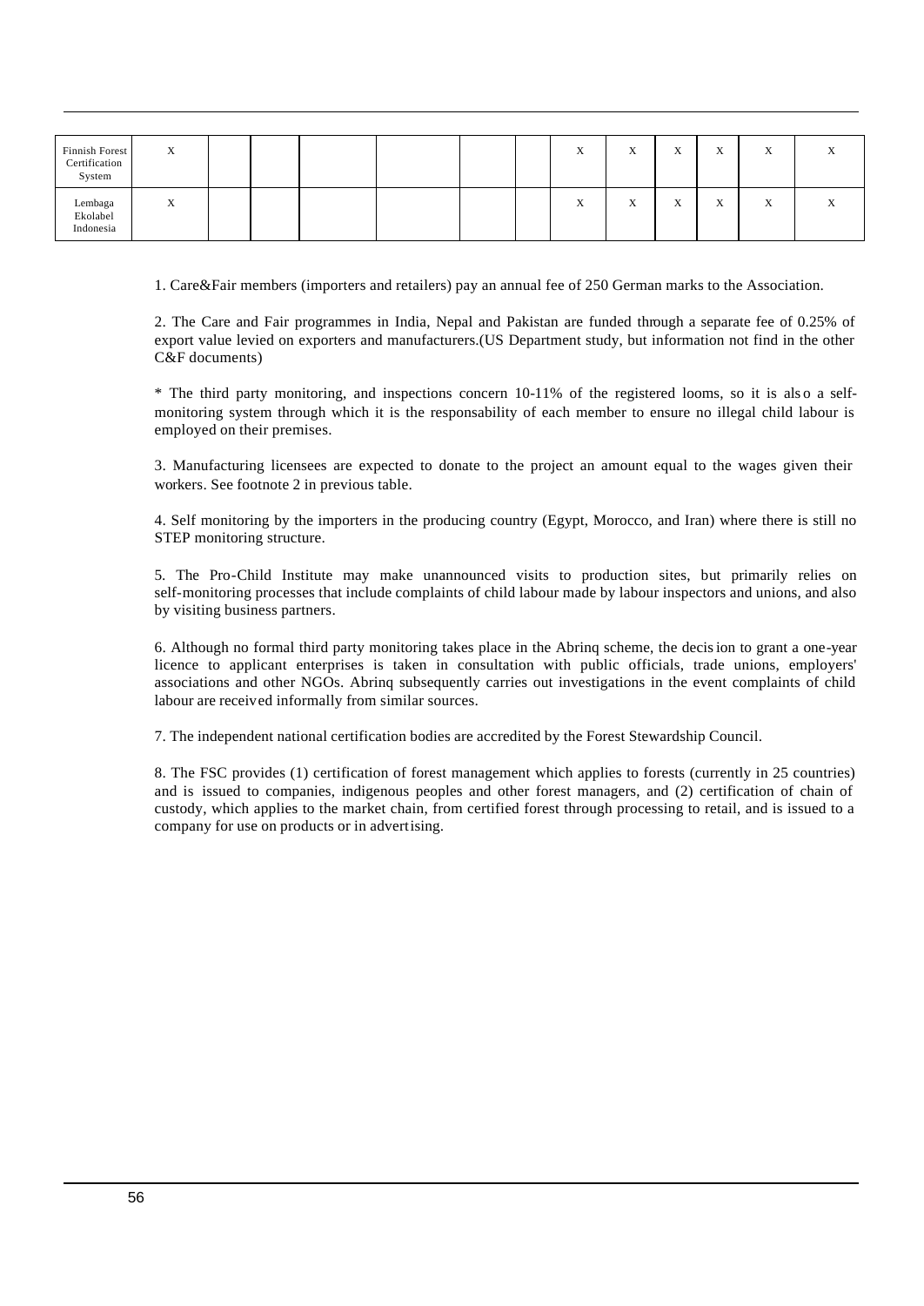| | | | | | | | | | | | | |
|---|---|---|---|---|---|---|---|---|---|---|---|---|
| Finnish Forest Certification System | X | | | | | | | X | X | X | X | X | X |
| Lembaga Ekolabel Indonesia | X | | | | | | | X | X | X | X | X | X |

1. Care&Fair members (importers and retailers) pay an annual fee of 250 German marks to the Association.

2. The Care and Fair programmes in India, Nepal and Pakistan are funded through a separate fee of 0.25% of export value levied on exporters and manufacturers.(US Department study, but information not find in the other C&F documents)

* The third party monitoring, and inspections concern 10-11% of the registered looms, so it is also a self-monitoring system through which it is the responsability of each member to ensure no illegal child labour is employed on their premises.

3. Manufacturing licensees are expected to donate to the project an amount equal to the wages given their workers. See footnote 2 in previous table.

4. Self monitoring by the importers in the producing country (Egypt, Morocco, and Iran) where there is still no STEP monitoring structure.

5. The Pro-Child Institute may make unannounced visits to production sites, but primarily relies on self-monitoring processes that include complaints of child labour made by labour inspectors and unions, and also by visiting business partners.

6. Although no formal third party monitoring takes place in the Abrinq scheme, the decision to grant a one-year licence to applicant enterprises is taken in consultation with public officials, trade unions, employers' associations and other NGOs. Abrinq subsequently carries out investigations in the event complaints of child labour are received informally from similar sources.

7. The independent national certification bodies are accredited by the Forest Stewardship Council.

8. The FSC provides (1) certification of forest management which applies to forests (currently in 25 countries) and is issued to companies, indigenous peoples and other forest managers, and (2) certification of chain of custody, which applies to the market chain, from certified forest through processing to retail, and is issued to a company for use on products or in advertising.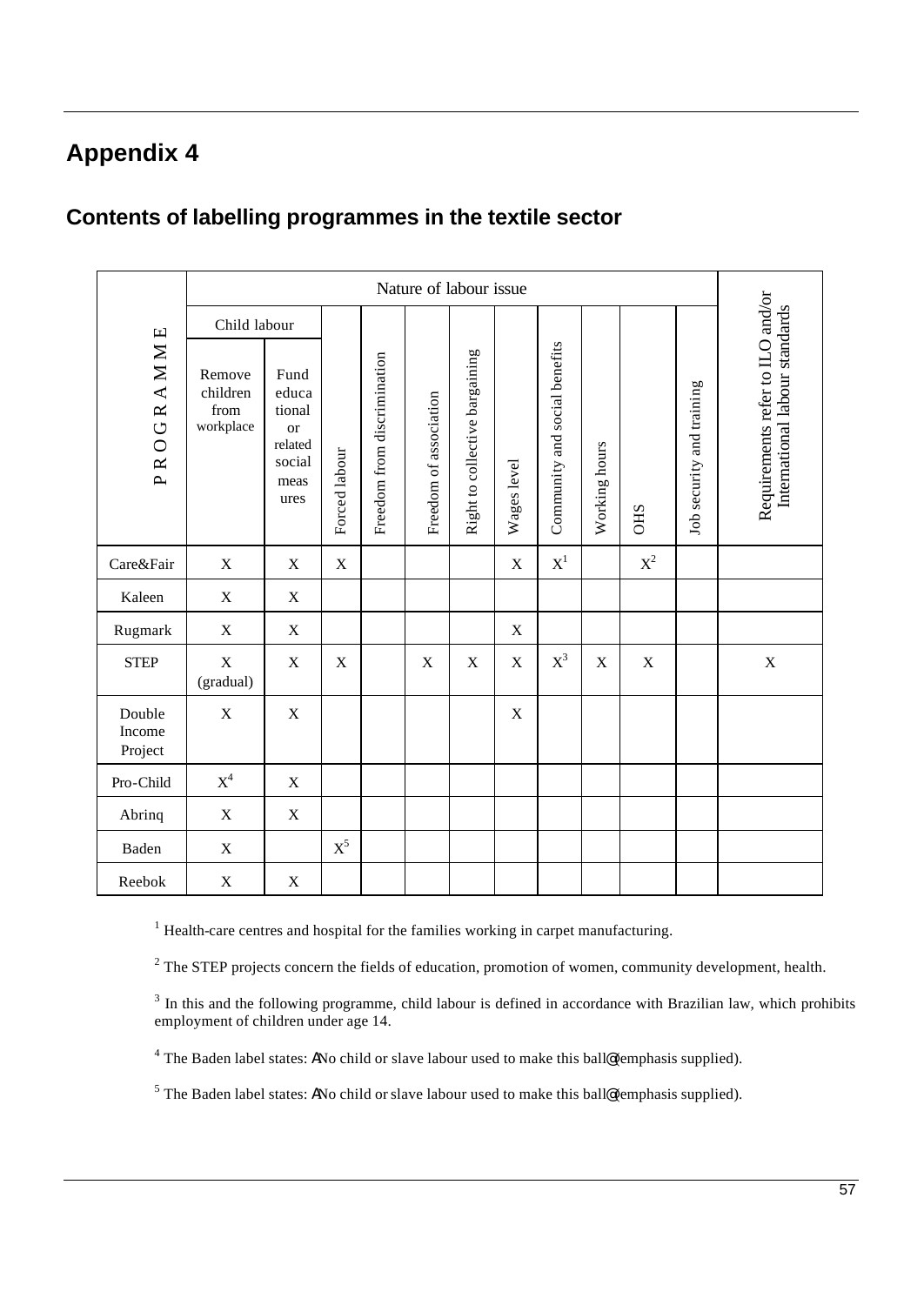# Appendix 4

## Contents of labelling programmes in the textile sector

| PROGRAMME | Nature of labour issue | | | | | | | | | | | | Requirements refer to ILO and/or International labour standards |
|---|---|---|---|---|---|---|---|---|---|---|---|---|---|
| | Child labour | | Forced labour | Freedom from discrimination | Freedom of association | Right to collective bargaining | Wages level | Community and social benefits | Working hours | OHS | Job security and training | | |
| | Remove children from workplace | Fund educational or related social measures | | | | | | | | | | | |
| Care&Fair | X | X | X | | | | X | X[1] | | X[2] | | | |
| Kaleen | X | X | | | | | | | | | | | |
| Rugmark | X | X | | | | | X | | | | | | |
| STEP | X (gradual) | X | X | | X | X | X | X[3] | X | X | | | X |
| Double Income Project | X | X | | | | | X | | | | | | |
| Pro-Child | X[4] | X | | | | | | | | | | | |
| Abrinq | X | X | | | | | | | | | | | |
| Baden | X | | X[5] | | | | | | | | | | |
| Reebok | X | X | | | | | | | | | | | |

[1] Health-care centres and hospital for the families working in carpet manufacturing.

[2] The STEP projects concern the fields of education, promotion of women, community development, health.

[3] In this and the following programme, child labour is defined in accordance with Brazilian law, which prohibits employment of children under age 14.

[4] The Baden label states: ANo child or slave labour used to make this ball@ (emphasis supplied).

[5] The Baden label states: ANo child or slave labour used to make this ball@ (emphasis supplied).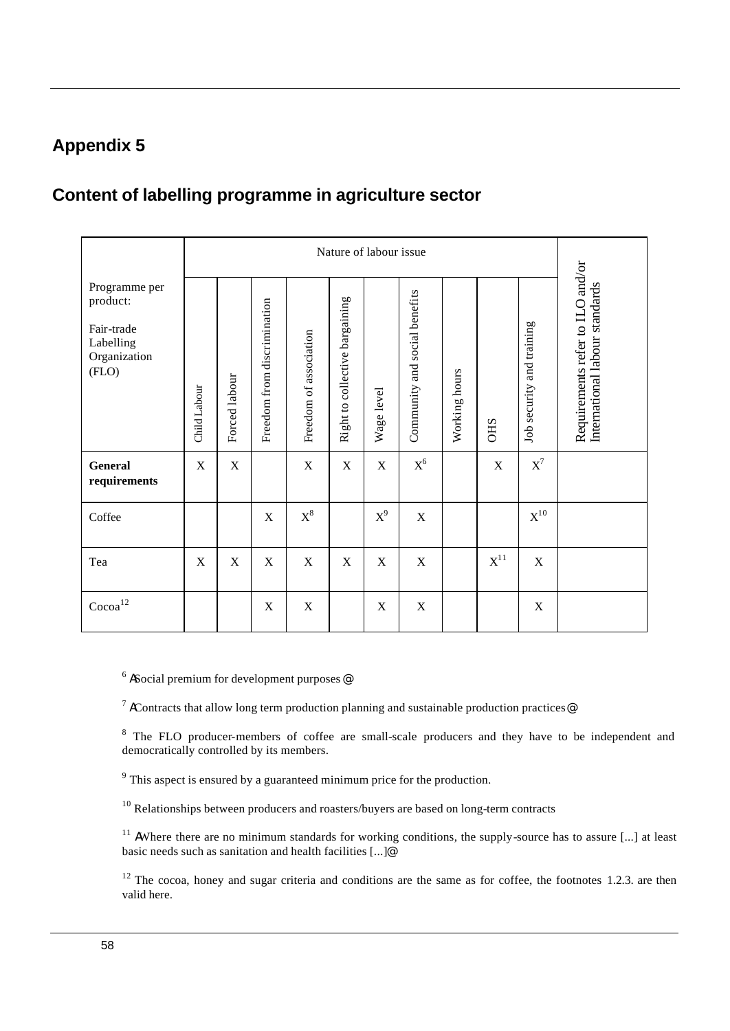## Appendix 5

## Content of labelling programme in agriculture sector

| Programme per product: Fair-trade Labelling Organization (FLO) | Nature of labour issue | | | | | | | | | | Requirements refer to ILO and/or International labour standards |
|---|---|---|---|---|---|---|---|---|---|---|---|
| | Child Labour | Forced labour | Freedom from discrimination | Freedom of association | Right to collective bargaining | Wage level | Community and social benefits | Working hours | OHS | Job security and training | |
| **General requirements** | X | X | | X | X | X | X[6] | | X | X[7] | |
| Coffee | | | X | X[8] | | X[9] | X | | | X[10] | |
| Tea | X | X | X | X | X | X | X | | X[11] | X | |
| Cocoa[12] | | | X | X | | X | X | | | X | |

[6] ASocial premium for development purposes@

[7] AContracts that allow long term production planning and sustainable production practices@

[8] The FLO producer-members of coffee are small-scale producers and they have to be independent and democratically controlled by its members.

[9] This aspect is ensured by a guaranteed minimum price for the production.

[10] Relationships between producers and roasters/buyers are based on long-term contracts

[11] AWhere there are no minimum standards for working conditions, the supply-source has to assure [...] at least basic needs such as sanitation and health facilities [...]@

[12] The cocoa, honey and sugar criteria and conditions are the same as for coffee, the footnotes 1.2.3. are then valid here.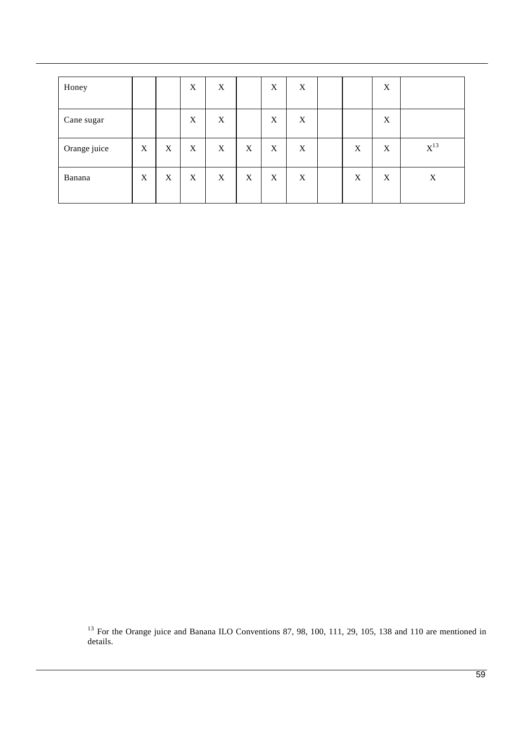| | | | | | | | | | | | |
|---|---|---|---|---|---|---|---|---|---|---|---|
| Honey | | | X | X | | X | X | | | X | |
| Cane sugar | | | X | X | | X | X | | | X | |
| Orange juice | X | X | X | X | X | X | X | | X | X | X[13] |
| Banana | X | X | X | X | X | X | X | | X | X | X |

[13] For the Orange juice and Banana ILO Conventions 87, 98, 100, 111, 29, 105, 138 and 110 are mentioned in details.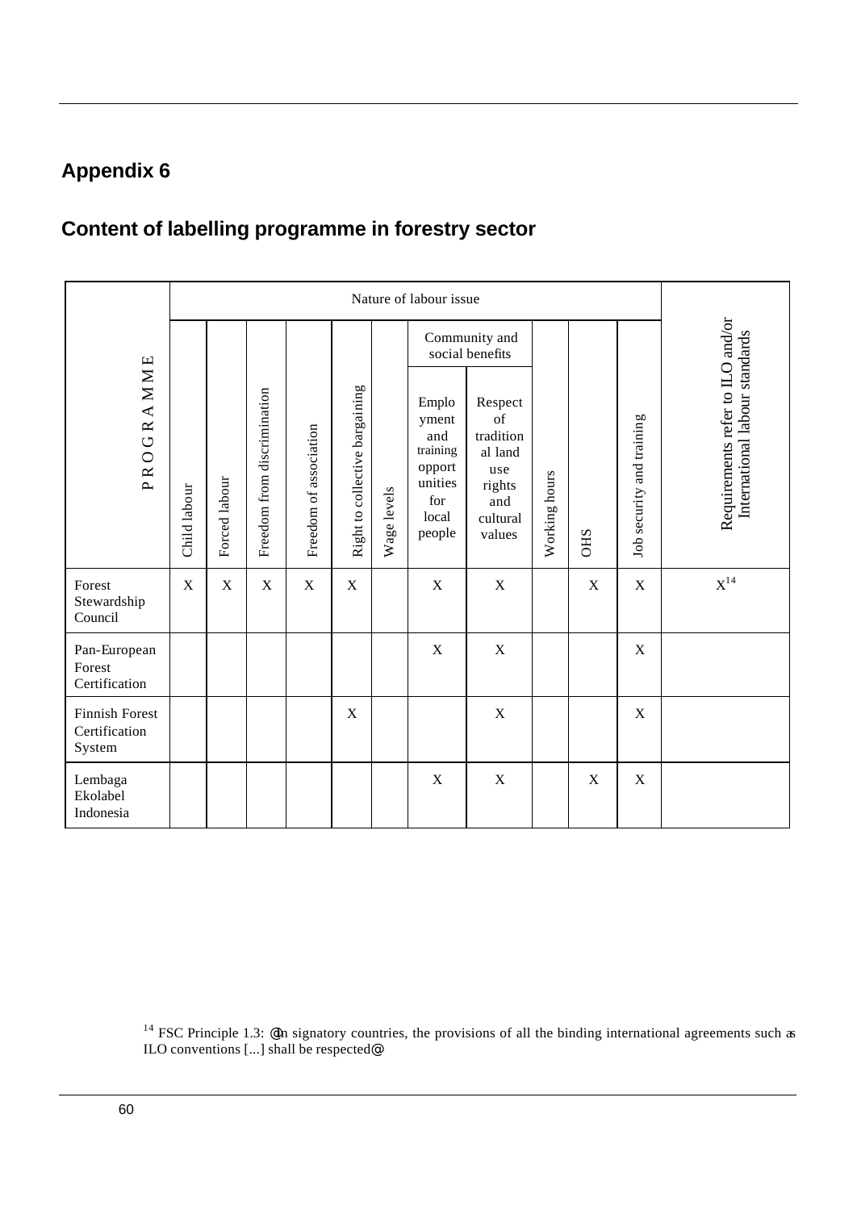## Appendix 6

## Content of labelling programme in forestry sector

| PROGRAMME | Nature of labour issue | | | | | | | | | | | Requirements refer to ILO and/or International labour standards |
|---|---|---|---|---|---|---|---|---|---|---|---|---|
| | | | | | | | Community and social benefits | | | | | |
| | Child labour | Forced labour | Freedom from discrimination | Freedom of association | Right to collective bargaining | Wage levels | Employment and training opportunities for local people | Respect of traditional land use rights and cultural values | Working hours | OHS | Job security and training | |
| Forest Stewardship Council | X | X | X | X | X | | X | X | | X | X | X[14] |
| Pan-European Forest Certification | | | | | | | X | X | | | X | |
| Finnish Forest Certification System | | | | | X | | | X | | | X | |
| Lembaga Ekolabel Indonesia | | | | | | | X | X | | X | X | |

[14] FSC Principle 1.3: @In signatory countries, the provisions of all the binding international agreements such as ILO conventions [...] shall be respected@